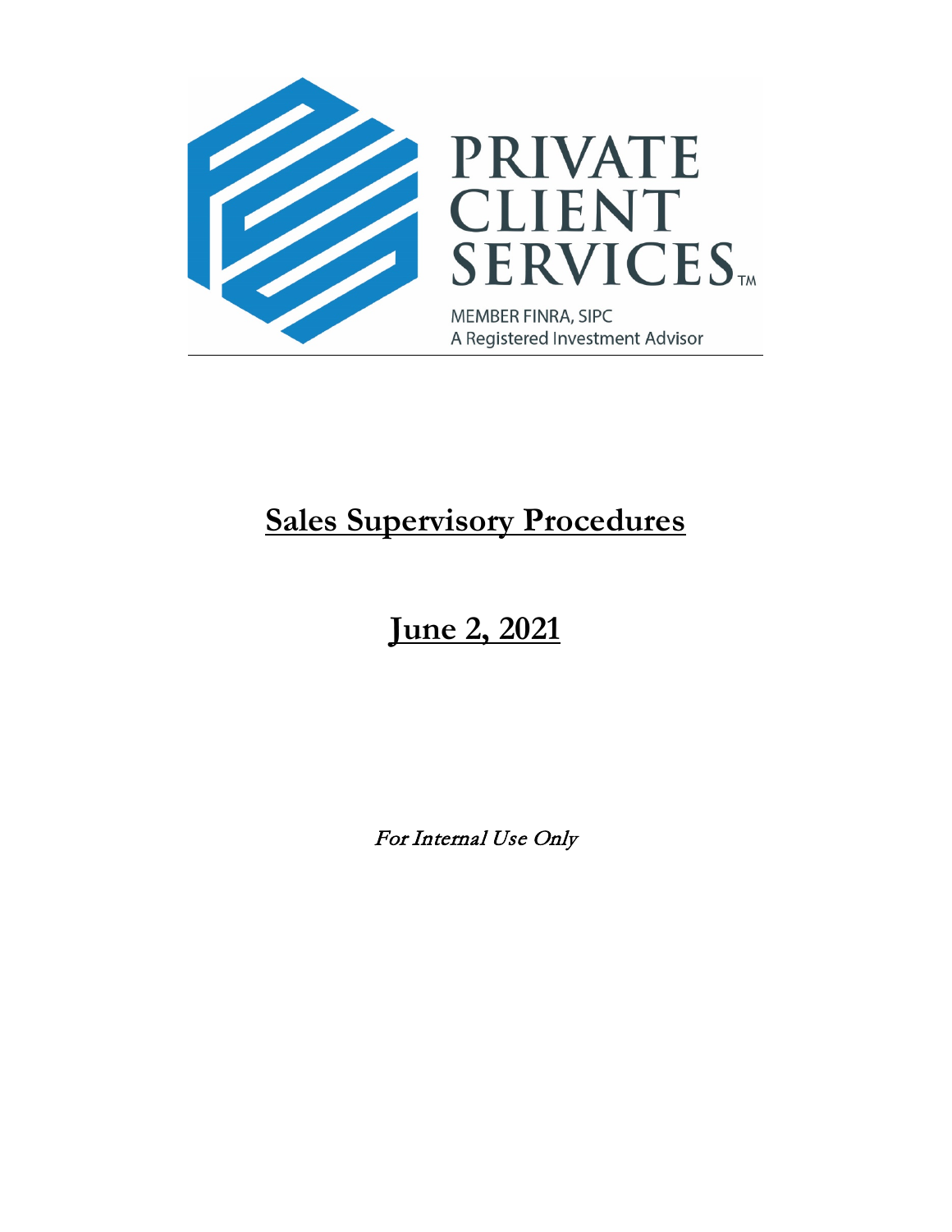PRIVATE CLIENT SERVICES™

MEMBER FINRA, SIPC
A Registered Investment Advisor

# Sales Supervisory Procedures

## June 2, 2021

*For Internal Use Only*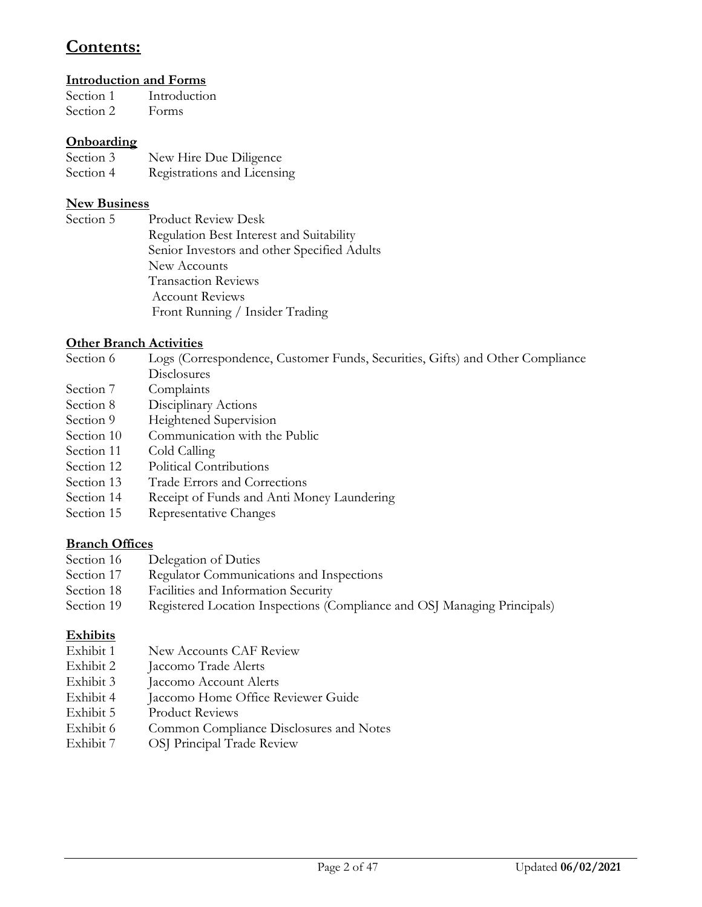# Contents:

**Introduction and Forms**

| | |
|---|---|
| Section 1 | Introduction |
| Section 2 | Forms |

**Onboarding**

| | |
|---|---|
| Section 3 | New Hire Due Diligence |
| Section 4 | Registrations and Licensing |

**New Business**

| | |
|---|---|
| Section 5 | Product Review Desk |
| | Regulation Best Interest and Suitability |
| | Senior Investors and other Specified Adults |
| | New Accounts |
| | Transaction Reviews |
| | Account Reviews |
| | Front Running / Insider Trading |

**Other Branch Activities**

| | |
|---|---|
| Section 6 | Logs (Correspondence, Customer Funds, Securities, Gifts) and Other Compliance Disclosures |
| Section 7 | Complaints |
| Section 8 | Disciplinary Actions |
| Section 9 | Heightened Supervision |
| Section 10 | Communication with the Public |
| Section 11 | Cold Calling |
| Section 12 | Political Contributions |
| Section 13 | Trade Errors and Corrections |
| Section 14 | Receipt of Funds and Anti Money Laundering |
| Section 15 | Representative Changes |

**Branch Offices**

| | |
|---|---|
| Section 16 | Delegation of Duties |
| Section 17 | Regulator Communications and Inspections |
| Section 18 | Facilities and Information Security |
| Section 19 | Registered Location Inspections (Compliance and OSJ Managing Principals) |

**Exhibits**

| | |
|---|---|
| Exhibit 1 | New Accounts CAF Review |
| Exhibit 2 | Jaccomo Trade Alerts |
| Exhibit 3 | Jaccomo Account Alerts |
| Exhibit 4 | Jaccomo Home Office Reviewer Guide |
| Exhibit 5 | Product Reviews |
| Exhibit 6 | Common Compliance Disclosures and Notes |
| Exhibit 7 | OSJ Principal Trade Review |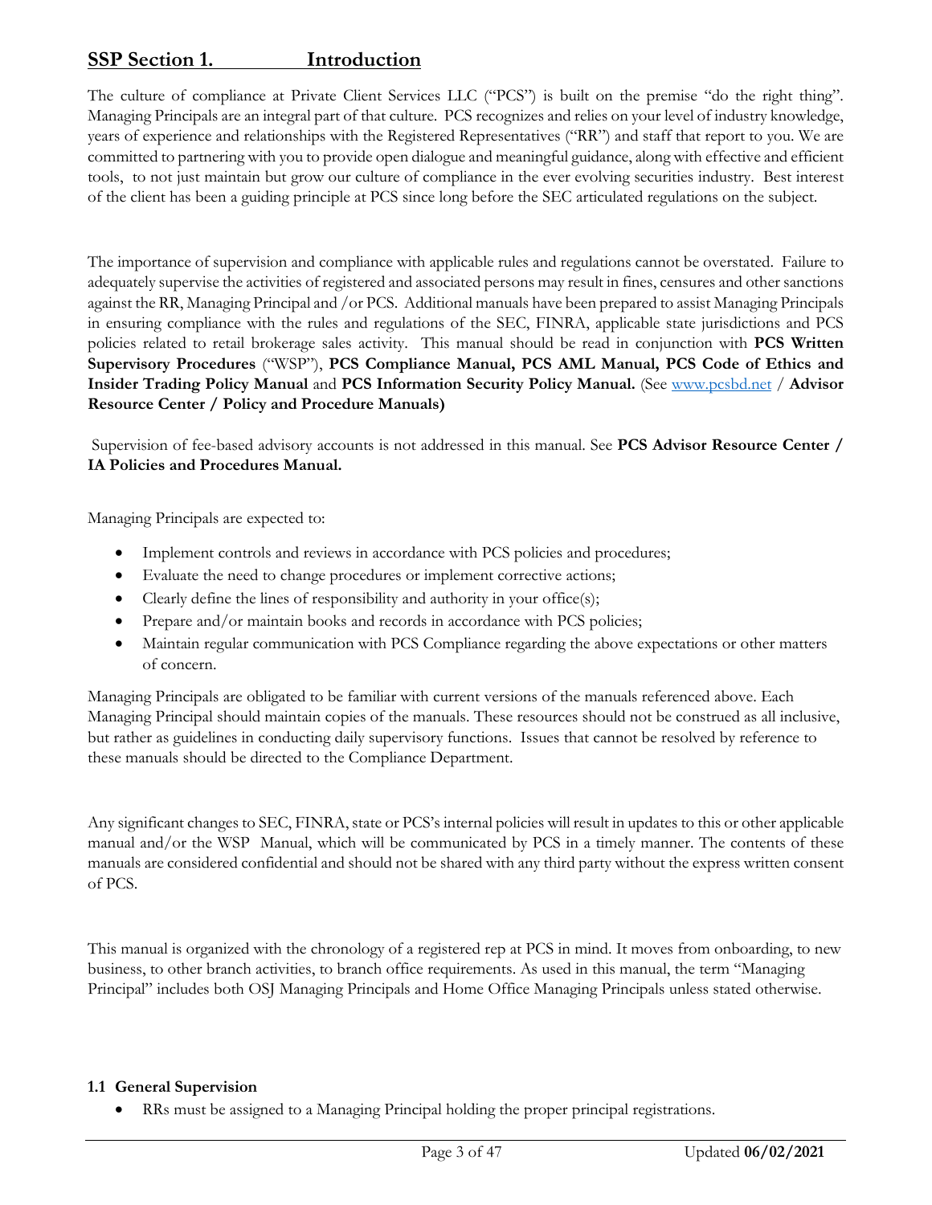## SSP Section 1. Introduction

The culture of compliance at Private Client Services LLC ("PCS") is built on the premise "do the right thing". Managing Principals are an integral part of that culture. PCS recognizes and relies on your level of industry knowledge, years of experience and relationships with the Registered Representatives ("RR") and staff that report to you. We are committed to partnering with you to provide open dialogue and meaningful guidance, along with effective and efficient tools, to not just maintain but grow our culture of compliance in the ever evolving securities industry. Best interest of the client has been a guiding principle at PCS since long before the SEC articulated regulations on the subject.

The importance of supervision and compliance with applicable rules and regulations cannot be overstated. Failure to adequately supervise the activities of registered and associated persons may result in fines, censures and other sanctions against the RR, Managing Principal and /or PCS. Additional manuals have been prepared to assist Managing Principals in ensuring compliance with the rules and regulations of the SEC, FINRA, applicable state jurisdictions and PCS policies related to retail brokerage sales activity. This manual should be read in conjunction with **PCS Written Supervisory Procedures** ("WSP"), **PCS Compliance Manual, PCS AML Manual, PCS Code of Ethics and Insider Trading Policy Manual** and **PCS Information Security Policy Manual.** (See www.pcsbd.net / **Advisor Resource Center / Policy and Procedure Manuals)**

Supervision of fee-based advisory accounts is not addressed in this manual. See **PCS Advisor Resource Center / IA Policies and Procedures Manual.**

Managing Principals are expected to:

- Implement controls and reviews in accordance with PCS policies and procedures;
- Evaluate the need to change procedures or implement corrective actions;
- Clearly define the lines of responsibility and authority in your office(s);
- Prepare and/or maintain books and records in accordance with PCS policies;
- Maintain regular communication with PCS Compliance regarding the above expectations or other matters of concern.

Managing Principals are obligated to be familiar with current versions of the manuals referenced above. Each Managing Principal should maintain copies of the manuals. These resources should not be construed as all inclusive, but rather as guidelines in conducting daily supervisory functions. Issues that cannot be resolved by reference to these manuals should be directed to the Compliance Department.

Any significant changes to SEC, FINRA, state or PCS's internal policies will result in updates to this or other applicable manual and/or the WSP Manual, which will be communicated by PCS in a timely manner. The contents of these manuals are considered confidential and should not be shared with any third party without the express written consent of PCS.

This manual is organized with the chronology of a registered rep at PCS in mind. It moves from onboarding, to new business, to other branch activities, to branch office requirements. As used in this manual, the term "Managing Principal" includes both OSJ Managing Principals and Home Office Managing Principals unless stated otherwise.

### 1.1 General Supervision

- RRs must be assigned to a Managing Principal holding the proper principal registrations.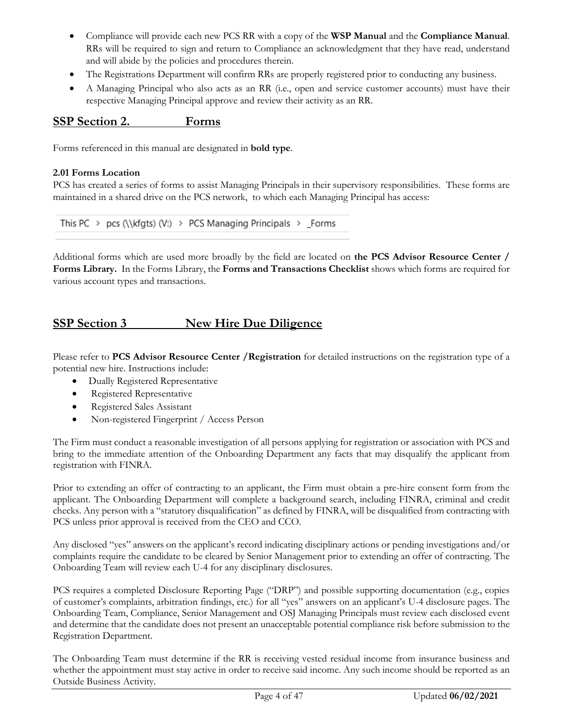- Compliance will provide each new PCS RR with a copy of the **WSP Manual** and the **Compliance Manual**. RRs will be required to sign and return to Compliance an acknowledgment that they have read, understand and will abide by the policies and procedures therein.
- The Registrations Department will confirm RRs are properly registered prior to conducting any business.
- A Managing Principal who also acts as an RR (i.e., open and service customer accounts) must have their respective Managing Principal approve and review their activity as an RR.

## SSP Section 2. Forms

Forms referenced in this manual are designated in **bold type**.

### 2.01 Forms Location

PCS has created a series of forms to assist Managing Principals in their supervisory responsibilities. These forms are maintained in a shared drive on the PCS network, to which each Managing Principal has access:

This PC > pcs (\\kfgts) (V:) > PCS Managing Principals > _Forms

Additional forms which are used more broadly by the field are located on **the PCS Advisor Resource Center / Forms Library.** In the Forms Library, the **Forms and Transactions Checklist** shows which forms are required for various account types and transactions.

## SSP Section 3 New Hire Due Diligence

Please refer to **PCS Advisor Resource Center /Registration** for detailed instructions on the registration type of a potential new hire. Instructions include:

- Dually Registered Representative
- Registered Representative
- Registered Sales Assistant
- Non-registered Fingerprint / Access Person

The Firm must conduct a reasonable investigation of all persons applying for registration or association with PCS and bring to the immediate attention of the Onboarding Department any facts that may disqualify the applicant from registration with FINRA.

Prior to extending an offer of contracting to an applicant, the Firm must obtain a pre-hire consent form from the applicant. The Onboarding Department will complete a background search, including FINRA, criminal and credit checks. Any person with a "statutory disqualification" as defined by FINRA, will be disqualified from contracting with PCS unless prior approval is received from the CEO and CCO.

Any disclosed "yes" answers on the applicant's record indicating disciplinary actions or pending investigations and/or complaints require the candidate to be cleared by Senior Management prior to extending an offer of contracting. The Onboarding Team will review each U-4 for any disciplinary disclosures.

PCS requires a completed Disclosure Reporting Page ("DRP") and possible supporting documentation (e.g., copies of customer's complaints, arbitration findings, etc.) for all "yes" answers on an applicant's U-4 disclosure pages. The Onboarding Team, Compliance, Senior Management and OSJ Managing Principals must review each disclosed event and determine that the candidate does not present an unacceptable potential compliance risk before submission to the Registration Department.

The Onboarding Team must determine if the RR is receiving vested residual income from insurance business and whether the appointment must stay active in order to receive said income. Any such income should be reported as an Outside Business Activity.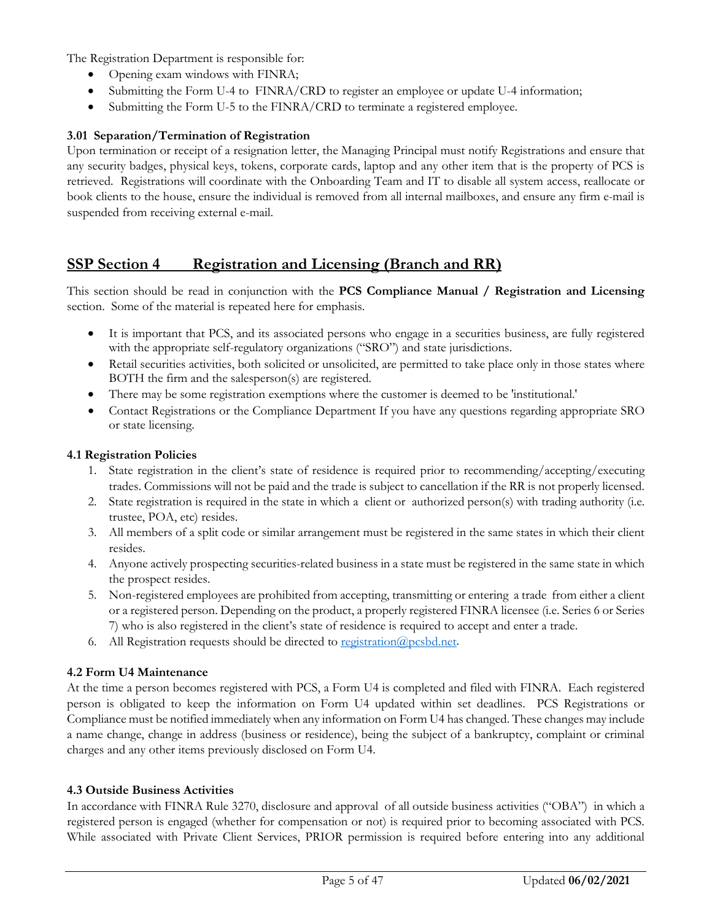The Registration Department is responsible for:

- Opening exam windows with FINRA;
- Submitting the Form U-4 to FINRA/CRD to register an employee or update U-4 information;
- Submitting the Form U-5 to the FINRA/CRD to terminate a registered employee.

### 3.01 Separation/Termination of Registration

Upon termination or receipt of a resignation letter, the Managing Principal must notify Registrations and ensure that any security badges, physical keys, tokens, corporate cards, laptop and any other item that is the property of PCS is retrieved. Registrations will coordinate with the Onboarding Team and IT to disable all system access, reallocate or book clients to the house, ensure the individual is removed from all internal mailboxes, and ensure any firm e-mail is suspended from receiving external e-mail.

## SSP Section 4 Registration and Licensing (Branch and RR)

This section should be read in conjunction with the **PCS Compliance Manual / Registration and Licensing** section. Some of the material is repeated here for emphasis.

- It is important that PCS, and its associated persons who engage in a securities business, are fully registered with the appropriate self-regulatory organizations ("SRO") and state jurisdictions.
- Retail securities activities, both solicited or unsolicited, are permitted to take place only in those states where BOTH the firm and the salesperson(s) are registered.
- There may be some registration exemptions where the customer is deemed to be 'institutional.'
- Contact Registrations or the Compliance Department If you have any questions regarding appropriate SRO or state licensing.

### 4.1 Registration Policies

1. State registration in the client's state of residence is required prior to recommending/accepting/executing trades. Commissions will not be paid and the trade is subject to cancellation if the RR is not properly licensed.
2. State registration is required in the state in which a client or authorized person(s) with trading authority (i.e. trustee, POA, etc) resides.
3. All members of a split code or similar arrangement must be registered in the same states in which their client resides.
4. Anyone actively prospecting securities-related business in a state must be registered in the same state in which the prospect resides.
5. Non-registered employees are prohibited from accepting, transmitting or entering a trade from either a client or a registered person. Depending on the product, a properly registered FINRA licensee (i.e. Series 6 or Series 7) who is also registered in the client's state of residence is required to accept and enter a trade.
6. All Registration requests should be directed to registration@pcsbd.net.

### 4.2 Form U4 Maintenance

At the time a person becomes registered with PCS, a Form U4 is completed and filed with FINRA. Each registered person is obligated to keep the information on Form U4 updated within set deadlines. PCS Registrations or Compliance must be notified immediately when any information on Form U4 has changed. These changes may include a name change, change in address (business or residence), being the subject of a bankruptcy, complaint or criminal charges and any other items previously disclosed on Form U4.

### 4.3 Outside Business Activities

In accordance with FINRA Rule 3270, disclosure and approval of all outside business activities ("OBA") in which a registered person is engaged (whether for compensation or not) is required prior to becoming associated with PCS. While associated with Private Client Services, PRIOR permission is required before entering into any additional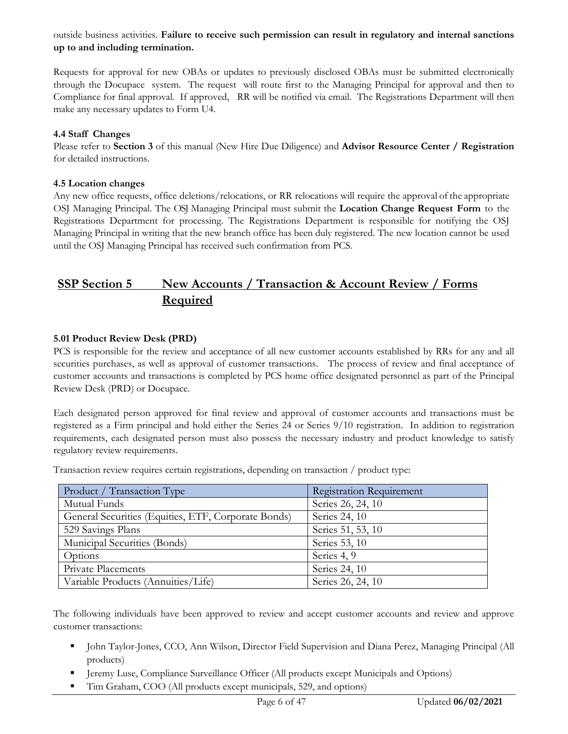outside business activities. **Failure to receive such permission can result in regulatory and internal sanctions up to and including termination.**

Requests for approval for new OBAs or updates to previously disclosed OBAs must be submitted electronically through the Docupace system. The request will route first to the Managing Principal for approval and then to Compliance for final approval. If approved, RR will be notified via email. The Registrations Department will then make any necessary updates to Form U4.

#### 4.4 Staff Changes

Please refer to **Section 3** of this manual (New Hire Due Diligence) and **Advisor Resource Center / Registration** for detailed instructions.

#### 4.5 Location changes

Any new office requests, office deletions/relocations, or RR relocations will require the approval of the appropriate OSJ Managing Principal. The OSJ Managing Principal must submit the **Location Change Request Form** to the Registrations Department for processing. The Registrations Department is responsible for notifying the OSJ Managing Principal in writing that the new branch office has been duly registered. The new location cannot be used until the OSJ Managing Principal has received such confirmation from PCS.

## SSP Section 5 New Accounts / Transaction & Account Review / Forms Required

#### 5.01 Product Review Desk (PRD)

PCS is responsible for the review and acceptance of all new customer accounts established by RRs for any and all securities purchases, as well as approval of customer transactions. The process of review and final acceptance of customer accounts and transactions is completed by PCS home office designated personnel as part of the Principal Review Desk (PRD) or Docupace.

Each designated person approved for final review and approval of customer accounts and transactions must be registered as a Firm principal and hold either the Series 24 or Series 9/10 registration. In addition to registration requirements, each designated person must also possess the necessary industry and product knowledge to satisfy regulatory review requirements.

Transaction review requires certain registrations, depending on transaction / product type:

| Product / Transaction Type | Registration Requirement |
|---|---|
| Mutual Funds | Series 26, 24, 10 |
| General Securities (Equities, ETF, Corporate Bonds) | Series 24, 10 |
| 529 Savings Plans | Series 51, 53, 10 |
| Municipal Securities (Bonds) | Series 53, 10 |
| Options | Series 4, 9 |
| Private Placements | Series 24, 10 |
| Variable Products (Annuities/Life) | Series 26, 24, 10 |

The following individuals have been approved to review and accept customer accounts and review and approve customer transactions:

- John Taylor-Jones, CCO, Ann Wilson, Director Field Supervision and Diana Perez, Managing Principal (All products)
- Jeremy Luse, Compliance Surveillance Officer (All products except Municipals and Options)
- Tim Graham, COO (All products except municipals, 529, and options)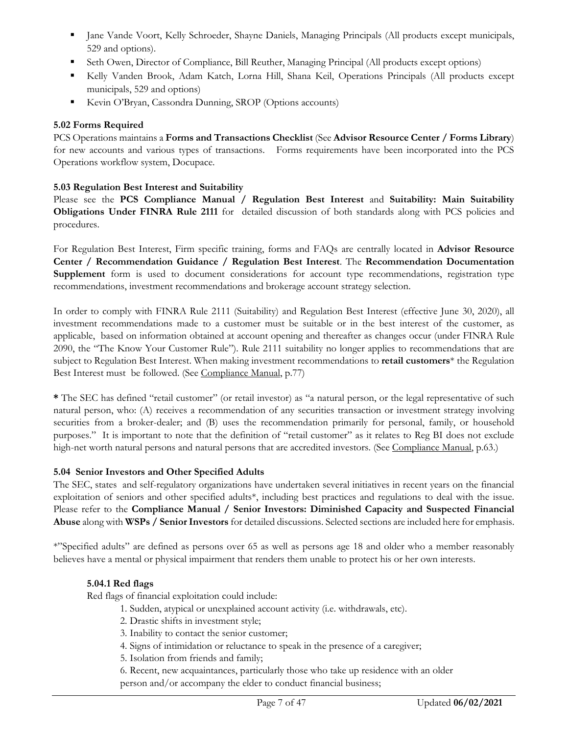- Jane Vande Voort, Kelly Schroeder, Shayne Daniels, Managing Principals (All products except municipals, 529 and options).
- Seth Owen, Director of Compliance, Bill Reuther, Managing Principal (All products except options)
- Kelly Vanden Brook, Adam Katch, Lorna Hill, Shana Keil, Operations Principals (All products except municipals, 529 and options)
- Kevin O'Bryan, Cassondra Dunning, SROP (Options accounts)

### 5.02 Forms Required

PCS Operations maintains a **Forms and Transactions Checklist** (See **Advisor Resource Center / Forms Library**) for new accounts and various types of transactions. Forms requirements have been incorporated into the PCS Operations workflow system, Docupace.

### 5.03 Regulation Best Interest and Suitability

Please see the **PCS Compliance Manual / Regulation Best Interest** and **Suitability: Main Suitability Obligations Under FINRA Rule 2111** for detailed discussion of both standards along with PCS policies and procedures.

For Regulation Best Interest, Firm specific training, forms and FAQs are centrally located in **Advisor Resource Center / Recommendation Guidance / Regulation Best Interest**. The **Recommendation Documentation Supplement** form is used to document considerations for account type recommendations, registration type recommendations, investment recommendations and brokerage account strategy selection.

In order to comply with FINRA Rule 2111 (Suitability) and Regulation Best Interest (effective June 30, 2020), all investment recommendations made to a customer must be suitable or in the best interest of the customer, as applicable, based on information obtained at account opening and thereafter as changes occur (under FINRA Rule 2090, the "The Know Your Customer Rule"). Rule 2111 suitability no longer applies to recommendations that are subject to Regulation Best Interest. When making investment recommendations to **retail customers**\* the Regulation Best Interest must be followed. (See Compliance Manual, p.77)

**\*** The SEC has defined "retail customer" (or retail investor) as "a natural person, or the legal representative of such natural person, who: (A) receives a recommendation of any securities transaction or investment strategy involving securities from a broker-dealer; and (B) uses the recommendation primarily for personal, family, or household purposes." It is important to note that the definition of "retail customer" as it relates to Reg BI does not exclude high-net worth natural persons and natural persons that are accredited investors. (See Compliance Manual, p.63.)

### 5.04 Senior Investors and Other Specified Adults

The SEC, states and self-regulatory organizations have undertaken several initiatives in recent years on the financial exploitation of seniors and other specified adults\*, including best practices and regulations to deal with the issue. Please refer to the **Compliance Manual / Senior Investors: Diminished Capacity and Suspected Financial Abuse** along with **WSPs / Senior Investors** for detailed discussions. Selected sections are included here for emphasis.

\*"Specified adults" are defined as persons over 65 as well as persons age 18 and older who a member reasonably believes have a mental or physical impairment that renders them unable to protect his or her own interests.

#### 5.04.1 Red flags

Red flags of financial exploitation could include:

1. Sudden, atypical or unexplained account activity (i.e. withdrawals, etc).
2. Drastic shifts in investment style;
3. Inability to contact the senior customer;
4. Signs of intimidation or reluctance to speak in the presence of a caregiver;
5. Isolation from friends and family;
6. Recent, new acquaintances, particularly those who take up residence with an older person and/or accompany the elder to conduct financial business;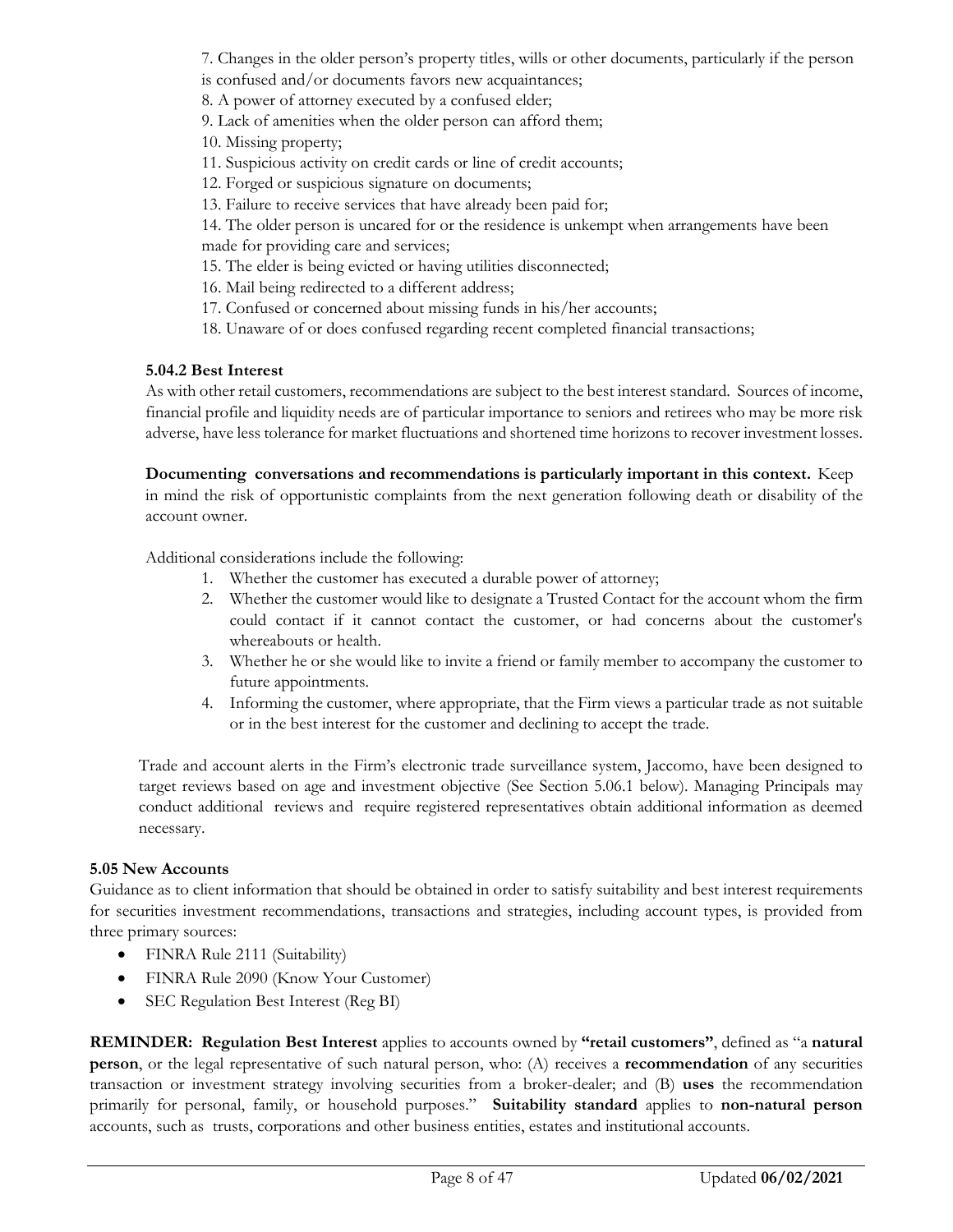7. Changes in the older person's property titles, wills or other documents, particularly if the person is confused and/or documents favors new acquaintances;
8. A power of attorney executed by a confused elder;
9. Lack of amenities when the older person can afford them;
10. Missing property;
11. Suspicious activity on credit cards or line of credit accounts;
12. Forged or suspicious signature on documents;
13. Failure to receive services that have already been paid for;
14. The older person is uncared for or the residence is unkempt when arrangements have been made for providing care and services;
15. The elder is being evicted or having utilities disconnected;
16. Mail being redirected to a different address;
17. Confused or concerned about missing funds in his/her accounts;
18. Unaware of or does confused regarding recent completed financial transactions;

### 5.04.2 Best Interest

As with other retail customers, recommendations are subject to the best interest standard. Sources of income, financial profile and liquidity needs are of particular importance to seniors and retirees who may be more risk adverse, have less tolerance for market fluctuations and shortened time horizons to recover investment losses.

**Documenting conversations and recommendations is particularly important in this context.** Keep in mind the risk of opportunistic complaints from the next generation following death or disability of the account owner.

Additional considerations include the following:

1. Whether the customer has executed a durable power of attorney;
2. Whether the customer would like to designate a Trusted Contact for the account whom the firm could contact if it cannot contact the customer, or had concerns about the customer's whereabouts or health.
3. Whether he or she would like to invite a friend or family member to accompany the customer to future appointments.
4. Informing the customer, where appropriate, that the Firm views a particular trade as not suitable or in the best interest for the customer and declining to accept the trade.

Trade and account alerts in the Firm's electronic trade surveillance system, Jaccomo, have been designed to target reviews based on age and investment objective (See Section 5.06.1 below). Managing Principals may conduct additional reviews and require registered representatives obtain additional information as deemed necessary.

## 5.05 New Accounts

Guidance as to client information that should be obtained in order to satisfy suitability and best interest requirements for securities investment recommendations, transactions and strategies, including account types, is provided from three primary sources:

- FINRA Rule 2111 (Suitability)
- FINRA Rule 2090 (Know Your Customer)
- SEC Regulation Best Interest (Reg BI)

**REMINDER: Regulation Best Interest** applies to accounts owned by **"retail customers"**, defined as "a **natural person**, or the legal representative of such natural person, who: (A) receives a **recommendation** of any securities transaction or investment strategy involving securities from a broker-dealer; and (B) **uses** the recommendation primarily for personal, family, or household purposes." **Suitability standard** applies to **non-natural person** accounts, such as trusts, corporations and other business entities, estates and institutional accounts.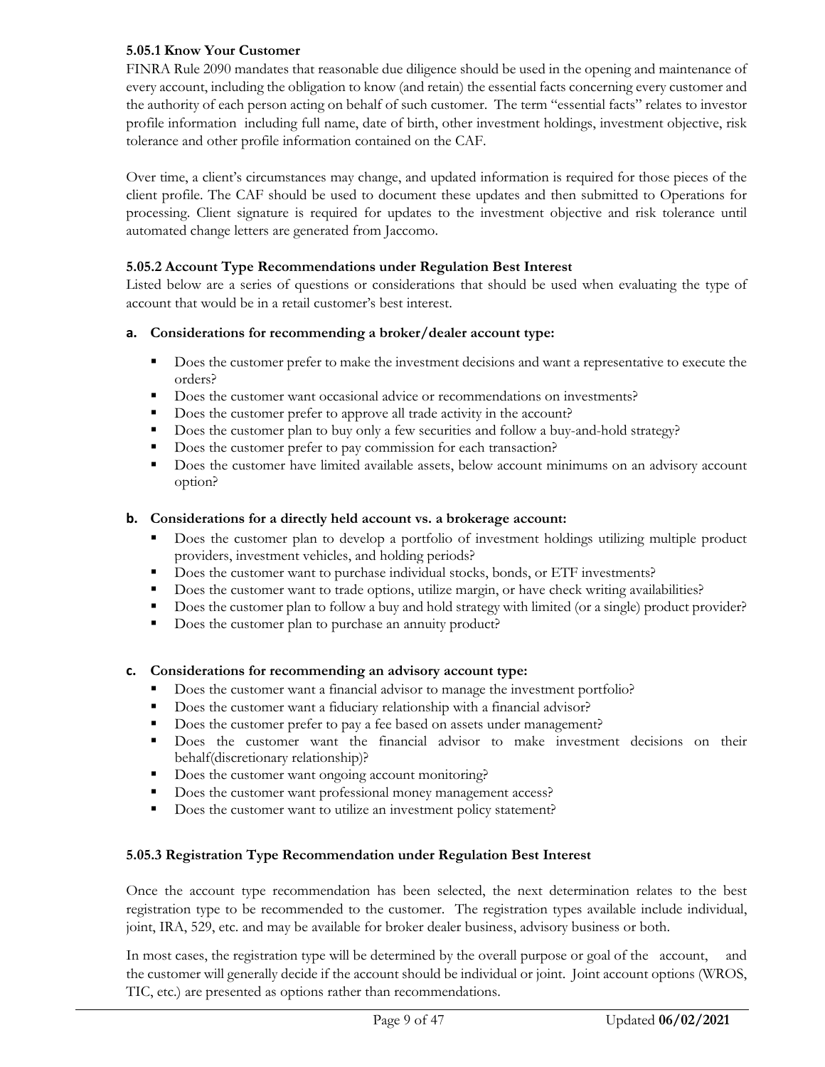### 5.05.1 Know Your Customer

FINRA Rule 2090 mandates that reasonable due diligence should be used in the opening and maintenance of every account, including the obligation to know (and retain) the essential facts concerning every customer and the authority of each person acting on behalf of such customer. The term "essential facts" relates to investor profile information including full name, date of birth, other investment holdings, investment objective, risk tolerance and other profile information contained on the CAF.

Over time, a client's circumstances may change, and updated information is required for those pieces of the client profile. The CAF should be used to document these updates and then submitted to Operations for processing. Client signature is required for updates to the investment objective and risk tolerance until automated change letters are generated from Jaccomo.

### 5.05.2 Account Type Recommendations under Regulation Best Interest

Listed below are a series of questions or considerations that should be used when evaluating the type of account that would be in a retail customer's best interest.

**a. Considerations for recommending a broker/dealer account type:**

- Does the customer prefer to make the investment decisions and want a representative to execute the orders?
- Does the customer want occasional advice or recommendations on investments?
- Does the customer prefer to approve all trade activity in the account?
- Does the customer plan to buy only a few securities and follow a buy-and-hold strategy?
- Does the customer prefer to pay commission for each transaction?
- Does the customer have limited available assets, below account minimums on an advisory account option?

**b. Considerations for a directly held account vs. a brokerage account:**

- Does the customer plan to develop a portfolio of investment holdings utilizing multiple product providers, investment vehicles, and holding periods?
- Does the customer want to purchase individual stocks, bonds, or ETF investments?
- Does the customer want to trade options, utilize margin, or have check writing availabilities?
- Does the customer plan to follow a buy and hold strategy with limited (or a single) product provider?
- Does the customer plan to purchase an annuity product?

**c. Considerations for recommending an advisory account type:**

- Does the customer want a financial advisor to manage the investment portfolio?
- Does the customer want a fiduciary relationship with a financial advisor?
- Does the customer prefer to pay a fee based on assets under management?
- Does the customer want the financial advisor to make investment decisions on their behalf(discretionary relationship)?
- Does the customer want ongoing account monitoring?
- Does the customer want professional money management access?
- Does the customer want to utilize an investment policy statement?

### 5.05.3 Registration Type Recommendation under Regulation Best Interest

Once the account type recommendation has been selected, the next determination relates to the best registration type to be recommended to the customer. The registration types available include individual, joint, IRA, 529, etc. and may be available for broker dealer business, advisory business or both.

In most cases, the registration type will be determined by the overall purpose or goal of the account, and the customer will generally decide if the account should be individual or joint. Joint account options (WROS, TIC, etc.) are presented as options rather than recommendations.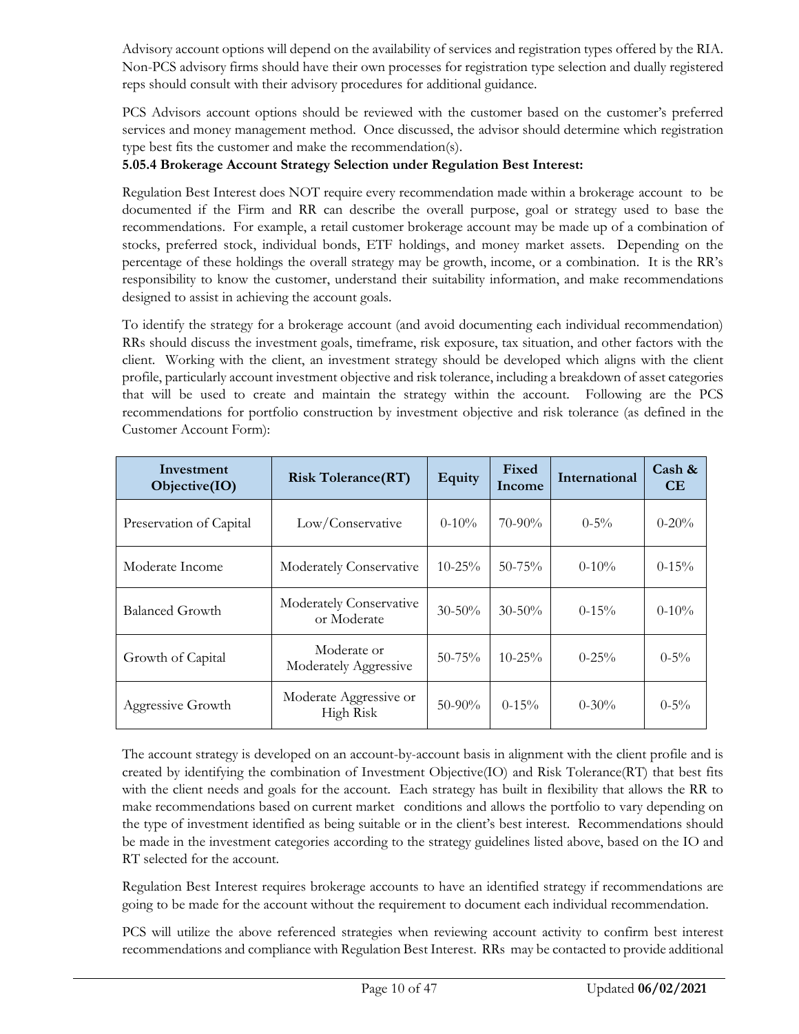Advisory account options will depend on the availability of services and registration types offered by the RIA. Non-PCS advisory firms should have their own processes for registration type selection and dually registered reps should consult with their advisory procedures for additional guidance.

PCS Advisors account options should be reviewed with the customer based on the customer's preferred services and money management method. Once discussed, the advisor should determine which registration type best fits the customer and make the recommendation(s).

**5.05.4 Brokerage Account Strategy Selection under Regulation Best Interest:**

Regulation Best Interest does NOT require every recommendation made within a brokerage account to be documented if the Firm and RR can describe the overall purpose, goal or strategy used to base the recommendations. For example, a retail customer brokerage account may be made up of a combination of stocks, preferred stock, individual bonds, ETF holdings, and money market assets. Depending on the percentage of these holdings the overall strategy may be growth, income, or a combination. It is the RR's responsibility to know the customer, understand their suitability information, and make recommendations designed to assist in achieving the account goals.

To identify the strategy for a brokerage account (and avoid documenting each individual recommendation) RRs should discuss the investment goals, timeframe, risk exposure, tax situation, and other factors with the client. Working with the client, an investment strategy should be developed which aligns with the client profile, particularly account investment objective and risk tolerance, including a breakdown of asset categories that will be used to create and maintain the strategy within the account. Following are the PCS recommendations for portfolio construction by investment objective and risk tolerance (as defined in the Customer Account Form):

| Investment Objective(IO) | Risk Tolerance(RT) | Equity | Fixed Income | International | Cash & CE |
|---|---|---|---|---|---|
| Preservation of Capital | Low/Conservative | 0-10% | 70-90% | 0-5% | 0-20% |
| Moderate Income | Moderately Conservative | 10-25% | 50-75% | 0-10% | 0-15% |
| Balanced Growth | Moderately Conservative or Moderate | 30-50% | 30-50% | 0-15% | 0-10% |
| Growth of Capital | Moderate or Moderately Aggressive | 50-75% | 10-25% | 0-25% | 0-5% |
| Aggressive Growth | Moderate Aggressive or High Risk | 50-90% | 0-15% | 0-30% | 0-5% |

The account strategy is developed on an account-by-account basis in alignment with the client profile and is created by identifying the combination of Investment Objective(IO) and Risk Tolerance(RT) that best fits with the client needs and goals for the account. Each strategy has built in flexibility that allows the RR to make recommendations based on current market conditions and allows the portfolio to vary depending on the type of investment identified as being suitable or in the client's best interest. Recommendations should be made in the investment categories according to the strategy guidelines listed above, based on the IO and RT selected for the account.

Regulation Best Interest requires brokerage accounts to have an identified strategy if recommendations are going to be made for the account without the requirement to document each individual recommendation.

PCS will utilize the above referenced strategies when reviewing account activity to confirm best interest recommendations and compliance with Regulation Best Interest. RRs may be contacted to provide additional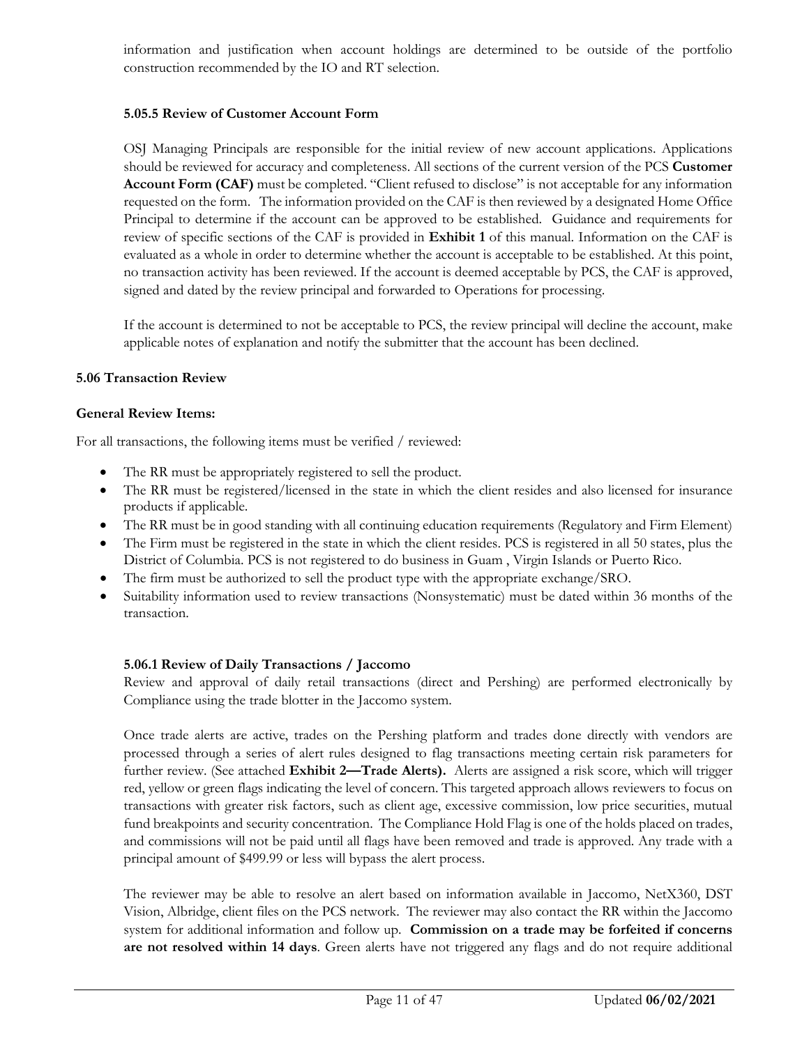information and justification when account holdings are determined to be outside of the portfolio construction recommended by the IO and RT selection.

#### 5.05.5 Review of Customer Account Form

OSJ Managing Principals are responsible for the initial review of new account applications. Applications should be reviewed for accuracy and completeness. All sections of the current version of the PCS **Customer Account Form (CAF)** must be completed. "Client refused to disclose" is not acceptable for any information requested on the form. The information provided on the CAF is then reviewed by a designated Home Office Principal to determine if the account can be approved to be established. Guidance and requirements for review of specific sections of the CAF is provided in **Exhibit 1** of this manual. Information on the CAF is evaluated as a whole in order to determine whether the account is acceptable to be established. At this point, no transaction activity has been reviewed. If the account is deemed acceptable by PCS, the CAF is approved, signed and dated by the review principal and forwarded to Operations for processing.

If the account is determined to not be acceptable to PCS, the review principal will decline the account, make applicable notes of explanation and notify the submitter that the account has been declined.

### 5.06 Transaction Review

**General Review Items:**

For all transactions, the following items must be verified / reviewed:

- The RR must be appropriately registered to sell the product.
- The RR must be registered/licensed in the state in which the client resides and also licensed for insurance products if applicable.
- The RR must be in good standing with all continuing education requirements (Regulatory and Firm Element)
- The Firm must be registered in the state in which the client resides. PCS is registered in all 50 states, plus the District of Columbia. PCS is not registered to do business in Guam , Virgin Islands or Puerto Rico.
- The firm must be authorized to sell the product type with the appropriate exchange/SRO.
- Suitability information used to review transactions (Nonsystematic) must be dated within 36 months of the transaction.

#### 5.06.1 Review of Daily Transactions / Jaccomo

Review and approval of daily retail transactions (direct and Pershing) are performed electronically by Compliance using the trade blotter in the Jaccomo system.

Once trade alerts are active, trades on the Pershing platform and trades done directly with vendors are processed through a series of alert rules designed to flag transactions meeting certain risk parameters for further review. (See attached **Exhibit 2—Trade Alerts).** Alerts are assigned a risk score, which will trigger red, yellow or green flags indicating the level of concern. This targeted approach allows reviewers to focus on transactions with greater risk factors, such as client age, excessive commission, low price securities, mutual fund breakpoints and security concentration. The Compliance Hold Flag is one of the holds placed on trades, and commissions will not be paid until all flags have been removed and trade is approved. Any trade with a principal amount of $499.99 or less will bypass the alert process.

The reviewer may be able to resolve an alert based on information available in Jaccomo, NetX360, DST Vision, Albridge, client files on the PCS network. The reviewer may also contact the RR within the Jaccomo system for additional information and follow up. **Commission on a trade may be forfeited if concerns are not resolved within 14 days**. Green alerts have not triggered any flags and do not require additional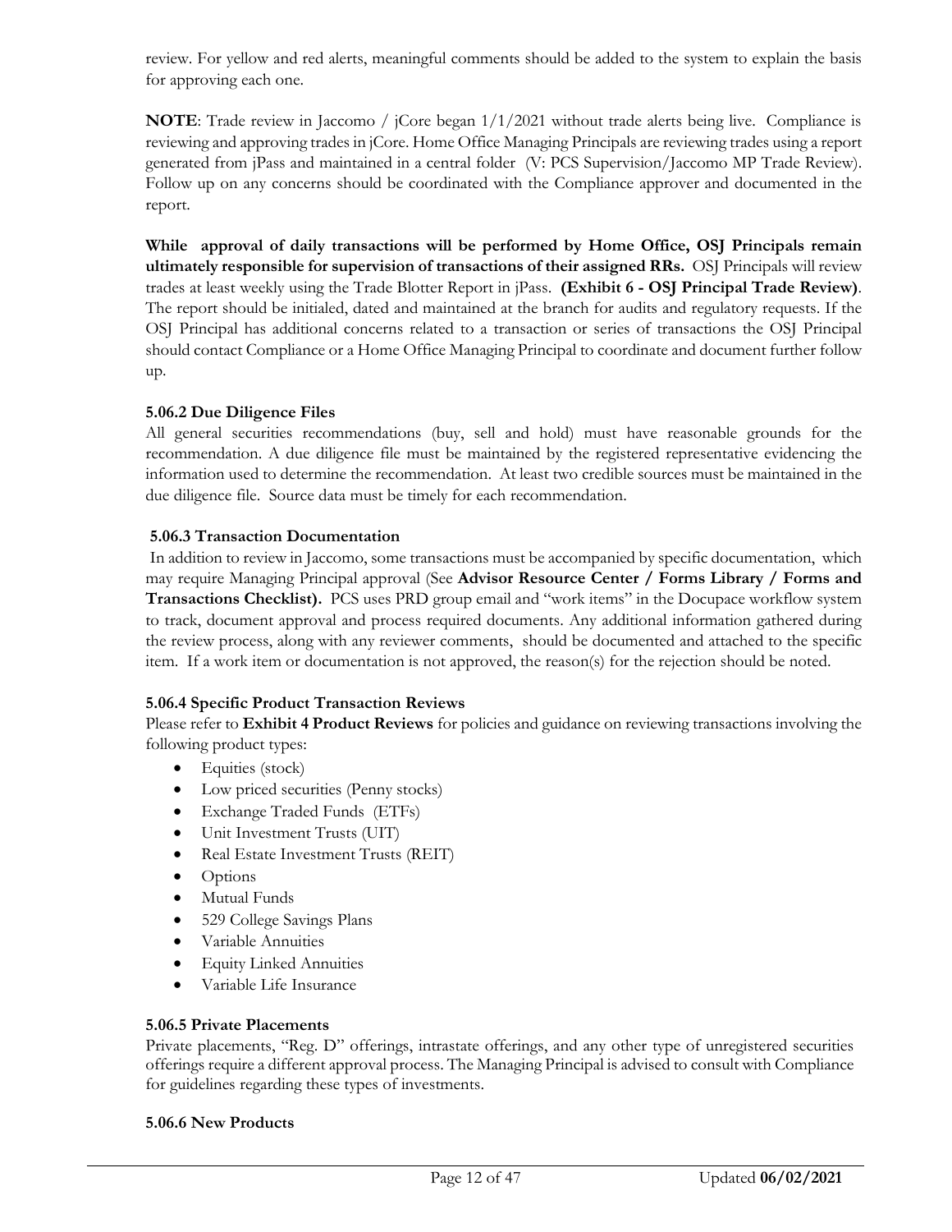review. For yellow and red alerts, meaningful comments should be added to the system to explain the basis for approving each one.

**NOTE**: Trade review in Jaccomo / jCore began 1/1/2021 without trade alerts being live. Compliance is reviewing and approving trades in jCore. Home Office Managing Principals are reviewing trades using a report generated from jPass and maintained in a central folder (V: PCS Supervision/Jaccomo MP Trade Review). Follow up on any concerns should be coordinated with the Compliance approver and documented in the report.

**While approval of daily transactions will be performed by Home Office, OSJ Principals remain ultimately responsible for supervision of transactions of their assigned RRs.** OSJ Principals will review trades at least weekly using the Trade Blotter Report in jPass. **(Exhibit 6 - OSJ Principal Trade Review)**. The report should be initialed, dated and maintained at the branch for audits and regulatory requests. If the OSJ Principal has additional concerns related to a transaction or series of transactions the OSJ Principal should contact Compliance or a Home Office Managing Principal to coordinate and document further follow up.

### 5.06.2 Due Diligence Files

All general securities recommendations (buy, sell and hold) must have reasonable grounds for the recommendation. A due diligence file must be maintained by the registered representative evidencing the information used to determine the recommendation. At least two credible sources must be maintained in the due diligence file. Source data must be timely for each recommendation.

### 5.06.3 Transaction Documentation

In addition to review in Jaccomo, some transactions must be accompanied by specific documentation, which may require Managing Principal approval (See **Advisor Resource Center / Forms Library / Forms and Transactions Checklist).** PCS uses PRD group email and "work items" in the Docupace workflow system to track, document approval and process required documents. Any additional information gathered during the review process, along with any reviewer comments, should be documented and attached to the specific item. If a work item or documentation is not approved, the reason(s) for the rejection should be noted.

### 5.06.4 Specific Product Transaction Reviews

Please refer to **Exhibit 4 Product Reviews** for policies and guidance on reviewing transactions involving the following product types:

- Equities (stock)
- Low priced securities (Penny stocks)
- Exchange Traded Funds (ETFs)
- Unit Investment Trusts (UIT)
- Real Estate Investment Trusts (REIT)
- Options
- Mutual Funds
- 529 College Savings Plans
- Variable Annuities
- Equity Linked Annuities
- Variable Life Insurance

### 5.06.5 Private Placements

Private placements, "Reg. D" offerings, intrastate offerings, and any other type of unregistered securities offerings require a different approval process. The Managing Principal is advised to consult with Compliance for guidelines regarding these types of investments.

### 5.06.6 New Products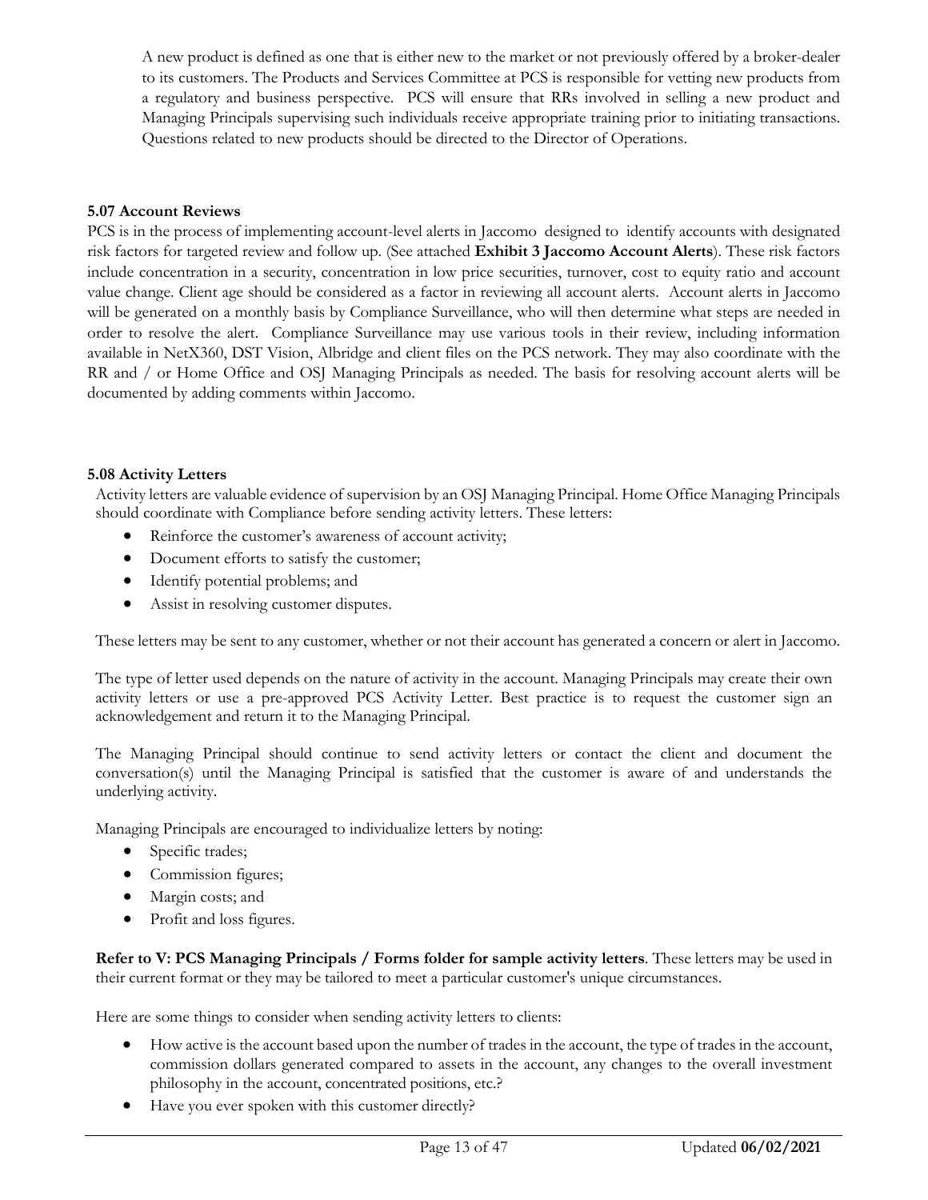A new product is defined as one that is either new to the market or not previously offered by a broker-dealer to its customers. The Products and Services Committee at PCS is responsible for vetting new products from a regulatory and business perspective. PCS will ensure that RRs involved in selling a new product and Managing Principals supervising such individuals receive appropriate training prior to initiating transactions. Questions related to new products should be directed to the Director of Operations.

**5.07 Account Reviews**

PCS is in the process of implementing account-level alerts in Jaccomo designed to identify accounts with designated risk factors for targeted review and follow up. (See attached **Exhibit 3 Jaccomo Account Alerts**). These risk factors include concentration in a security, concentration in low price securities, turnover, cost to equity ratio and account value change. Client age should be considered as a factor in reviewing all account alerts. Account alerts in Jaccomo will be generated on a monthly basis by Compliance Surveillance, who will then determine what steps are needed in order to resolve the alert. Compliance Surveillance may use various tools in their review, including information available in NetX360, DST Vision, Albridge and client files on the PCS network. They may also coordinate with the RR and / or Home Office and OSJ Managing Principals as needed. The basis for resolving account alerts will be documented by adding comments within Jaccomo.

**5.08 Activity Letters**

Activity letters are valuable evidence of supervision by an OSJ Managing Principal. Home Office Managing Principals should coordinate with Compliance before sending activity letters. These letters:

- Reinforce the customer's awareness of account activity;
- Document efforts to satisfy the customer;
- Identify potential problems; and
- Assist in resolving customer disputes.

These letters may be sent to any customer, whether or not their account has generated a concern or alert in Jaccomo.

The type of letter used depends on the nature of activity in the account. Managing Principals may create their own activity letters or use a pre-approved PCS Activity Letter. Best practice is to request the customer sign an acknowledgement and return it to the Managing Principal.

The Managing Principal should continue to send activity letters or contact the client and document the conversation(s) until the Managing Principal is satisfied that the customer is aware of and understands the underlying activity.

Managing Principals are encouraged to individualize letters by noting:

- Specific trades;
- Commission figures;
- Margin costs; and
- Profit and loss figures.

**Refer to V: PCS Managing Principals / Forms folder for sample activity letters**. These letters may be used in their current format or they may be tailored to meet a particular customer's unique circumstances.

Here are some things to consider when sending activity letters to clients:

- How active is the account based upon the number of trades in the account, the type of trades in the account, commission dollars generated compared to assets in the account, any changes to the overall investment philosophy in the account, concentrated positions, etc.?
- Have you ever spoken with this customer directly?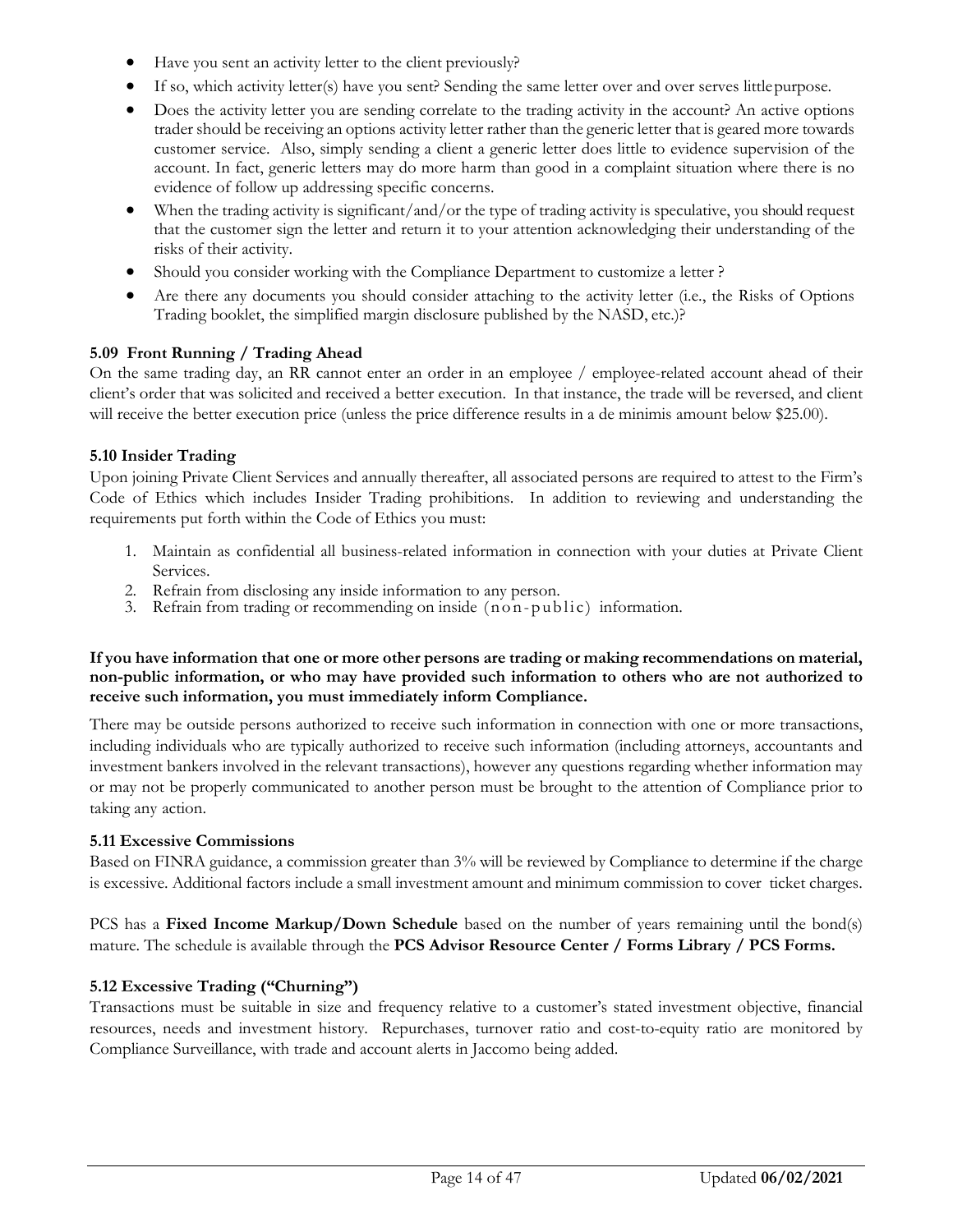- Have you sent an activity letter to the client previously?
- If so, which activity letter(s) have you sent? Sending the same letter over and over serves little purpose.
- Does the activity letter you are sending correlate to the trading activity in the account? An active options trader should be receiving an options activity letter rather than the generic letter that is geared more towards customer service. Also, simply sending a client a generic letter does little to evidence supervision of the account. In fact, generic letters may do more harm than good in a complaint situation where there is no evidence of follow up addressing specific concerns.
- When the trading activity is significant/and/or the type of trading activity is speculative, you should request that the customer sign the letter and return it to your attention acknowledging their understanding of the risks of their activity.
- Should you consider working with the Compliance Department to customize a letter ?
- Are there any documents you should consider attaching to the activity letter (i.e., the Risks of Options Trading booklet, the simplified margin disclosure published by the NASD, etc.)?

### 5.09 Front Running / Trading Ahead

On the same trading day, an RR cannot enter an order in an employee / employee-related account ahead of their client's order that was solicited and received a better execution. In that instance, the trade will be reversed, and client will receive the better execution price (unless the price difference results in a de minimis amount below $25.00).

### 5.10 Insider Trading

Upon joining Private Client Services and annually thereafter, all associated persons are required to attest to the Firm's Code of Ethics which includes Insider Trading prohibitions. In addition to reviewing and understanding the requirements put forth within the Code of Ethics you must:

1. Maintain as confidential all business-related information in connection with your duties at Private Client Services.
2. Refrain from disclosing any inside information to any person.
3. Refrain from trading or recommending on inside (non-public) information.

**If you have information that one or more other persons are trading or making recommendations on material, non-public information, or who may have provided such information to others who are not authorized to receive such information, you must immediately inform Compliance.**

There may be outside persons authorized to receive such information in connection with one or more transactions, including individuals who are typically authorized to receive such information (including attorneys, accountants and investment bankers involved in the relevant transactions), however any questions regarding whether information may or may not be properly communicated to another person must be brought to the attention of Compliance prior to taking any action.

### 5.11 Excessive Commissions

Based on FINRA guidance, a commission greater than 3% will be reviewed by Compliance to determine if the charge is excessive. Additional factors include a small investment amount and minimum commission to cover ticket charges.

PCS has a **Fixed Income Markup/Down Schedule** based on the number of years remaining until the bond(s) mature. The schedule is available through the **PCS Advisor Resource Center / Forms Library / PCS Forms.**

### 5.12 Excessive Trading ("Churning")

Transactions must be suitable in size and frequency relative to a customer's stated investment objective, financial resources, needs and investment history. Repurchases, turnover ratio and cost-to-equity ratio are monitored by Compliance Surveillance, with trade and account alerts in Jaccomo being added.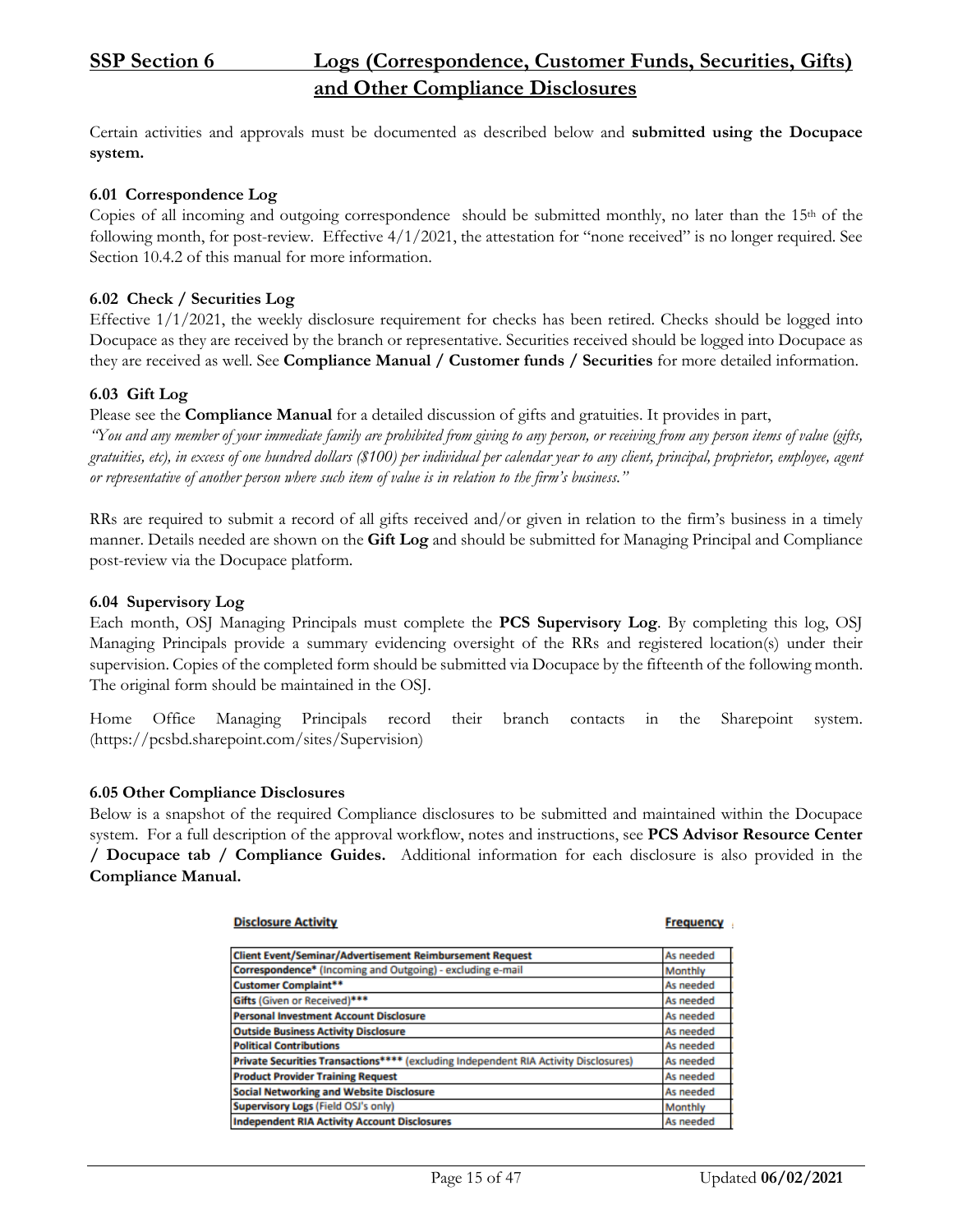## SSP Section 6 Logs (Correspondence, Customer Funds, Securities, Gifts) and Other Compliance Disclosures

Certain activities and approvals must be documented as described below and **submitted using the Docupace system.**

### 6.01 Correspondence Log

Copies of all incoming and outgoing correspondence should be submitted monthly, no later than the 15th of the following month, for post-review. Effective 4/1/2021, the attestation for "none received" is no longer required. See Section 10.4.2 of this manual for more information.

### 6.02 Check / Securities Log

Effective 1/1/2021, the weekly disclosure requirement for checks has been retired. Checks should be logged into Docupace as they are received by the branch or representative. Securities received should be logged into Docupace as they are received as well. See **Compliance Manual / Customer funds / Securities** for more detailed information.

### 6.03 Gift Log

Please see the **Compliance Manual** for a detailed discussion of gifts and gratuities. It provides in part,

*"You and any member of your immediate family are prohibited from giving to any person, or receiving from any person items of value (gifts, gratuities, etc), in excess of one hundred dollars ($100) per individual per calendar year to any client, principal, proprietor, employee, agent or representative of another person where such item of value is in relation to the firm's business."*

RRs are required to submit a record of all gifts received and/or given in relation to the firm's business in a timely manner. Details needed are shown on the **Gift Log** and should be submitted for Managing Principal and Compliance post-review via the Docupace platform.

### 6.04 Supervisory Log

Each month, OSJ Managing Principals must complete the **PCS Supervisory Log**. By completing this log, OSJ Managing Principals provide a summary evidencing oversight of the RRs and registered location(s) under their supervision. Copies of the completed form should be submitted via Docupace by the fifteenth of the following month. The original form should be maintained in the OSJ.

Home Office Managing Principals record their branch contacts in the Sharepoint system. (https://pcsbd.sharepoint.com/sites/Supervision)

### 6.05 Other Compliance Disclosures

Below is a snapshot of the required Compliance disclosures to be submitted and maintained within the Docupace system. For a full description of the approval workflow, notes and instructions, see **PCS Advisor Resource Center / Docupace tab / Compliance Guides.** Additional information for each disclosure is also provided in the **Compliance Manual.**

| Disclosure Activity | Frequency |
|---|---|
| **Client Event/Seminar/Advertisement Reimbursement Request** | As needed |
| **Correspondence*** (Incoming and Outgoing) - excluding e-mail | Monthly |
| **Customer Complaint**** | As needed |
| **Gifts** (Given or Received)*** | As needed |
| **Personal Investment Account Disclosure** | As needed |
| **Outside Business Activity Disclosure** | As needed |
| **Political Contributions** | As needed |
| **Private Securities Transactions****** (excluding Independent RIA Activity Disclosures) | As needed |
| **Product Provider Training Request** | As needed |
| **Social Networking and Website Disclosure** | As needed |
| **Supervisory Logs** (Field OSJ's only) | Monthly |
| **Independent RIA Activity Account Disclosures** | As needed |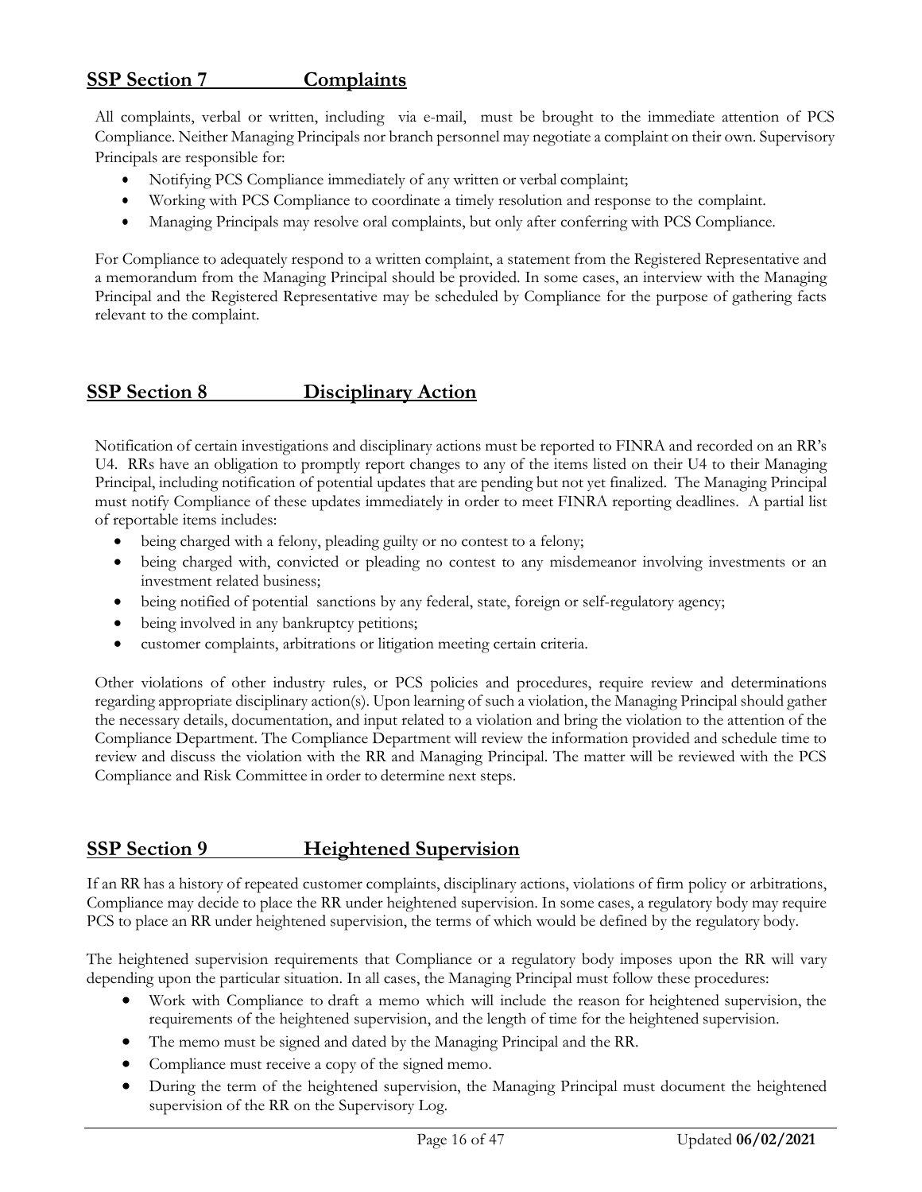## SSP Section 7 Complaints

All complaints, verbal or written, including via e-mail, must be brought to the immediate attention of PCS Compliance. Neither Managing Principals nor branch personnel may negotiate a complaint on their own. Supervisory Principals are responsible for:

- Notifying PCS Compliance immediately of any written or verbal complaint;
- Working with PCS Compliance to coordinate a timely resolution and response to the complaint.
- Managing Principals may resolve oral complaints, but only after conferring with PCS Compliance.

For Compliance to adequately respond to a written complaint, a statement from the Registered Representative and a memorandum from the Managing Principal should be provided. In some cases, an interview with the Managing Principal and the Registered Representative may be scheduled by Compliance for the purpose of gathering facts relevant to the complaint.

## SSP Section 8 Disciplinary Action

Notification of certain investigations and disciplinary actions must be reported to FINRA and recorded on an RR's U4. RRs have an obligation to promptly report changes to any of the items listed on their U4 to their Managing Principal, including notification of potential updates that are pending but not yet finalized. The Managing Principal must notify Compliance of these updates immediately in order to meet FINRA reporting deadlines. A partial list of reportable items includes:

- being charged with a felony, pleading guilty or no contest to a felony;
- being charged with, convicted or pleading no contest to any misdemeanor involving investments or an investment related business;
- being notified of potential sanctions by any federal, state, foreign or self-regulatory agency;
- being involved in any bankruptcy petitions;
- customer complaints, arbitrations or litigation meeting certain criteria.

Other violations of other industry rules, or PCS policies and procedures, require review and determinations regarding appropriate disciplinary action(s). Upon learning of such a violation, the Managing Principal should gather the necessary details, documentation, and input related to a violation and bring the violation to the attention of the Compliance Department. The Compliance Department will review the information provided and schedule time to review and discuss the violation with the RR and Managing Principal. The matter will be reviewed with the PCS Compliance and Risk Committee in order to determine next steps.

## SSP Section 9 Heightened Supervision

If an RR has a history of repeated customer complaints, disciplinary actions, violations of firm policy or arbitrations, Compliance may decide to place the RR under heightened supervision. In some cases, a regulatory body may require PCS to place an RR under heightened supervision, the terms of which would be defined by the regulatory body.

The heightened supervision requirements that Compliance or a regulatory body imposes upon the RR will vary depending upon the particular situation. In all cases, the Managing Principal must follow these procedures:

- Work with Compliance to draft a memo which will include the reason for heightened supervision, the requirements of the heightened supervision, and the length of time for the heightened supervision.
- The memo must be signed and dated by the Managing Principal and the RR.
- Compliance must receive a copy of the signed memo.
- During the term of the heightened supervision, the Managing Principal must document the heightened supervision of the RR on the Supervisory Log.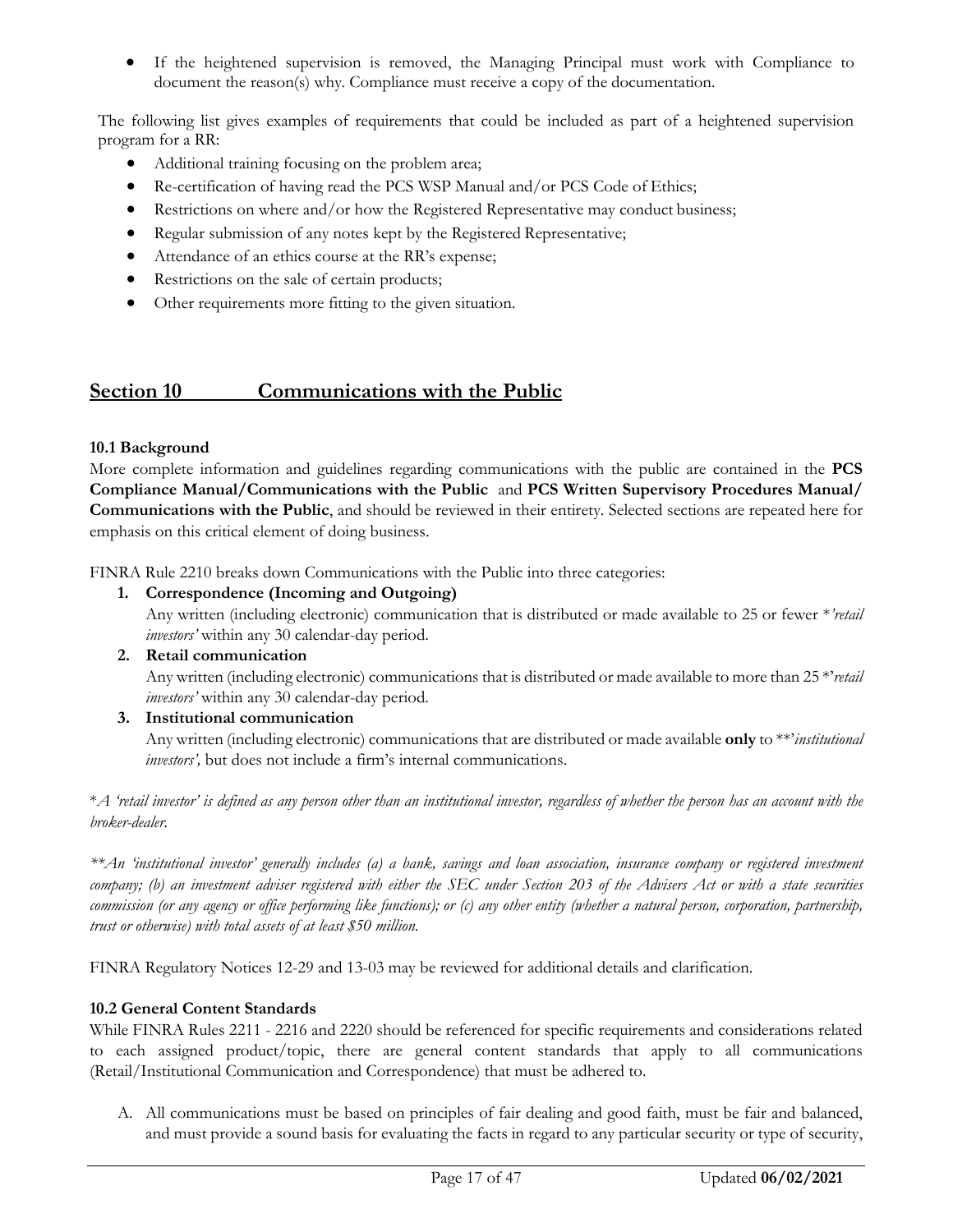- If the heightened supervision is removed, the Managing Principal must work with Compliance to document the reason(s) why. Compliance must receive a copy of the documentation.

The following list gives examples of requirements that could be included as part of a heightened supervision program for a RR:

- Additional training focusing on the problem area;
- Re-certification of having read the PCS WSP Manual and/or PCS Code of Ethics;
- Restrictions on where and/or how the Registered Representative may conduct business;
- Regular submission of any notes kept by the Registered Representative;
- Attendance of an ethics course at the RR's expense;
- Restrictions on the sale of certain products;
- Other requirements more fitting to the given situation.

## Section 10 Communications with the Public

### 10.1 Background

More complete information and guidelines regarding communications with the public are contained in the **PCS Compliance Manual/Communications with the Public** and **PCS Written Supervisory Procedures Manual/ Communications with the Public**, and should be reviewed in their entirety. Selected sections are repeated here for emphasis on this critical element of doing business.

FINRA Rule 2210 breaks down Communications with the Public into three categories:

1. **Correspondence (Incoming and Outgoing)**
   Any written (including electronic) communication that is distributed or made available to 25 or fewer *'*retail investors'* within any 30 calendar-day period.
2. **Retail communication**
   Any written (including electronic) communications that is distributed or made available to more than 25 *'*retail investors'* within any 30 calendar-day period.
3. **Institutional communication**
   Any written (including electronic) communications that are distributed or made available **only** to **'*institutional investors',* but does not include a firm's internal communications.

**A 'retail investor' is defined as any person other than an institutional investor, regardless of whether the person has an account with the broker-dealer.*

***An 'institutional investor' generally includes (a) a bank, savings and loan association, insurance company or registered investment company; (b) an investment adviser registered with either the SEC under Section 203 of the Advisers Act or with a state securities commission (or any agency or office performing like functions); or (c) any other entity (whether a natural person, corporation, partnership, trust or otherwise) with total assets of at least $50 million.*

FINRA Regulatory Notices 12-29 and 13-03 may be reviewed for additional details and clarification.

### 10.2 General Content Standards

While FINRA Rules 2211 - 2216 and 2220 should be referenced for specific requirements and considerations related to each assigned product/topic, there are general content standards that apply to all communications (Retail/Institutional Communication and Correspondence) that must be adhered to.

A. All communications must be based on principles of fair dealing and good faith, must be fair and balanced, and must provide a sound basis for evaluating the facts in regard to any particular security or type of security,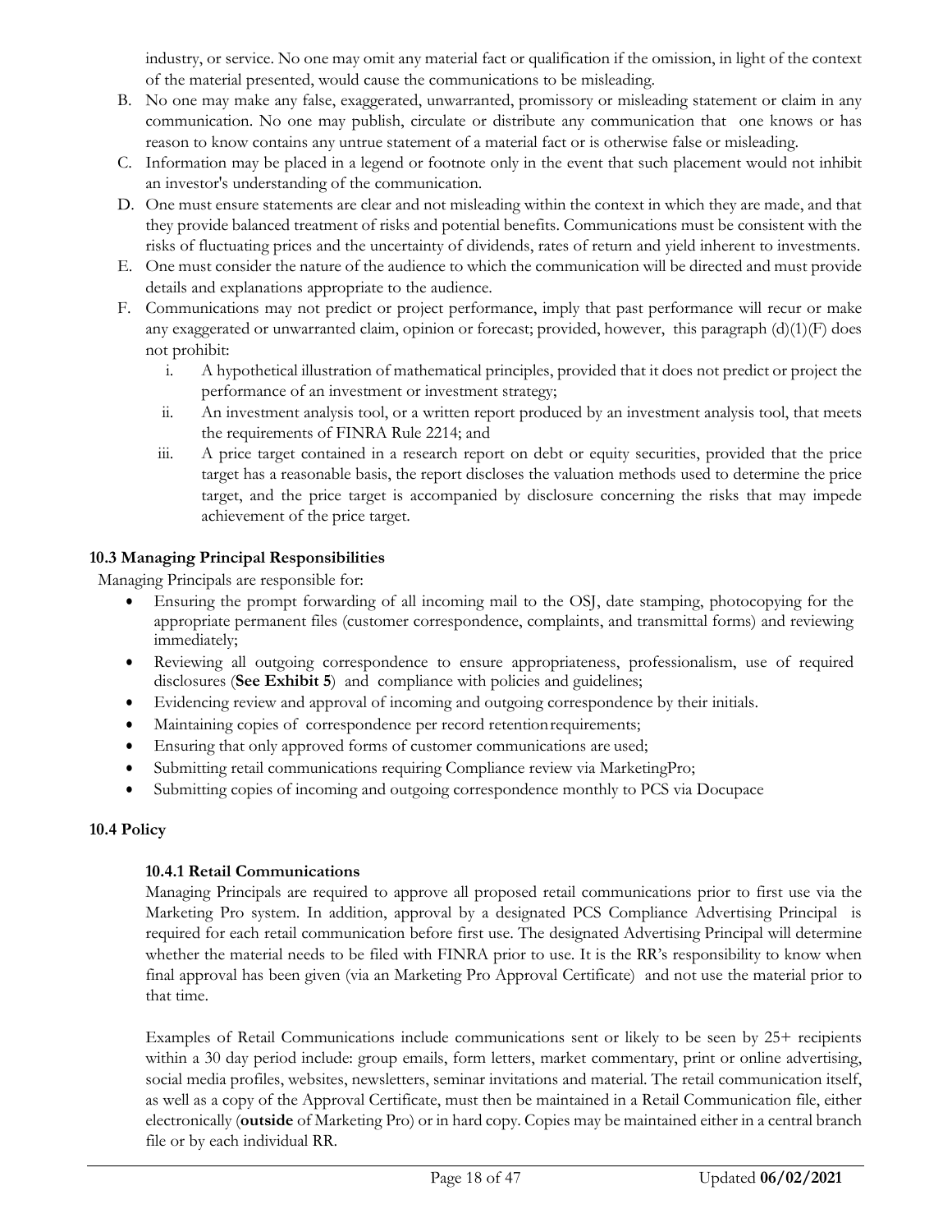industry, or service. No one may omit any material fact or qualification if the omission, in light of the context of the material presented, would cause the communications to be misleading.

B. No one may make any false, exaggerated, unwarranted, promissory or misleading statement or claim in any communication. No one may publish, circulate or distribute any communication that one knows or has reason to know contains any untrue statement of a material fact or is otherwise false or misleading.

C. Information may be placed in a legend or footnote only in the event that such placement would not inhibit an investor's understanding of the communication.

D. One must ensure statements are clear and not misleading within the context in which they are made, and that they provide balanced treatment of risks and potential benefits. Communications must be consistent with the risks of fluctuating prices and the uncertainty of dividends, rates of return and yield inherent to investments.

E. One must consider the nature of the audience to which the communication will be directed and must provide details and explanations appropriate to the audience.

F. Communications may not predict or project performance, imply that past performance will recur or make any exaggerated or unwarranted claim, opinion or forecast; provided, however, this paragraph (d)(1)(F) does not prohibit:
   i. A hypothetical illustration of mathematical principles, provided that it does not predict or project the performance of an investment or investment strategy;
   ii. An investment analysis tool, or a written report produced by an investment analysis tool, that meets the requirements of FINRA Rule 2214; and
   iii. A price target contained in a research report on debt or equity securities, provided that the price target has a reasonable basis, the report discloses the valuation methods used to determine the price target, and the price target is accompanied by disclosure concerning the risks that may impede achievement of the price target.

### 10.3 Managing Principal Responsibilities

Managing Principals are responsible for:

- Ensuring the prompt forwarding of all incoming mail to the OSJ, date stamping, photocopying for the appropriate permanent files (customer correspondence, complaints, and transmittal forms) and reviewing immediately;
- Reviewing all outgoing correspondence to ensure appropriateness, professionalism, use of required disclosures (**See Exhibit 5**) and compliance with policies and guidelines;
- Evidencing review and approval of incoming and outgoing correspondence by their initials.
- Maintaining copies of correspondence per record retention requirements;
- Ensuring that only approved forms of customer communications are used;
- Submitting retail communications requiring Compliance review via MarketingPro;
- Submitting copies of incoming and outgoing correspondence monthly to PCS via Docupace

### 10.4 Policy

#### 10.4.1 Retail Communications

Managing Principals are required to approve all proposed retail communications prior to first use via the Marketing Pro system. In addition, approval by a designated PCS Compliance Advertising Principal is required for each retail communication before first use. The designated Advertising Principal will determine whether the material needs to be filed with FINRA prior to use. It is the RR's responsibility to know when final approval has been given (via an Marketing Pro Approval Certificate) and not use the material prior to that time.

Examples of Retail Communications include communications sent or likely to be seen by 25+ recipients within a 30 day period include: group emails, form letters, market commentary, print or online advertising, social media profiles, websites, newsletters, seminar invitations and material. The retail communication itself, as well as a copy of the Approval Certificate, must then be maintained in a Retail Communication file, either electronically (**outside** of Marketing Pro) or in hard copy. Copies may be maintained either in a central branch file or by each individual RR.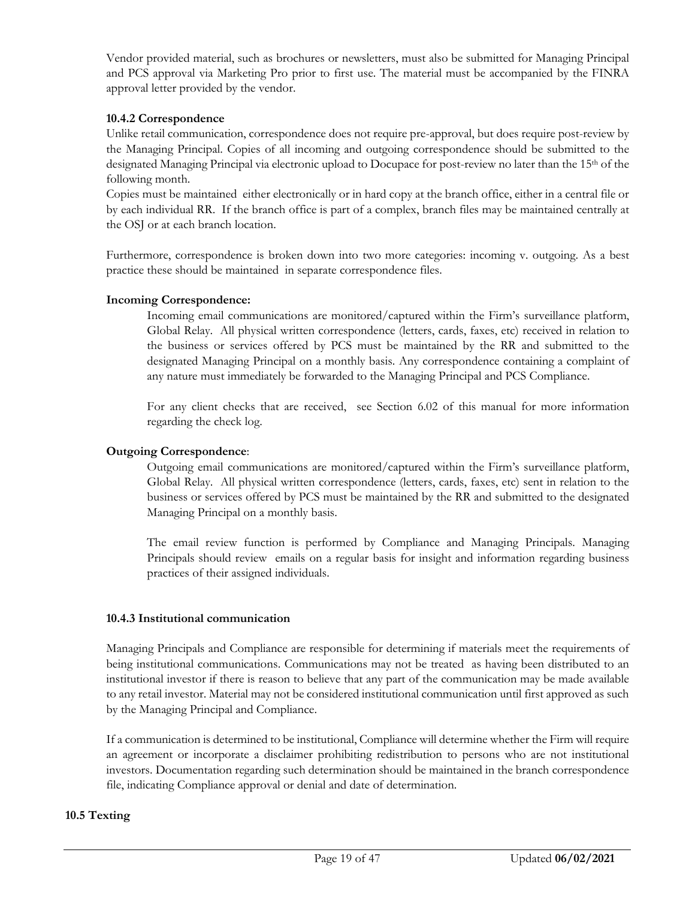Vendor provided material, such as brochures or newsletters, must also be submitted for Managing Principal and PCS approval via Marketing Pro prior to first use. The material must be accompanied by the FINRA approval letter provided by the vendor.

#### 10.4.2 Correspondence

Unlike retail communication, correspondence does not require pre-approval, but does require post-review by the Managing Principal. Copies of all incoming and outgoing correspondence should be submitted to the designated Managing Principal via electronic upload to Docupace for post-review no later than the 15th of the following month.

Copies must be maintained either electronically or in hard copy at the branch office, either in a central file or by each individual RR. If the branch office is part of a complex, branch files may be maintained centrally at the OSJ or at each branch location.

Furthermore, correspondence is broken down into two more categories: incoming v. outgoing. As a best practice these should be maintained in separate correspondence files.

**Incoming Correspondence:**

Incoming email communications are monitored/captured within the Firm's surveillance platform, Global Relay. All physical written correspondence (letters, cards, faxes, etc) received in relation to the business or services offered by PCS must be maintained by the RR and submitted to the designated Managing Principal on a monthly basis. Any correspondence containing a complaint of any nature must immediately be forwarded to the Managing Principal and PCS Compliance.

For any client checks that are received, see Section 6.02 of this manual for more information regarding the check log.

**Outgoing Correspondence**:

Outgoing email communications are monitored/captured within the Firm's surveillance platform, Global Relay. All physical written correspondence (letters, cards, faxes, etc) sent in relation to the business or services offered by PCS must be maintained by the RR and submitted to the designated Managing Principal on a monthly basis.

The email review function is performed by Compliance and Managing Principals. Managing Principals should review emails on a regular basis for insight and information regarding business practices of their assigned individuals.

#### 10.4.3 Institutional communication

Managing Principals and Compliance are responsible for determining if materials meet the requirements of being institutional communications. Communications may not be treated as having been distributed to an institutional investor if there is reason to believe that any part of the communication may be made available to any retail investor. Material may not be considered institutional communication until first approved as such by the Managing Principal and Compliance.

If a communication is determined to be institutional, Compliance will determine whether the Firm will require an agreement or incorporate a disclaimer prohibiting redistribution to persons who are not institutional investors. Documentation regarding such determination should be maintained in the branch correspondence file, indicating Compliance approval or denial and date of determination.

### 10.5 Texting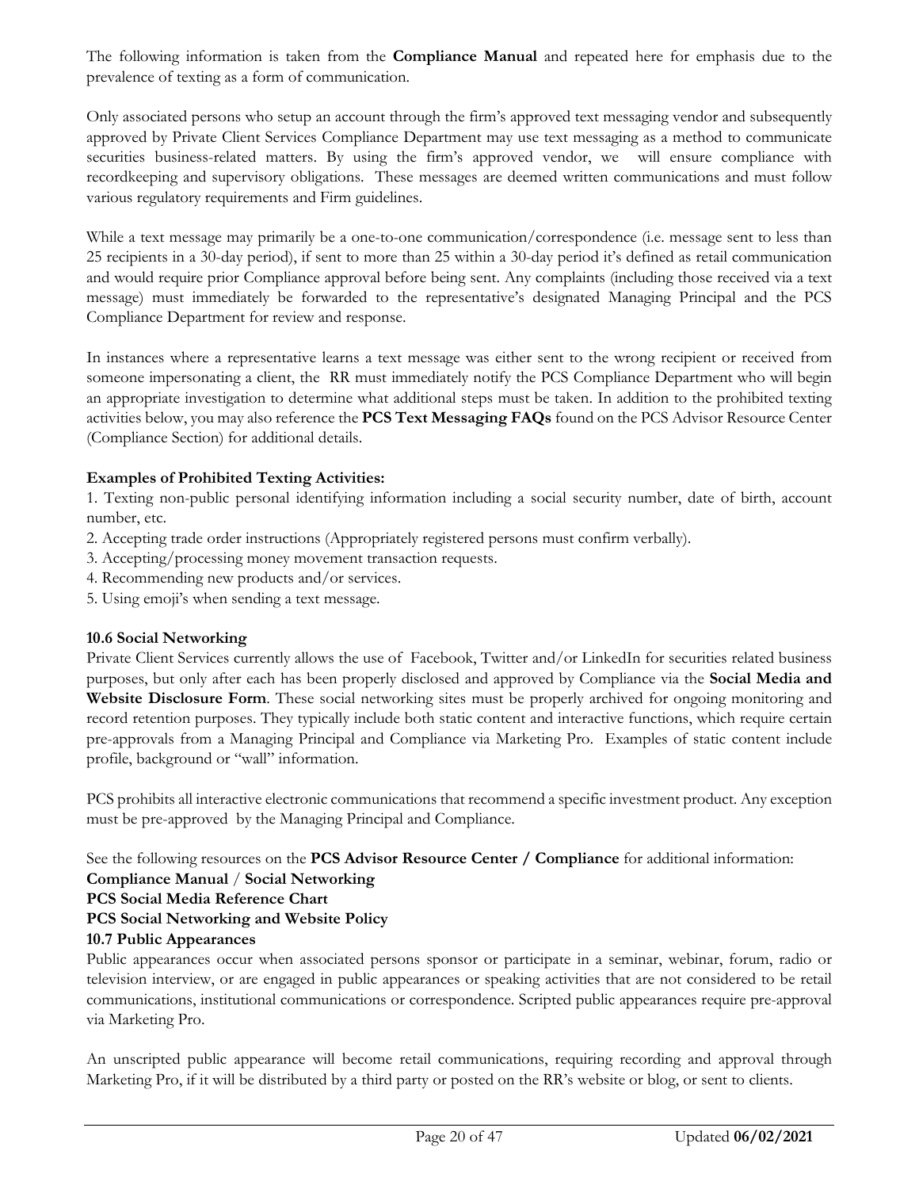The following information is taken from the **Compliance Manual** and repeated here for emphasis due to the prevalence of texting as a form of communication.

Only associated persons who setup an account through the firm's approved text messaging vendor and subsequently approved by Private Client Services Compliance Department may use text messaging as a method to communicate securities business-related matters. By using the firm's approved vendor, we will ensure compliance with recordkeeping and supervisory obligations. These messages are deemed written communications and must follow various regulatory requirements and Firm guidelines.

While a text message may primarily be a one-to-one communication/correspondence (i.e. message sent to less than 25 recipients in a 30-day period), if sent to more than 25 within a 30-day period it's defined as retail communication and would require prior Compliance approval before being sent. Any complaints (including those received via a text message) must immediately be forwarded to the representative's designated Managing Principal and the PCS Compliance Department for review and response.

In instances where a representative learns a text message was either sent to the wrong recipient or received from someone impersonating a client, the RR must immediately notify the PCS Compliance Department who will begin an appropriate investigation to determine what additional steps must be taken. In addition to the prohibited texting activities below, you may also reference the **PCS Text Messaging FAQs** found on the PCS Advisor Resource Center (Compliance Section) for additional details.

**Examples of Prohibited Texting Activities:**

1. Texting non-public personal identifying information including a social security number, date of birth, account number, etc.
2. Accepting trade order instructions (Appropriately registered persons must confirm verbally).
3. Accepting/processing money movement transaction requests.
4. Recommending new products and/or services.
5. Using emoji's when sending a text message.

### 10.6 Social Networking

Private Client Services currently allows the use of Facebook, Twitter and/or LinkedIn for securities related business purposes, but only after each has been properly disclosed and approved by Compliance via the **Social Media and Website Disclosure Form**. These social networking sites must be properly archived for ongoing monitoring and record retention purposes. They typically include both static content and interactive functions, which require certain pre-approvals from a Managing Principal and Compliance via Marketing Pro. Examples of static content include profile, background or "wall" information.

PCS prohibits all interactive electronic communications that recommend a specific investment product. Any exception must be pre-approved by the Managing Principal and Compliance.

See the following resources on the **PCS Advisor Resource Center / Compliance** for additional information:

**Compliance Manual** / **Social Networking**
**PCS Social Media Reference Chart**
**PCS Social Networking and Website Policy**

### 10.7 Public Appearances

Public appearances occur when associated persons sponsor or participate in a seminar, webinar, forum, radio or television interview, or are engaged in public appearances or speaking activities that are not considered to be retail communications, institutional communications or correspondence. Scripted public appearances require pre-approval via Marketing Pro.

An unscripted public appearance will become retail communications, requiring recording and approval through Marketing Pro, if it will be distributed by a third party or posted on the RR's website or blog, or sent to clients.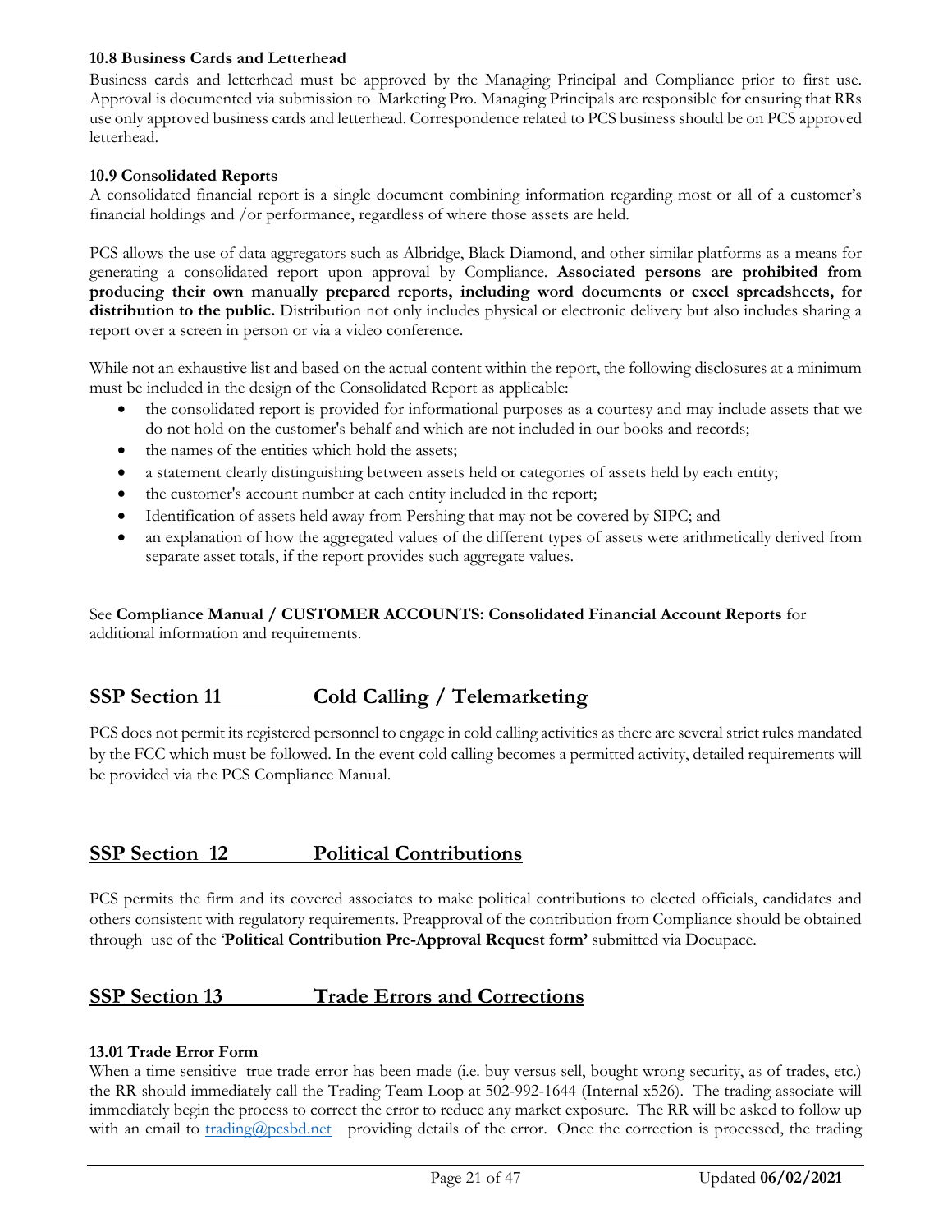#### 10.8 Business Cards and Letterhead

Business cards and letterhead must be approved by the Managing Principal and Compliance prior to first use. Approval is documented via submission to Marketing Pro. Managing Principals are responsible for ensuring that RRs use only approved business cards and letterhead. Correspondence related to PCS business should be on PCS approved letterhead.

#### 10.9 Consolidated Reports

A consolidated financial report is a single document combining information regarding most or all of a customer's financial holdings and /or performance, regardless of where those assets are held.

PCS allows the use of data aggregators such as Albridge, Black Diamond, and other similar platforms as a means for generating a consolidated report upon approval by Compliance. **Associated persons are prohibited from producing their own manually prepared reports, including word documents or excel spreadsheets, for distribution to the public.** Distribution not only includes physical or electronic delivery but also includes sharing a report over a screen in person or via a video conference.

While not an exhaustive list and based on the actual content within the report, the following disclosures at a minimum must be included in the design of the Consolidated Report as applicable:

- the consolidated report is provided for informational purposes as a courtesy and may include assets that we do not hold on the customer's behalf and which are not included in our books and records;
- the names of the entities which hold the assets;
- a statement clearly distinguishing between assets held or categories of assets held by each entity;
- the customer's account number at each entity included in the report;
- Identification of assets held away from Pershing that may not be covered by SIPC; and
- an explanation of how the aggregated values of the different types of assets were arithmetically derived from separate asset totals, if the report provides such aggregate values.

See **Compliance Manual / CUSTOMER ACCOUNTS: Consolidated Financial Account Reports** for additional information and requirements.

## SSP Section 11 Cold Calling / Telemarketing

PCS does not permit its registered personnel to engage in cold calling activities as there are several strict rules mandated by the FCC which must be followed. In the event cold calling becomes a permitted activity, detailed requirements will be provided via the PCS Compliance Manual.

## SSP Section 12 Political Contributions

PCS permits the firm and its covered associates to make political contributions to elected officials, candidates and others consistent with regulatory requirements. Preapproval of the contribution from Compliance should be obtained through use of the '**Political Contribution Pre-Approval Request form'** submitted via Docupace.

## SSP Section 13 Trade Errors and Corrections

#### 13.01 Trade Error Form

When a time sensitive true trade error has been made (i.e. buy versus sell, bought wrong security, as of trades, etc.) the RR should immediately call the Trading Team Loop at 502-992-1644 (Internal x526). The trading associate will immediately begin the process to correct the error to reduce any market exposure. The RR will be asked to follow up with an email to trading@pcsbd.net providing details of the error. Once the correction is processed, the trading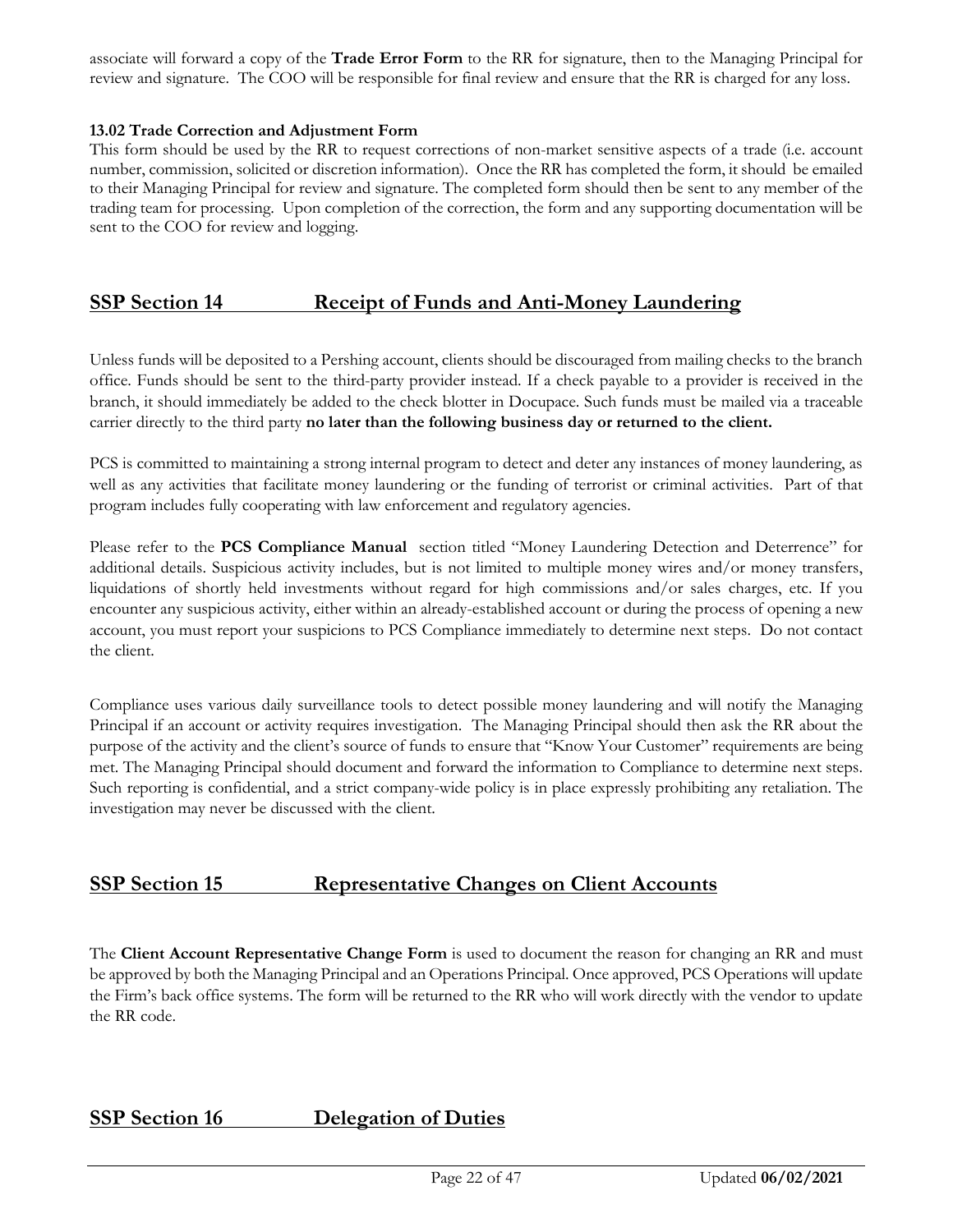associate will forward a copy of the **Trade Error Form** to the RR for signature, then to the Managing Principal for review and signature. The COO will be responsible for final review and ensure that the RR is charged for any loss.

### 13.02 Trade Correction and Adjustment Form

This form should be used by the RR to request corrections of non-market sensitive aspects of a trade (i.e. account number, commission, solicited or discretion information). Once the RR has completed the form, it should be emailed to their Managing Principal for review and signature. The completed form should then be sent to any member of the trading team for processing. Upon completion of the correction, the form and any supporting documentation will be sent to the COO for review and logging.

## SSP Section 14 Receipt of Funds and Anti-Money Laundering

Unless funds will be deposited to a Pershing account, clients should be discouraged from mailing checks to the branch office. Funds should be sent to the third-party provider instead. If a check payable to a provider is received in the branch, it should immediately be added to the check blotter in Docupace. Such funds must be mailed via a traceable carrier directly to the third party **no later than the following business day or returned to the client.**

PCS is committed to maintaining a strong internal program to detect and deter any instances of money laundering, as well as any activities that facilitate money laundering or the funding of terrorist or criminal activities. Part of that program includes fully cooperating with law enforcement and regulatory agencies.

Please refer to the **PCS Compliance Manual** section titled "Money Laundering Detection and Deterrence" for additional details. Suspicious activity includes, but is not limited to multiple money wires and/or money transfers, liquidations of shortly held investments without regard for high commissions and/or sales charges, etc. If you encounter any suspicious activity, either within an already-established account or during the process of opening a new account, you must report your suspicions to PCS Compliance immediately to determine next steps. Do not contact the client.

Compliance uses various daily surveillance tools to detect possible money laundering and will notify the Managing Principal if an account or activity requires investigation. The Managing Principal should then ask the RR about the purpose of the activity and the client's source of funds to ensure that "Know Your Customer" requirements are being met. The Managing Principal should document and forward the information to Compliance to determine next steps. Such reporting is confidential, and a strict company-wide policy is in place expressly prohibiting any retaliation. The investigation may never be discussed with the client.

## SSP Section 15 Representative Changes on Client Accounts

The **Client Account Representative Change Form** is used to document the reason for changing an RR and must be approved by both the Managing Principal and an Operations Principal. Once approved, PCS Operations will update the Firm's back office systems. The form will be returned to the RR who will work directly with the vendor to update the RR code.

## SSP Section 16 Delegation of Duties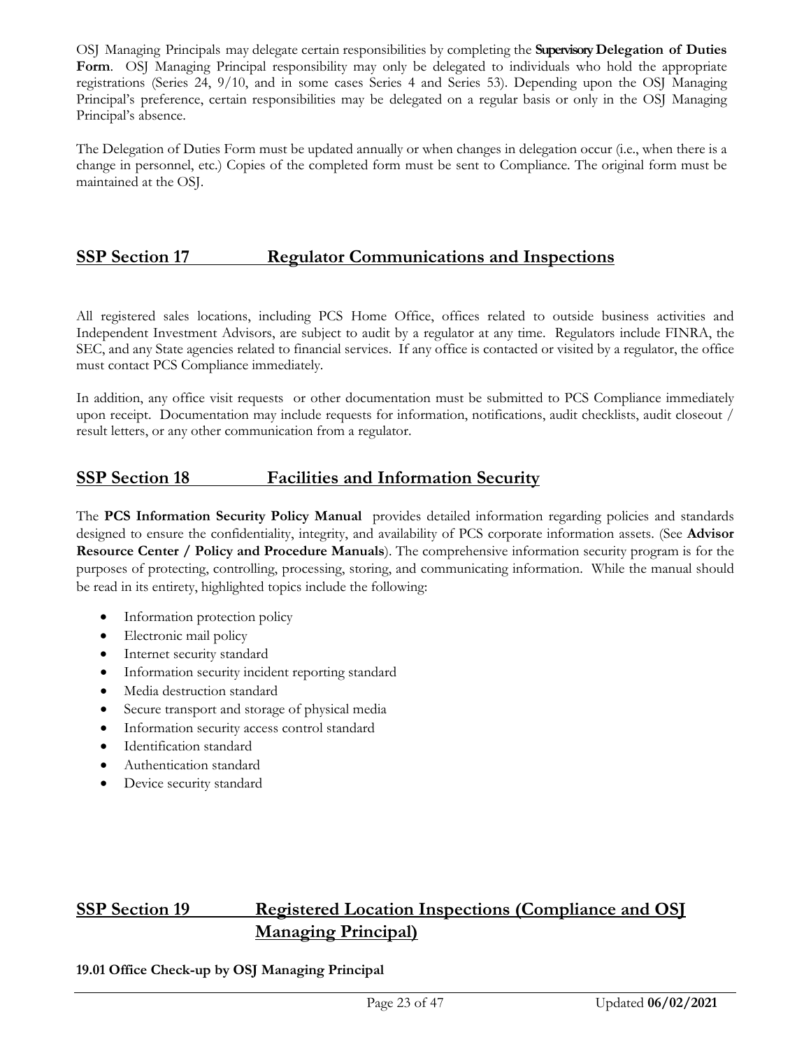OSJ Managing Principals may delegate certain responsibilities by completing the **Supervisory Delegation of Duties Form**. OSJ Managing Principal responsibility may only be delegated to individuals who hold the appropriate registrations (Series 24, 9/10, and in some cases Series 4 and Series 53). Depending upon the OSJ Managing Principal's preference, certain responsibilities may be delegated on a regular basis or only in the OSJ Managing Principal's absence.

The Delegation of Duties Form must be updated annually or when changes in delegation occur (i.e., when there is a change in personnel, etc.) Copies of the completed form must be sent to Compliance. The original form must be maintained at the OSJ.

## SSP Section 17 Regulator Communications and Inspections

All registered sales locations, including PCS Home Office, offices related to outside business activities and Independent Investment Advisors, are subject to audit by a regulator at any time. Regulators include FINRA, the SEC, and any State agencies related to financial services. If any office is contacted or visited by a regulator, the office must contact PCS Compliance immediately.

In addition, any office visit requests or other documentation must be submitted to PCS Compliance immediately upon receipt. Documentation may include requests for information, notifications, audit checklists, audit closeout / result letters, or any other communication from a regulator.

## SSP Section 18 Facilities and Information Security

The **PCS Information Security Policy Manual** provides detailed information regarding policies and standards designed to ensure the confidentiality, integrity, and availability of PCS corporate information assets. (See **Advisor Resource Center / Policy and Procedure Manuals**). The comprehensive information security program is for the purposes of protecting, controlling, processing, storing, and communicating information. While the manual should be read in its entirety, highlighted topics include the following:

- Information protection policy
- Electronic mail policy
- Internet security standard
- Information security incident reporting standard
- Media destruction standard
- Secure transport and storage of physical media
- Information security access control standard
- Identification standard
- Authentication standard
- Device security standard

## SSP Section 19 Registered Location Inspections (Compliance and OSJ Managing Principal)

**19.01 Office Check-up by OSJ Managing Principal**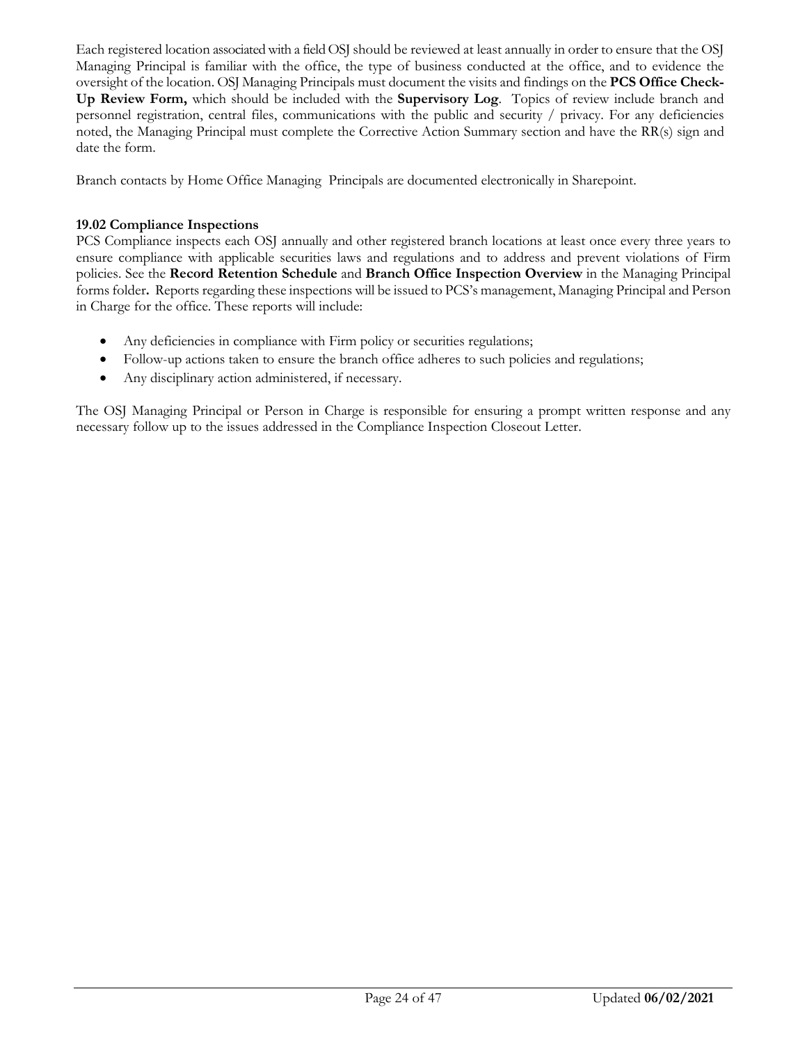Each registered location associated with a field OSJ should be reviewed at least annually in order to ensure that the OSJ Managing Principal is familiar with the office, the type of business conducted at the office, and to evidence the oversight of the location. OSJ Managing Principals must document the visits and findings on the **PCS Office Check-Up Review Form,** which should be included with the **Supervisory Log**. Topics of review include branch and personnel registration, central files, communications with the public and security / privacy. For any deficiencies noted, the Managing Principal must complete the Corrective Action Summary section and have the RR(s) sign and date the form.

Branch contacts by Home Office Managing Principals are documented electronically in Sharepoint.

### 19.02 Compliance Inspections

PCS Compliance inspects each OSJ annually and other registered branch locations at least once every three years to ensure compliance with applicable securities laws and regulations and to address and prevent violations of Firm policies. See the **Record Retention Schedule** and **Branch Office Inspection Overview** in the Managing Principal forms folder**.** Reports regarding these inspections will be issued to PCS's management, Managing Principal and Person in Charge for the office. These reports will include:

- Any deficiencies in compliance with Firm policy or securities regulations;
- Follow-up actions taken to ensure the branch office adheres to such policies and regulations;
- Any disciplinary action administered, if necessary.

The OSJ Managing Principal or Person in Charge is responsible for ensuring a prompt written response and any necessary follow up to the issues addressed in the Compliance Inspection Closeout Letter.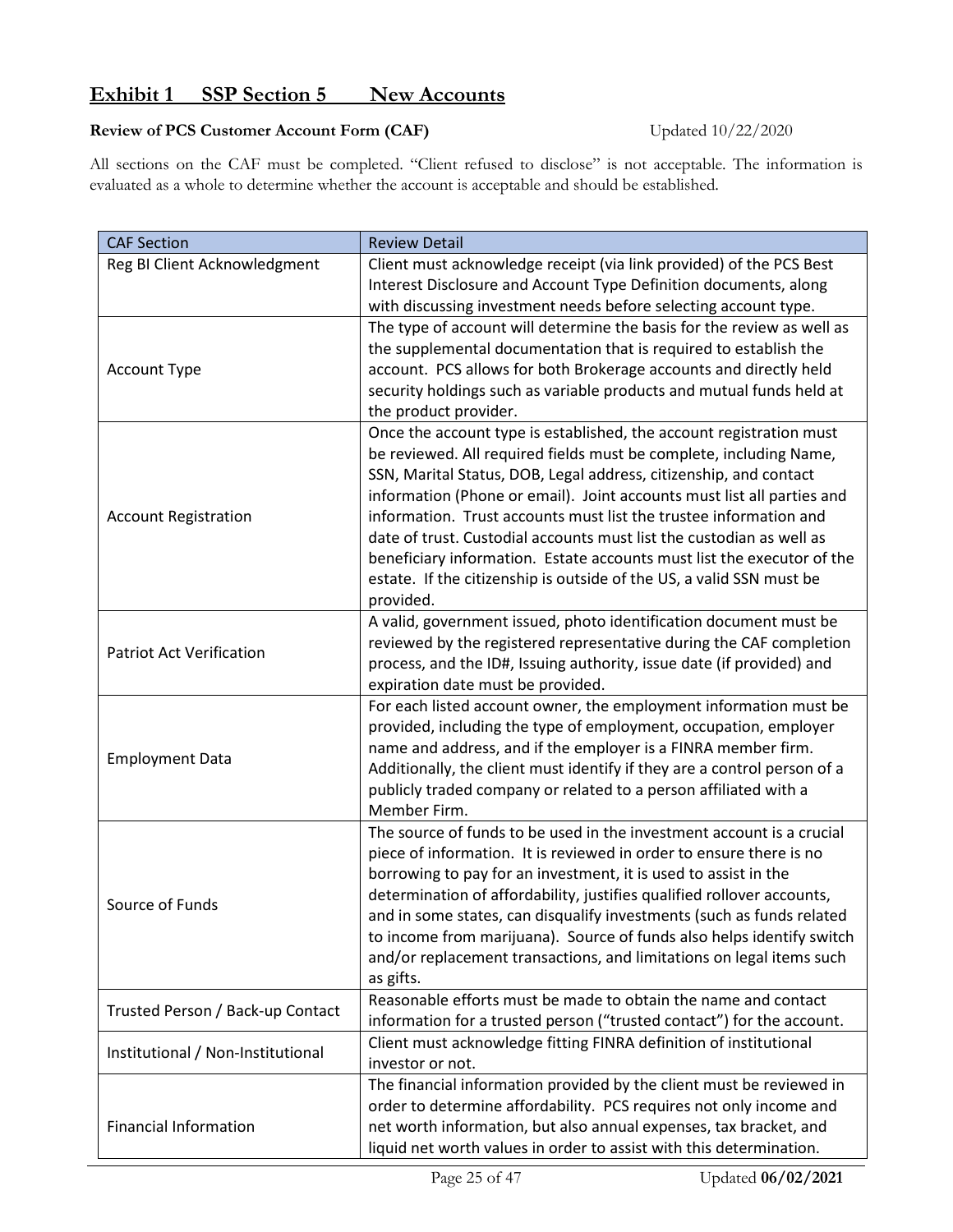## Exhibit 1 SSP Section 5 New Accounts

**Review of PCS Customer Account Form (CAF)** Updated 10/22/2020

All sections on the CAF must be completed. "Client refused to disclose" is not acceptable. The information is evaluated as a whole to determine whether the account is acceptable and should be established.

| CAF Section | Review Detail |
|---|---|
| Reg BI Client Acknowledgment | Client must acknowledge receipt (via link provided) of the PCS Best Interest Disclosure and Account Type Definition documents, along with discussing investment needs before selecting account type. |
| Account Type | The type of account will determine the basis for the review as well as the supplemental documentation that is required to establish the account. PCS allows for both Brokerage accounts and directly held security holdings such as variable products and mutual funds held at the product provider. |
| Account Registration | Once the account type is established, the account registration must be reviewed. All required fields must be complete, including Name, SSN, Marital Status, DOB, Legal address, citizenship, and contact information (Phone or email). Joint accounts must list all parties and information. Trust accounts must list the trustee information and date of trust. Custodial accounts must list the custodian as well as beneficiary information. Estate accounts must list the executor of the estate. If the citizenship is outside of the US, a valid SSN must be provided. |
| Patriot Act Verification | A valid, government issued, photo identification document must be reviewed by the registered representative during the CAF completion process, and the ID#, Issuing authority, issue date (if provided) and expiration date must be provided. |
| Employment Data | For each listed account owner, the employment information must be provided, including the type of employment, occupation, employer name and address, and if the employer is a FINRA member firm. Additionally, the client must identify if they are a control person of a publicly traded company or related to a person affiliated with a Member Firm. |
| Source of Funds | The source of funds to be used in the investment account is a crucial piece of information. It is reviewed in order to ensure there is no borrowing to pay for an investment, it is used to assist in the determination of affordability, justifies qualified rollover accounts, and in some states, can disqualify investments (such as funds related to income from marijuana). Source of funds also helps identify switch and/or replacement transactions, and limitations on legal items such as gifts. |
| Trusted Person / Back-up Contact | Reasonable efforts must be made to obtain the name and contact information for a trusted person ("trusted contact") for the account. |
| Institutional / Non-Institutional | Client must acknowledge fitting FINRA definition of institutional investor or not. |
| Financial Information | The financial information provided by the client must be reviewed in order to determine affordability. PCS requires not only income and net worth information, but also annual expenses, tax bracket, and liquid net worth values in order to assist with this determination. |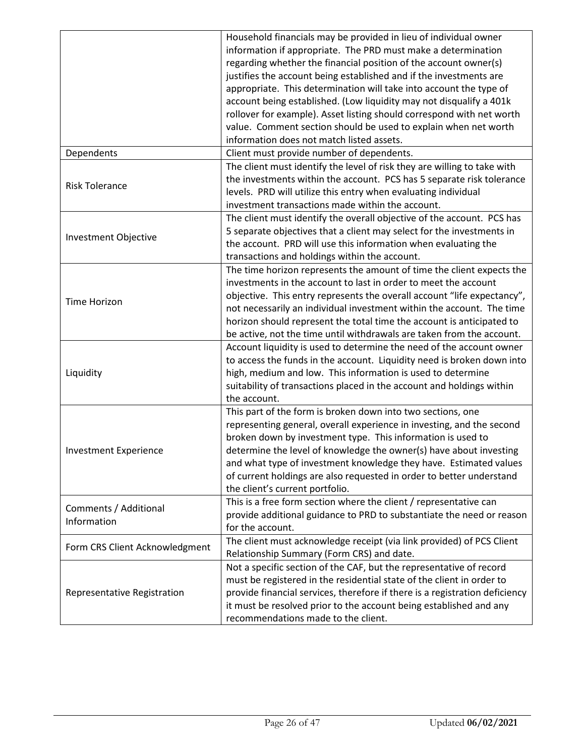| | |
|---|---|
| | Household financials may be provided in lieu of individual owner information if appropriate. The PRD must make a determination regarding whether the financial position of the account owner(s) justifies the account being established and if the investments are appropriate. This determination will take into account the type of account being established. (Low liquidity may not disqualify a 401k rollover for example). Asset listing should correspond with net worth value. Comment section should be used to explain when net worth information does not match listed assets. |
| Dependents | Client must provide number of dependents. |
| Risk Tolerance | The client must identify the level of risk they are willing to take with the investments within the account. PCS has 5 separate risk tolerance levels. PRD will utilize this entry when evaluating individual investment transactions made within the account. |
| Investment Objective | The client must identify the overall objective of the account. PCS has 5 separate objectives that a client may select for the investments in the account. PRD will use this information when evaluating the transactions and holdings within the account. |
| Time Horizon | The time horizon represents the amount of time the client expects the investments in the account to last in order to meet the account objective. This entry represents the overall account "life expectancy", not necessarily an individual investment within the account. The time horizon should represent the total time the account is anticipated to be active, not the time until withdrawals are taken from the account. |
| Liquidity | Account liquidity is used to determine the need of the account owner to access the funds in the account. Liquidity need is broken down into high, medium and low. This information is used to determine suitability of transactions placed in the account and holdings within the account. |
| Investment Experience | This part of the form is broken down into two sections, one representing general, overall experience in investing, and the second broken down by investment type. This information is used to determine the level of knowledge the owner(s) have about investing and what type of investment knowledge they have. Estimated values of current holdings are also requested in order to better understand the client's current portfolio. |
| Comments / Additional Information | This is a free form section where the client / representative can provide additional guidance to PRD to substantiate the need or reason for the account. |
| Form CRS Client Acknowledgment | The client must acknowledge receipt (via link provided) of PCS Client Relationship Summary (Form CRS) and date. |
| Representative Registration | Not a specific section of the CAF, but the representative of record must be registered in the residential state of the client in order to provide financial services, therefore if there is a registration deficiency it must be resolved prior to the account being established and any recommendations made to the client. |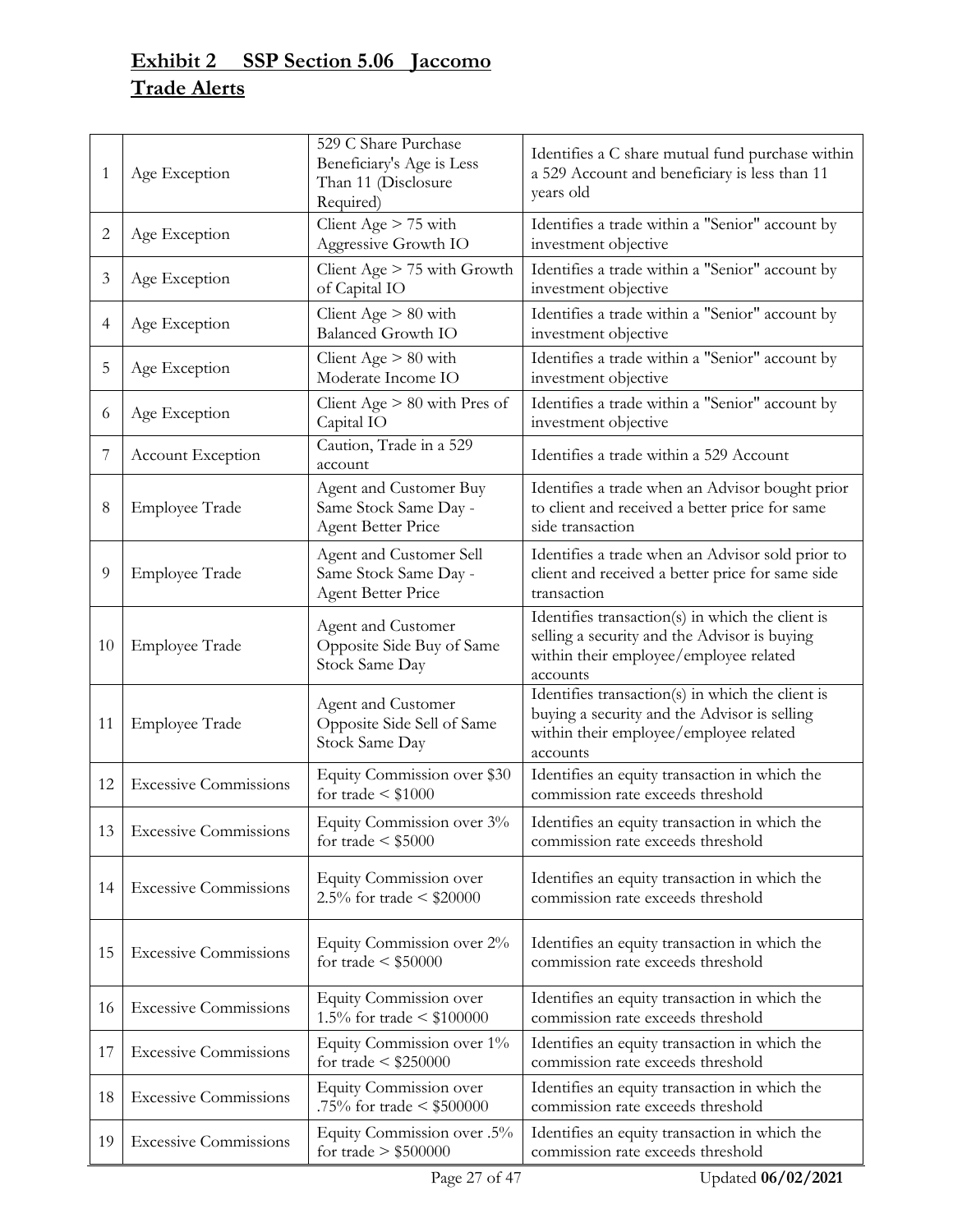## **Exhibit 2 SSP Section 5.06 Jaccomo**
## **Trade Alerts**

| | | | |
|---|---|---|---|
| 1 | Age Exception | 529 C Share Purchase Beneficiary's Age is Less Than 11 (Disclosure Required) | Identifies a C share mutual fund purchase within a 529 Account and beneficiary is less than 11 years old |
| 2 | Age Exception | Client Age > 75 with Aggressive Growth IO | Identifies a trade within a "Senior" account by investment objective |
| 3 | Age Exception | Client Age > 75 with Growth of Capital IO | Identifies a trade within a "Senior" account by investment objective |
| 4 | Age Exception | Client Age > 80 with Balanced Growth IO | Identifies a trade within a "Senior" account by investment objective |
| 5 | Age Exception | Client Age > 80 with Moderate Income IO | Identifies a trade within a "Senior" account by investment objective |
| 6 | Age Exception | Client Age > 80 with Pres of Capital IO | Identifies a trade within a "Senior" account by investment objective |
| 7 | Account Exception | Caution, Trade in a 529 account | Identifies a trade within a 529 Account |
| 8 | Employee Trade | Agent and Customer Buy Same Stock Same Day - Agent Better Price | Identifies a trade when an Advisor bought prior to client and received a better price for same side transaction |
| 9 | Employee Trade | Agent and Customer Sell Same Stock Same Day - Agent Better Price | Identifies a trade when an Advisor sold prior to client and received a better price for same side transaction |
| 10 | Employee Trade | Agent and Customer Opposite Side Buy of Same Stock Same Day | Identifies transaction(s) in which the client is selling a security and the Advisor is buying within their employee/employee related accounts |
| 11 | Employee Trade | Agent and Customer Opposite Side Sell of Same Stock Same Day | Identifies transaction(s) in which the client is buying a security and the Advisor is selling within their employee/employee related accounts |
| 12 | Excessive Commissions | Equity Commission over $30 for trade < $1000 | Identifies an equity transaction in which the commission rate exceeds threshold |
| 13 | Excessive Commissions | Equity Commission over 3% for trade < $5000 | Identifies an equity transaction in which the commission rate exceeds threshold |
| 14 | Excessive Commissions | Equity Commission over 2.5% for trade < $20000 | Identifies an equity transaction in which the commission rate exceeds threshold |
| 15 | Excessive Commissions | Equity Commission over 2% for trade < $50000 | Identifies an equity transaction in which the commission rate exceeds threshold |
| 16 | Excessive Commissions | Equity Commission over 1.5% for trade < $100000 | Identifies an equity transaction in which the commission rate exceeds threshold |
| 17 | Excessive Commissions | Equity Commission over 1% for trade < $250000 | Identifies an equity transaction in which the commission rate exceeds threshold |
| 18 | Excessive Commissions | Equity Commission over .75% for trade < $500000 | Identifies an equity transaction in which the commission rate exceeds threshold |
| 19 | Excessive Commissions | Equity Commission over .5% for trade > $500000 | Identifies an equity transaction in which the commission rate exceeds threshold |

Updated **06/02/2021**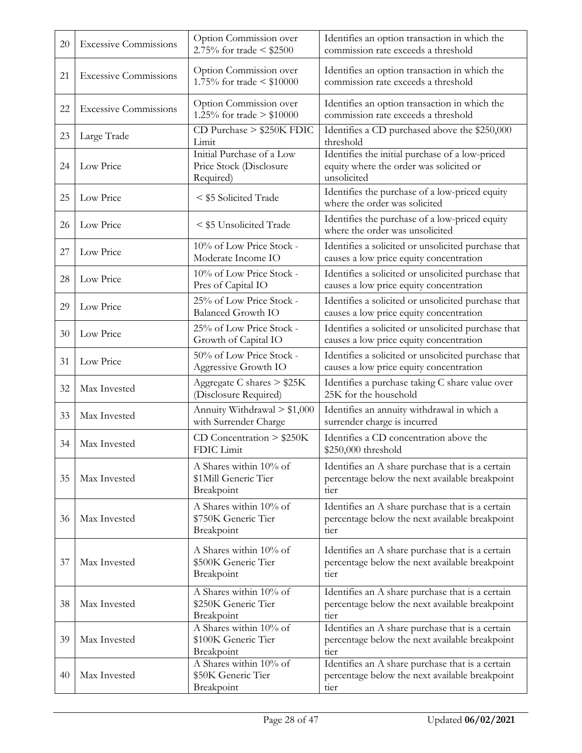| | | | |
|---|---|---|---|
| 20 | Excessive Commissions | Option Commission over 2.75% for trade < $2500 | Identifies an option transaction in which the commission rate exceeds a threshold |
| 21 | Excessive Commissions | Option Commission over 1.75% for trade < $10000 | Identifies an option transaction in which the commission rate exceeds a threshold |
| 22 | Excessive Commissions | Option Commission over 1.25% for trade > $10000 | Identifies an option transaction in which the commission rate exceeds a threshold |
| 23 | Large Trade | CD Purchase > $250K FDIC Limit | Identifies a CD purchased above the $250,000 threshold |
| 24 | Low Price | Initial Purchase of a Low Price Stock (Disclosure Required) | Identifies the initial purchase of a low-priced equity where the order was solicited or unsolicited |
| 25 | Low Price | < $5 Solicited Trade | Identifies the purchase of a low-priced equity where the order was solicited |
| 26 | Low Price | < $5 Unsolicited Trade | Identifies the purchase of a low-priced equity where the order was unsolicited |
| 27 | Low Price | 10% of Low Price Stock - Moderate Income IO | Identifies a solicited or unsolicited purchase that causes a low price equity concentration |
| 28 | Low Price | 10% of Low Price Stock - Pres of Capital IO | Identifies a solicited or unsolicited purchase that causes a low price equity concentration |
| 29 | Low Price | 25% of Low Price Stock - Balanced Growth IO | Identifies a solicited or unsolicited purchase that causes a low price equity concentration |
| 30 | Low Price | 25% of Low Price Stock - Growth of Capital IO | Identifies a solicited or unsolicited purchase that causes a low price equity concentration |
| 31 | Low Price | 50% of Low Price Stock - Aggressive Growth IO | Identifies a solicited or unsolicited purchase that causes a low price equity concentration |
| 32 | Max Invested | Aggregate C shares > $25K (Disclosure Required) | Identifies a purchase taking C share value over 25K for the household |
| 33 | Max Invested | Annuity Withdrawal > $1,000 with Surrender Charge | Identifies an annuity withdrawal in which a surrender charge is incurred |
| 34 | Max Invested | CD Concentration > $250K FDIC Limit | Identifies a CD concentration above the $250,000 threshold |
| 35 | Max Invested | A Shares within 10% of $1Mill Generic Tier Breakpoint | Identifies an A share purchase that is a certain percentage below the next available breakpoint tier |
| 36 | Max Invested | A Shares within 10% of $750K Generic Tier Breakpoint | Identifies an A share purchase that is a certain percentage below the next available breakpoint tier |
| 37 | Max Invested | A Shares within 10% of $500K Generic Tier Breakpoint | Identifies an A share purchase that is a certain percentage below the next available breakpoint tier |
| 38 | Max Invested | A Shares within 10% of $250K Generic Tier Breakpoint | Identifies an A share purchase that is a certain percentage below the next available breakpoint tier |
| 39 | Max Invested | A Shares within 10% of $100K Generic Tier Breakpoint | Identifies an A share purchase that is a certain percentage below the next available breakpoint tier |
| 40 | Max Invested | A Shares within 10% of $50K Generic Tier Breakpoint | Identifies an A share purchase that is a certain percentage below the next available breakpoint tier |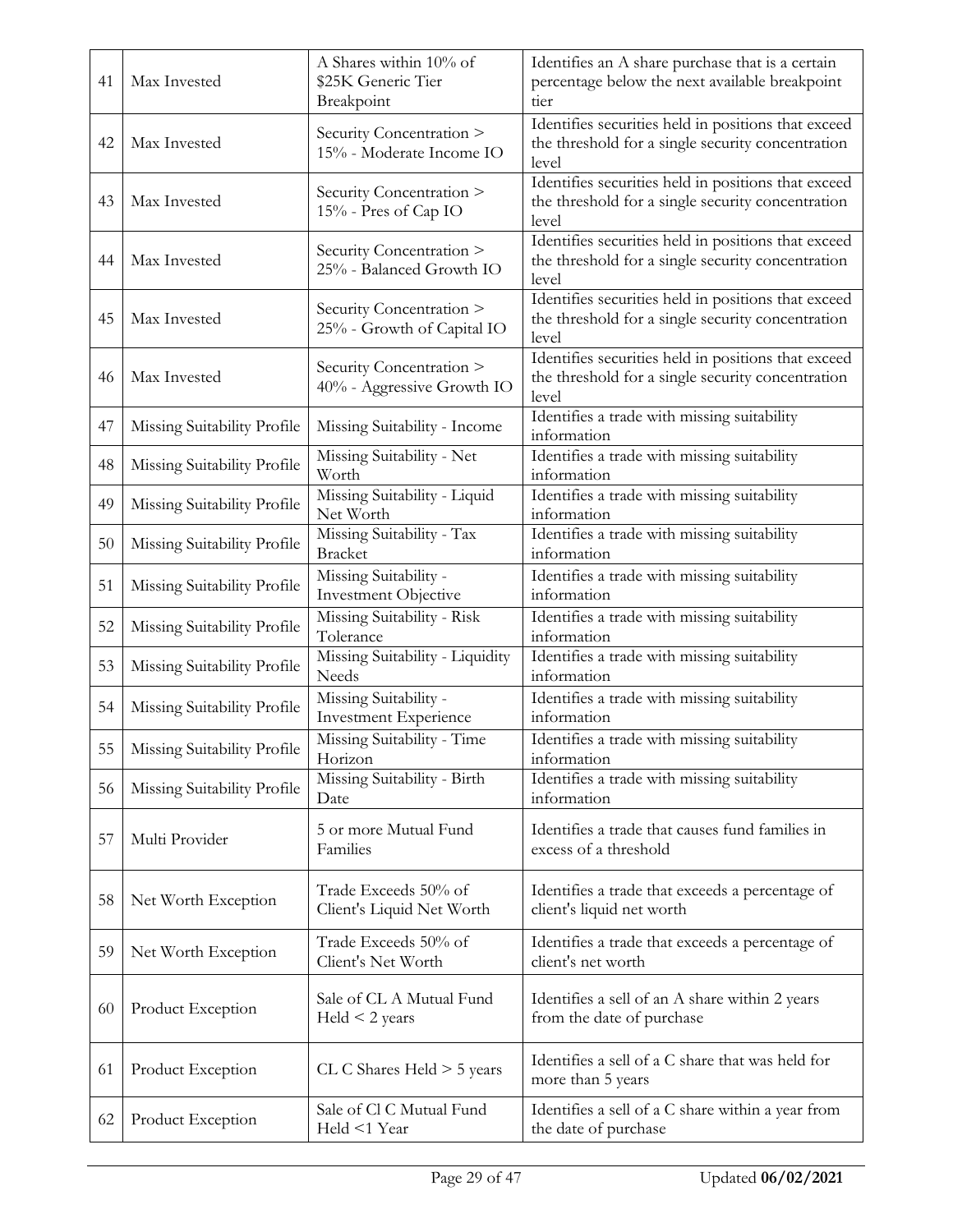| | | | |
|---|---|---|---|
| 41 | Max Invested | A Shares within 10% of $25K Generic Tier Breakpoint | Identifies an A share purchase that is a certain percentage below the next available breakpoint tier |
| 42 | Max Invested | Security Concentration > 15% - Moderate Income IO | Identifies securities held in positions that exceed the threshold for a single security concentration level |
| 43 | Max Invested | Security Concentration > 15% - Pres of Cap IO | Identifies securities held in positions that exceed the threshold for a single security concentration level |
| 44 | Max Invested | Security Concentration > 25% - Balanced Growth IO | Identifies securities held in positions that exceed the threshold for a single security concentration level |
| 45 | Max Invested | Security Concentration > 25% - Growth of Capital IO | Identifies securities held in positions that exceed the threshold for a single security concentration level |
| 46 | Max Invested | Security Concentration > 40% - Aggressive Growth IO | Identifies securities held in positions that exceed the threshold for a single security concentration level |
| 47 | Missing Suitability Profile | Missing Suitability - Income | Identifies a trade with missing suitability information |
| 48 | Missing Suitability Profile | Missing Suitability - Net Worth | Identifies a trade with missing suitability information |
| 49 | Missing Suitability Profile | Missing Suitability - Liquid Net Worth | Identifies a trade with missing suitability information |
| 50 | Missing Suitability Profile | Missing Suitability - Tax Bracket | Identifies a trade with missing suitability information |
| 51 | Missing Suitability Profile | Missing Suitability - Investment Objective | Identifies a trade with missing suitability information |
| 52 | Missing Suitability Profile | Missing Suitability - Risk Tolerance | Identifies a trade with missing suitability information |
| 53 | Missing Suitability Profile | Missing Suitability - Liquidity Needs | Identifies a trade with missing suitability information |
| 54 | Missing Suitability Profile | Missing Suitability - Investment Experience | Identifies a trade with missing suitability information |
| 55 | Missing Suitability Profile | Missing Suitability - Time Horizon | Identifies a trade with missing suitability information |
| 56 | Missing Suitability Profile | Missing Suitability - Birth Date | Identifies a trade with missing suitability information |
| 57 | Multi Provider | 5 or more Mutual Fund Families | Identifies a trade that causes fund families in excess of a threshold |
| 58 | Net Worth Exception | Trade Exceeds 50% of Client's Liquid Net Worth | Identifies a trade that exceeds a percentage of client's liquid net worth |
| 59 | Net Worth Exception | Trade Exceeds 50% of Client's Net Worth | Identifies a trade that exceeds a percentage of client's net worth |
| 60 | Product Exception | Sale of CL A Mutual Fund Held < 2 years | Identifies a sell of an A share within 2 years from the date of purchase |
| 61 | Product Exception | CL C Shares Held > 5 years | Identifies a sell of a C share that was held for more than 5 years |
| 62 | Product Exception | Sale of Cl C Mutual Fund Held <1 Year | Identifies a sell of a C share within a year from the date of purchase |

Updated **06/02/2021**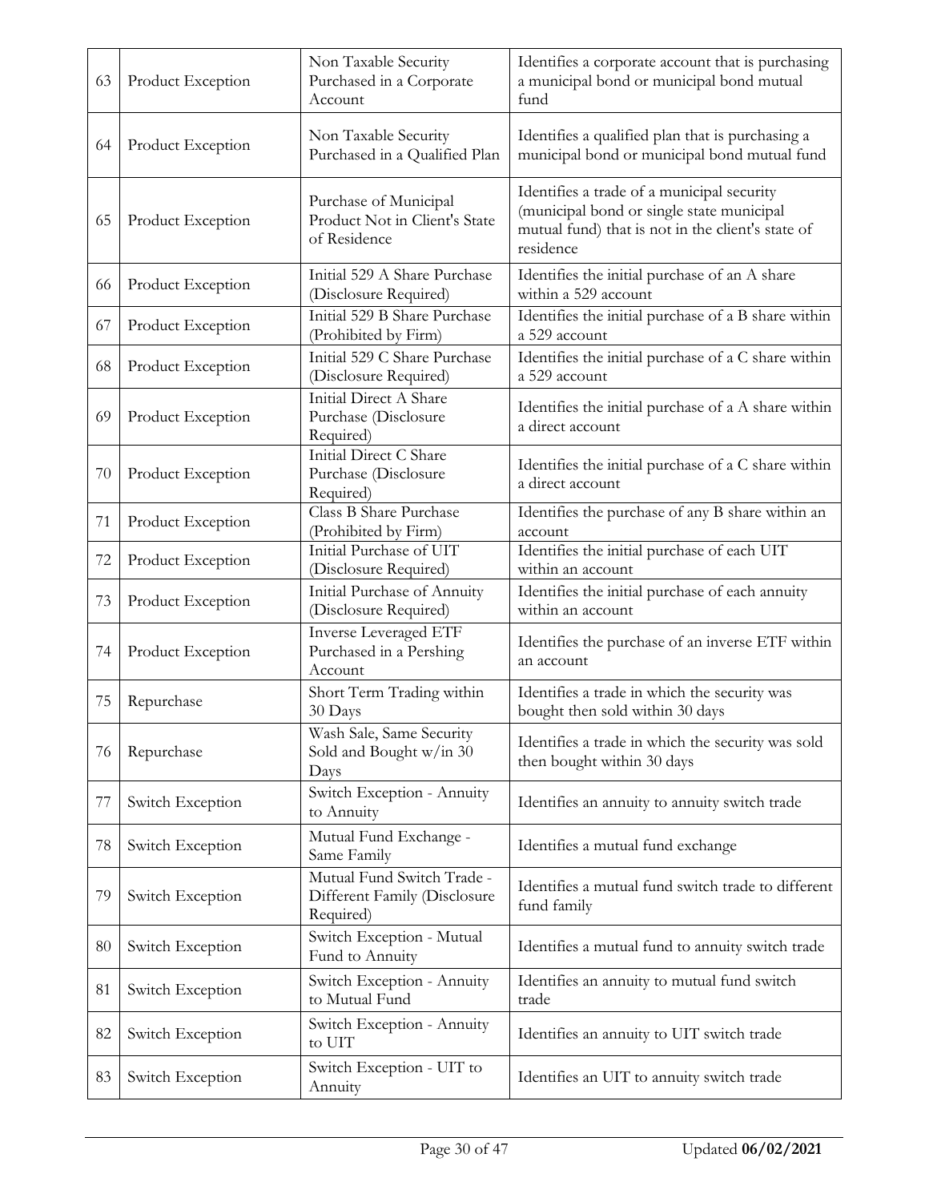| | | | |
|---|---|---|---|
| 63 | Product Exception | Non Taxable Security Purchased in a Corporate Account | Identifies a corporate account that is purchasing a municipal bond or municipal bond mutual fund |
| 64 | Product Exception | Non Taxable Security Purchased in a Qualified Plan | Identifies a qualified plan that is purchasing a municipal bond or municipal bond mutual fund |
| 65 | Product Exception | Purchase of Municipal Product Not in Client's State of Residence | Identifies a trade of a municipal security (municipal bond or single state municipal mutual fund) that is not in the client's state of residence |
| 66 | Product Exception | Initial 529 A Share Purchase (Disclosure Required) | Identifies the initial purchase of an A share within a 529 account |
| 67 | Product Exception | Initial 529 B Share Purchase (Prohibited by Firm) | Identifies the initial purchase of a B share within a 529 account |
| 68 | Product Exception | Initial 529 C Share Purchase (Disclosure Required) | Identifies the initial purchase of a C share within a 529 account |
| 69 | Product Exception | Initial Direct A Share Purchase (Disclosure Required) | Identifies the initial purchase of a A share within a direct account |
| 70 | Product Exception | Initial Direct C Share Purchase (Disclosure Required) | Identifies the initial purchase of a C share within a direct account |
| 71 | Product Exception | Class B Share Purchase (Prohibited by Firm) | Identifies the purchase of any B share within an account |
| 72 | Product Exception | Initial Purchase of UIT (Disclosure Required) | Identifies the initial purchase of each UIT within an account |
| 73 | Product Exception | Initial Purchase of Annuity (Disclosure Required) | Identifies the initial purchase of each annuity within an account |
| 74 | Product Exception | Inverse Leveraged ETF Purchased in a Pershing Account | Identifies the purchase of an inverse ETF within an account |
| 75 | Repurchase | Short Term Trading within 30 Days | Identifies a trade in which the security was bought then sold within 30 days |
| 76 | Repurchase | Wash Sale, Same Security Sold and Bought w/in 30 Days | Identifies a trade in which the security was sold then bought within 30 days |
| 77 | Switch Exception | Switch Exception - Annuity to Annuity | Identifies an annuity to annuity switch trade |
| 78 | Switch Exception | Mutual Fund Exchange - Same Family | Identifies a mutual fund exchange |
| 79 | Switch Exception | Mutual Fund Switch Trade - Different Family (Disclosure Required) | Identifies a mutual fund switch trade to different fund family |
| 80 | Switch Exception | Switch Exception - Mutual Fund to Annuity | Identifies a mutual fund to annuity switch trade |
| 81 | Switch Exception | Switch Exception - Annuity to Mutual Fund | Identifies an annuity to mutual fund switch trade |
| 82 | Switch Exception | Switch Exception - Annuity to UIT | Identifies an annuity to UIT switch trade |
| 83 | Switch Exception | Switch Exception - UIT to Annuity | Identifies an UIT to annuity switch trade |

Updated **06/02/2021**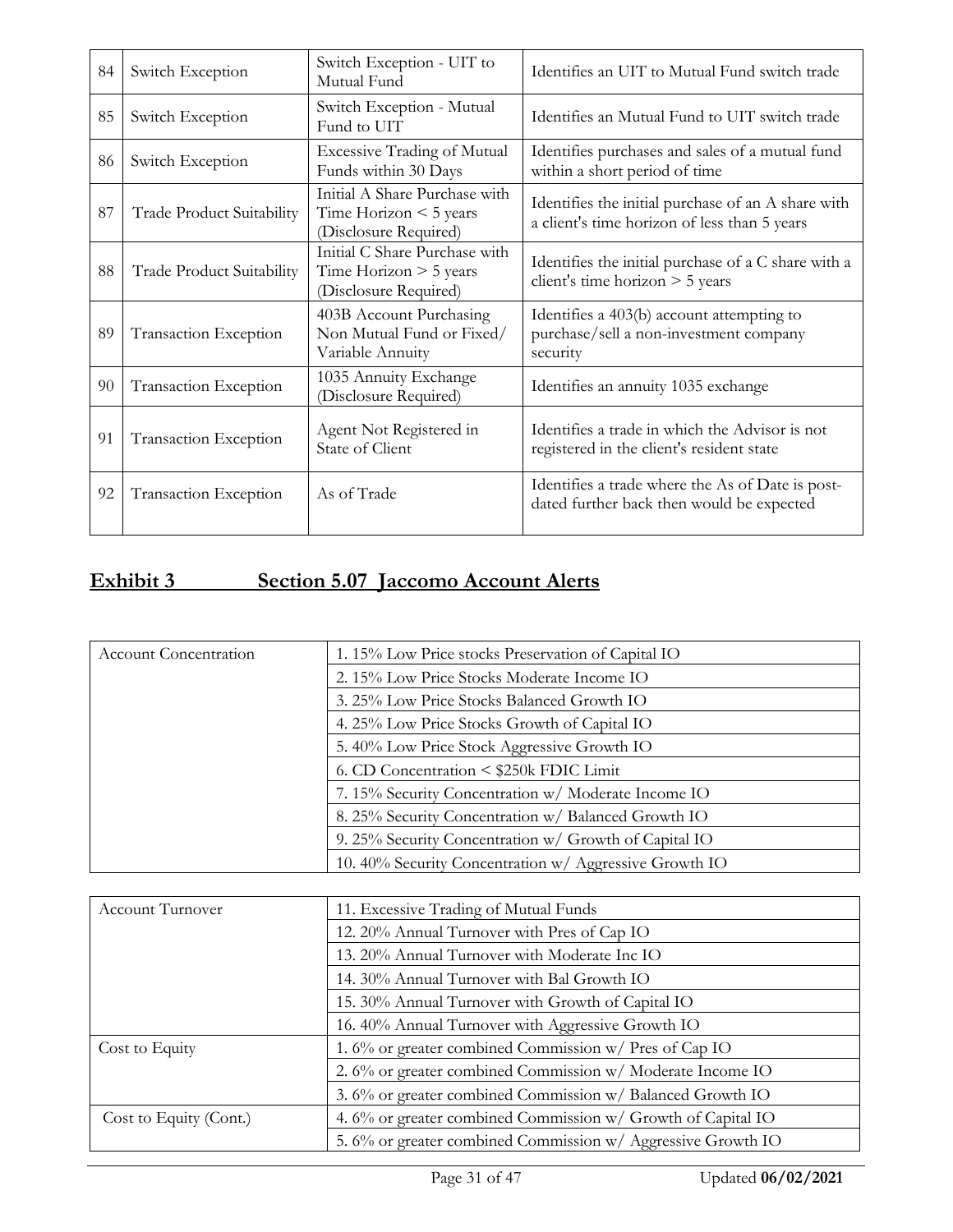| | | | |
|---|---|---|---|
| 84 | Switch Exception | Switch Exception - UIT to Mutual Fund | Identifies an UIT to Mutual Fund switch trade |
| 85 | Switch Exception | Switch Exception - Mutual Fund to UIT | Identifies an Mutual Fund to UIT switch trade |
| 86 | Switch Exception | Excessive Trading of Mutual Funds within 30 Days | Identifies purchases and sales of a mutual fund within a short period of time |
| 87 | Trade Product Suitability | Initial A Share Purchase with Time Horizon < 5 years (Disclosure Required) | Identifies the initial purchase of an A share with a client's time horizon of less than 5 years |
| 88 | Trade Product Suitability | Initial C Share Purchase with Time Horizon > 5 years (Disclosure Required) | Identifies the initial purchase of a C share with a client's time horizon > 5 years |
| 89 | Transaction Exception | 403B Account Purchasing Non Mutual Fund or Fixed/ Variable Annuity | Identifies a 403(b) account attempting to purchase/sell a non-investment company security |
| 90 | Transaction Exception | 1035 Annuity Exchange (Disclosure Required) | Identifies an annuity 1035 exchange |
| 91 | Transaction Exception | Agent Not Registered in State of Client | Identifies a trade in which the Advisor is not registered in the client's resident state |
| 92 | Transaction Exception | As of Trade | Identifies a trade where the As of Date is post-dated further back then would be expected |

## Exhibit 3 Section 5.07 Jaccomo Account Alerts

| | |
|---|---|
| Account Concentration | 1. 15% Low Price stocks Preservation of Capital IO |
| | 2. 15% Low Price Stocks Moderate Income IO |
| | 3. 25% Low Price Stocks Balanced Growth IO |
| | 4. 25% Low Price Stocks Growth of Capital IO |
| | 5. 40% Low Price Stock Aggressive Growth IO |
| | 6. CD Concentration < $250k FDIC Limit |
| | 7. 15% Security Concentration w/ Moderate Income IO |
| | 8. 25% Security Concentration w/ Balanced Growth IO |
| | 9. 25% Security Concentration w/ Growth of Capital IO |
| | 10. 40% Security Concentration w/ Aggressive Growth IO |

| | |
|---|---|
| Account Turnover | 11. Excessive Trading of Mutual Funds |
| | 12. 20% Annual Turnover with Pres of Cap IO |
| | 13. 20% Annual Turnover with Moderate Inc IO |
| | 14. 30% Annual Turnover with Bal Growth IO |
| | 15. 30% Annual Turnover with Growth of Capital IO |
| | 16. 40% Annual Turnover with Aggressive Growth IO |
| Cost to Equity | 1. 6% or greater combined Commission w/ Pres of Cap IO |
| | 2. 6% or greater combined Commission w/ Moderate Income IO |
| | 3. 6% or greater combined Commission w/ Balanced Growth IO |
| Cost to Equity (Cont.) | 4. 6% or greater combined Commission w/ Growth of Capital IO |
| | 5. 6% or greater combined Commission w/ Aggressive Growth IO |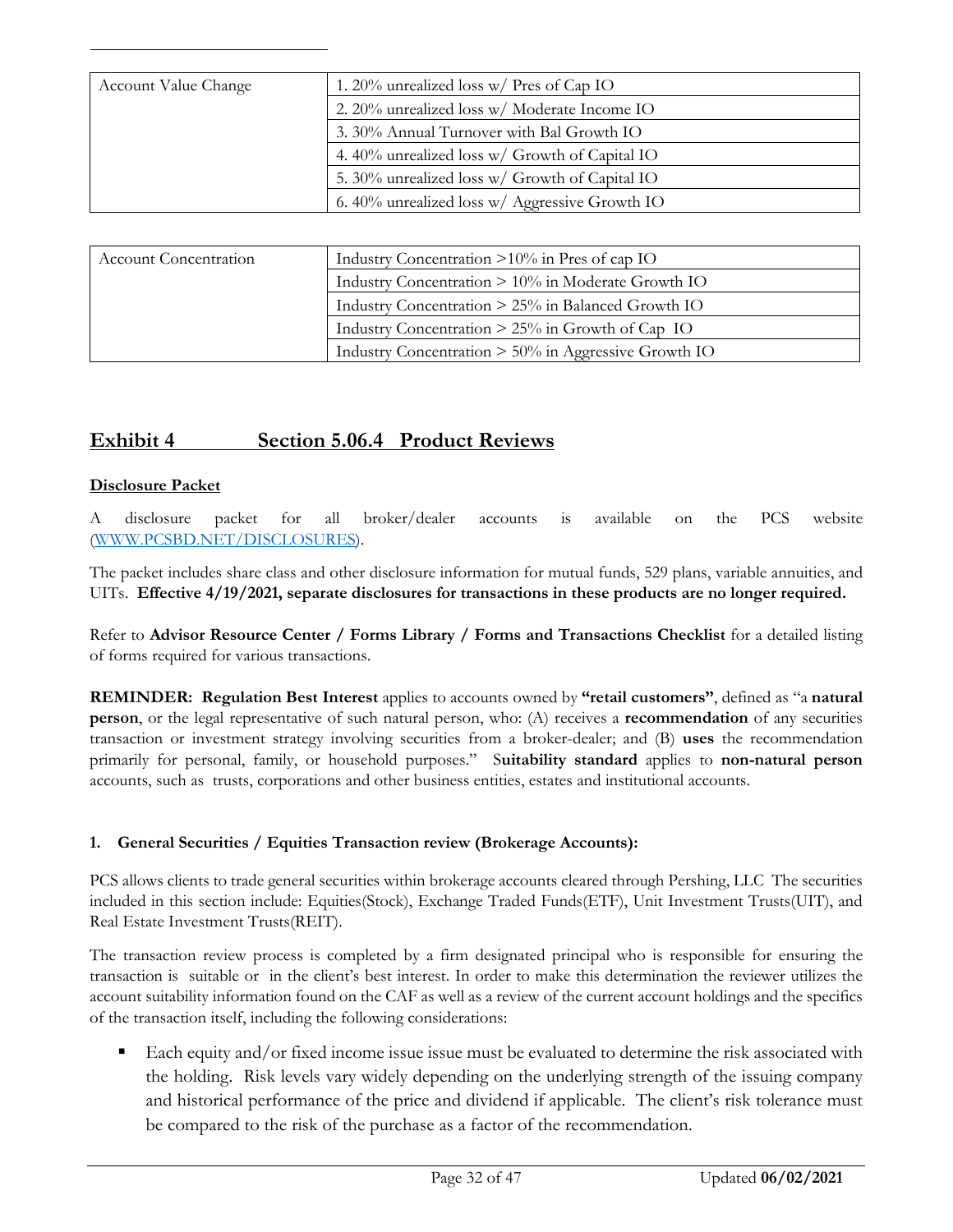| | |
|---|---|
| Account Value Change | 1. 20% unrealized loss w/ Pres of Cap IO |
| | 2. 20% unrealized loss w/ Moderate Income IO |
| | 3. 30% Annual Turnover with Bal Growth IO |
| | 4. 40% unrealized loss w/ Growth of Capital IO |
| | 5. 30% unrealized loss w/ Growth of Capital IO |
| | 6. 40% unrealized loss w/ Aggressive Growth IO |

| | |
|---|---|
| Account Concentration | Industry Concentration >10% in Pres of cap IO |
| | Industry Concentration > 10% in Moderate Growth IO |
| | Industry Concentration > 25% in Balanced Growth IO |
| | Industry Concentration > 25% in Growth of Cap IO |
| | Industry Concentration > 50% in Aggressive Growth IO |

## Exhibit 4 Section 5.06.4 Product Reviews

**Disclosure Packet**

A disclosure packet for all broker/dealer accounts is available on the PCS website (WWW.PCSBD.NET/DISCLOSURES).

The packet includes share class and other disclosure information for mutual funds, 529 plans, variable annuities, and UITs. **Effective 4/19/2021, separate disclosures for transactions in these products are no longer required.**

Refer to **Advisor Resource Center / Forms Library / Forms and Transactions Checklist** for a detailed listing of forms required for various transactions.

**REMINDER: Regulation Best Interest** applies to accounts owned by **"retail customers"**, defined as "a **natural person**, or the legal representative of such natural person, who: (A) receives a **recommendation** of any securities transaction or investment strategy involving securities from a broker-dealer; and (B) **uses** the recommendation primarily for personal, family, or household purposes." S**uitability standard** applies to **non-natural person** accounts, such as trusts, corporations and other business entities, estates and institutional accounts.

**1. General Securities / Equities Transaction review (Brokerage Accounts):**

PCS allows clients to trade general securities within brokerage accounts cleared through Pershing, LLC The securities included in this section include: Equities(Stock), Exchange Traded Funds(ETF), Unit Investment Trusts(UIT), and Real Estate Investment Trusts(REIT).

The transaction review process is completed by a firm designated principal who is responsible for ensuring the transaction is suitable or in the client's best interest. In order to make this determination the reviewer utilizes the account suitability information found on the CAF as well as a review of the current account holdings and the specifics of the transaction itself, including the following considerations:

- Each equity and/or fixed income issue issue must be evaluated to determine the risk associated with the holding. Risk levels vary widely depending on the underlying strength of the issuing company and historical performance of the price and dividend if applicable. The client's risk tolerance must be compared to the risk of the purchase as a factor of the recommendation.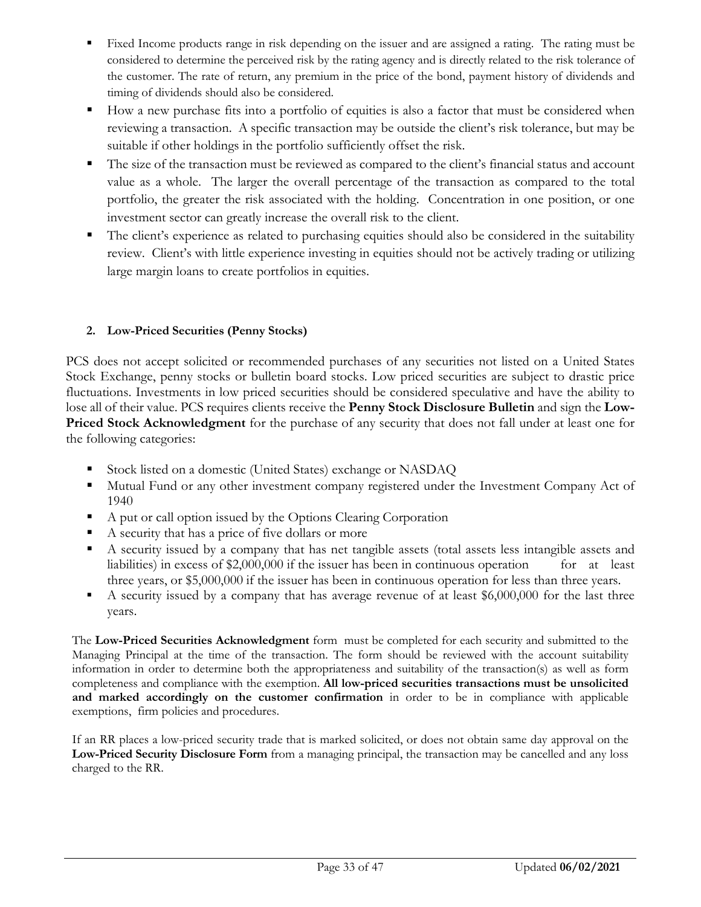- Fixed Income products range in risk depending on the issuer and are assigned a rating. The rating must be considered to determine the perceived risk by the rating agency and is directly related to the risk tolerance of the customer. The rate of return, any premium in the price of the bond, payment history of dividends and timing of dividends should also be considered.
- How a new purchase fits into a portfolio of equities is also a factor that must be considered when reviewing a transaction. A specific transaction may be outside the client's risk tolerance, but may be suitable if other holdings in the portfolio sufficiently offset the risk.
- The size of the transaction must be reviewed as compared to the client's financial status and account value as a whole. The larger the overall percentage of the transaction as compared to the total portfolio, the greater the risk associated with the holding. Concentration in one position, or one investment sector can greatly increase the overall risk to the client.
- The client's experience as related to purchasing equities should also be considered in the suitability review. Client's with little experience investing in equities should not be actively trading or utilizing large margin loans to create portfolios in equities.

**2. Low-Priced Securities (Penny Stocks)**

PCS does not accept solicited or recommended purchases of any securities not listed on a United States Stock Exchange, penny stocks or bulletin board stocks. Low priced securities are subject to drastic price fluctuations. Investments in low priced securities should be considered speculative and have the ability to lose all of their value. PCS requires clients receive the **Penny Stock Disclosure Bulletin** and sign the **Low-Priced Stock Acknowledgment** for the purchase of any security that does not fall under at least one for the following categories:

- Stock listed on a domestic (United States) exchange or NASDAQ
- Mutual Fund or any other investment company registered under the Investment Company Act of 1940
- A put or call option issued by the Options Clearing Corporation
- A security that has a price of five dollars or more
- A security issued by a company that has net tangible assets (total assets less intangible assets and liabilities) in excess of $2,000,000 if the issuer has been in continuous operation for at least three years, or $5,000,000 if the issuer has been in continuous operation for less than three years.
- A security issued by a company that has average revenue of at least $6,000,000 for the last three years.

The **Low-Priced Securities Acknowledgment** form must be completed for each security and submitted to the Managing Principal at the time of the transaction. The form should be reviewed with the account suitability information in order to determine both the appropriateness and suitability of the transaction(s) as well as form completeness and compliance with the exemption. **All low-priced securities transactions must be unsolicited and marked accordingly on the customer confirmation** in order to be in compliance with applicable exemptions, firm policies and procedures.

If an RR places a low-priced security trade that is marked solicited, or does not obtain same day approval on the **Low-Priced Security Disclosure Form** from a managing principal, the transaction may be cancelled and any loss charged to the RR.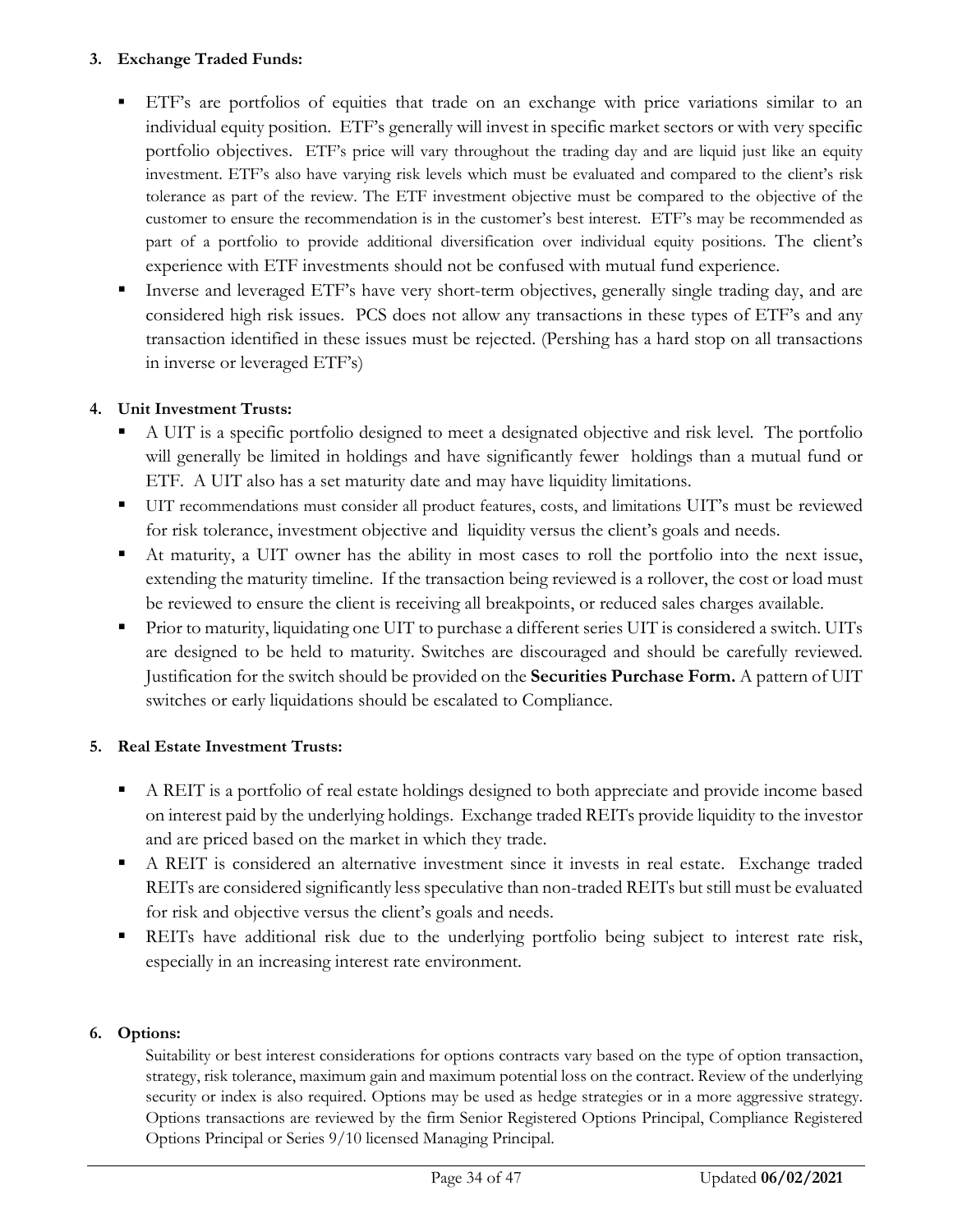**3. Exchange Traded Funds:**

- ETF's are portfolios of equities that trade on an exchange with price variations similar to an individual equity position. ETF's generally will invest in specific market sectors or with very specific portfolio objectives. ETF's price will vary throughout the trading day and are liquid just like an equity investment. ETF's also have varying risk levels which must be evaluated and compared to the client's risk tolerance as part of the review. The ETF investment objective must be compared to the objective of the customer to ensure the recommendation is in the customer's best interest. ETF's may be recommended as part of a portfolio to provide additional diversification over individual equity positions. The client's experience with ETF investments should not be confused with mutual fund experience.
- Inverse and leveraged ETF's have very short-term objectives, generally single trading day, and are considered high risk issues. PCS does not allow any transactions in these types of ETF's and any transaction identified in these issues must be rejected. (Pershing has a hard stop on all transactions in inverse or leveraged ETF's)

**4. Unit Investment Trusts:**

- A UIT is a specific portfolio designed to meet a designated objective and risk level. The portfolio will generally be limited in holdings and have significantly fewer holdings than a mutual fund or ETF. A UIT also has a set maturity date and may have liquidity limitations.
- UIT recommendations must consider all product features, costs, and limitations UIT's must be reviewed for risk tolerance, investment objective and liquidity versus the client's goals and needs.
- At maturity, a UIT owner has the ability in most cases to roll the portfolio into the next issue, extending the maturity timeline. If the transaction being reviewed is a rollover, the cost or load must be reviewed to ensure the client is receiving all breakpoints, or reduced sales charges available.
- Prior to maturity, liquidating one UIT to purchase a different series UIT is considered a switch. UITs are designed to be held to maturity. Switches are discouraged and should be carefully reviewed. Justification for the switch should be provided on the **Securities Purchase Form.** A pattern of UIT switches or early liquidations should be escalated to Compliance.

**5. Real Estate Investment Trusts:**

- A REIT is a portfolio of real estate holdings designed to both appreciate and provide income based on interest paid by the underlying holdings. Exchange traded REITs provide liquidity to the investor and are priced based on the market in which they trade.
- A REIT is considered an alternative investment since it invests in real estate. Exchange traded REITs are considered significantly less speculative than non-traded REITs but still must be evaluated for risk and objective versus the client's goals and needs.
- REITs have additional risk due to the underlying portfolio being subject to interest rate risk, especially in an increasing interest rate environment.

**6. Options:**

Suitability or best interest considerations for options contracts vary based on the type of option transaction, strategy, risk tolerance, maximum gain and maximum potential loss on the contract. Review of the underlying security or index is also required. Options may be used as hedge strategies or in a more aggressive strategy. Options transactions are reviewed by the firm Senior Registered Options Principal, Compliance Registered Options Principal or Series 9/10 licensed Managing Principal.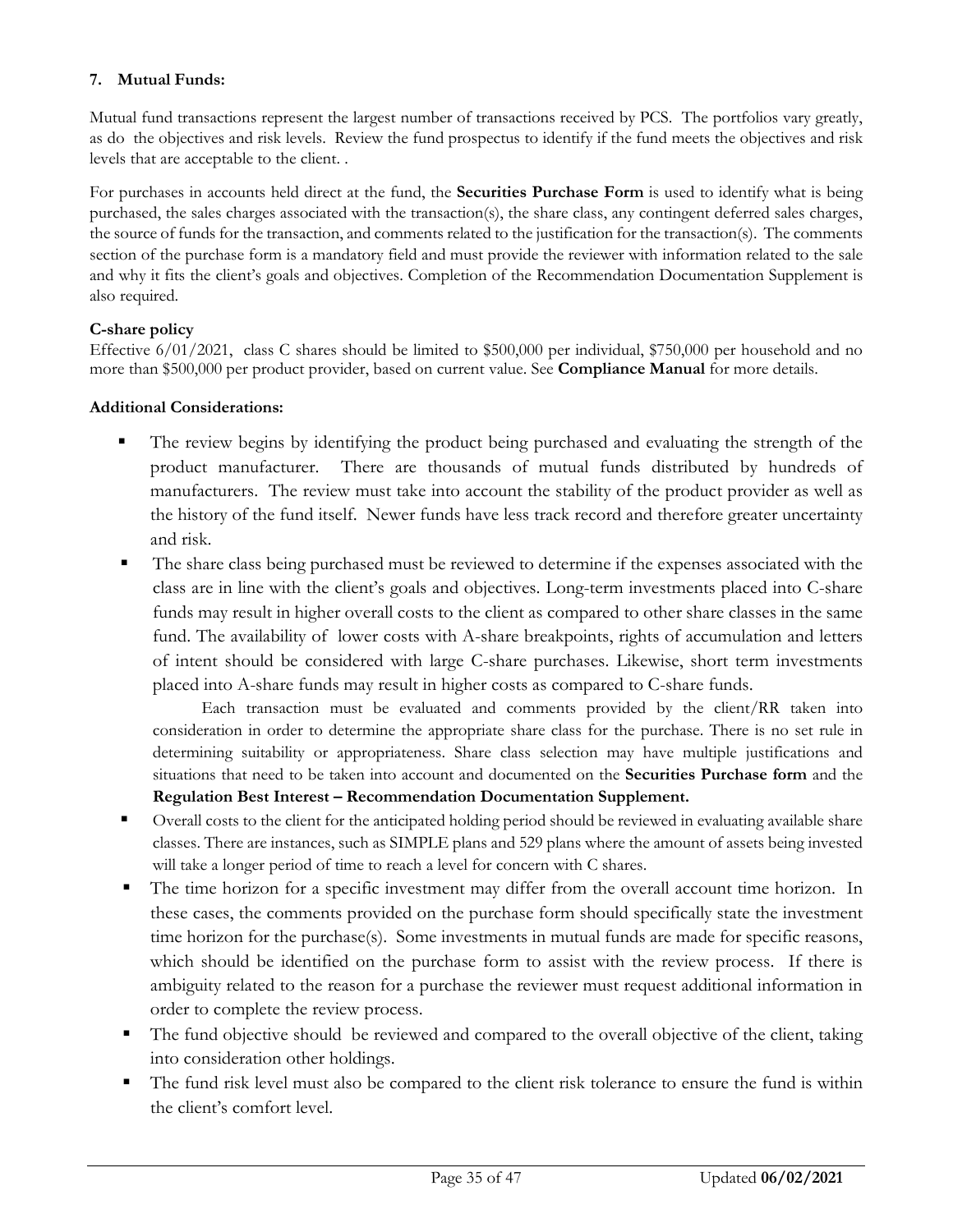**7. Mutual Funds:**

Mutual fund transactions represent the largest number of transactions received by PCS. The portfolios vary greatly, as do the objectives and risk levels. Review the fund prospectus to identify if the fund meets the objectives and risk levels that are acceptable to the client. .

For purchases in accounts held direct at the fund, the **Securities Purchase Form** is used to identify what is being purchased, the sales charges associated with the transaction(s), the share class, any contingent deferred sales charges, the source of funds for the transaction, and comments related to the justification for the transaction(s). The comments section of the purchase form is a mandatory field and must provide the reviewer with information related to the sale and why it fits the client's goals and objectives. Completion of the Recommendation Documentation Supplement is also required.

**C-share policy**

Effective 6/01/2021, class C shares should be limited to $500,000 per individual, $750,000 per household and no more than $500,000 per product provider, based on current value. See **Compliance Manual** for more details.

**Additional Considerations:**

- The review begins by identifying the product being purchased and evaluating the strength of the product manufacturer. There are thousands of mutual funds distributed by hundreds of manufacturers. The review must take into account the stability of the product provider as well as the history of the fund itself. Newer funds have less track record and therefore greater uncertainty and risk.
- The share class being purchased must be reviewed to determine if the expenses associated with the class are in line with the client's goals and objectives. Long-term investments placed into C-share funds may result in higher overall costs to the client as compared to other share classes in the same fund. The availability of lower costs with A-share breakpoints, rights of accumulation and letters of intent should be considered with large C-share purchases. Likewise, short term investments placed into A-share funds may result in higher costs as compared to C-share funds.

  Each transaction must be evaluated and comments provided by the client/RR taken into consideration in order to determine the appropriate share class for the purchase. There is no set rule in determining suitability or appropriateness. Share class selection may have multiple justifications and situations that need to be taken into account and documented on the **Securities Purchase form** and the **Regulation Best Interest – Recommendation Documentation Supplement.**
- Overall costs to the client for the anticipated holding period should be reviewed in evaluating available share classes. There are instances, such as SIMPLE plans and 529 plans where the amount of assets being invested will take a longer period of time to reach a level for concern with C shares.
- The time horizon for a specific investment may differ from the overall account time horizon. In these cases, the comments provided on the purchase form should specifically state the investment time horizon for the purchase(s). Some investments in mutual funds are made for specific reasons, which should be identified on the purchase form to assist with the review process. If there is ambiguity related to the reason for a purchase the reviewer must request additional information in order to complete the review process.
- The fund objective should be reviewed and compared to the overall objective of the client, taking into consideration other holdings.
- The fund risk level must also be compared to the client risk tolerance to ensure the fund is within the client's comfort level.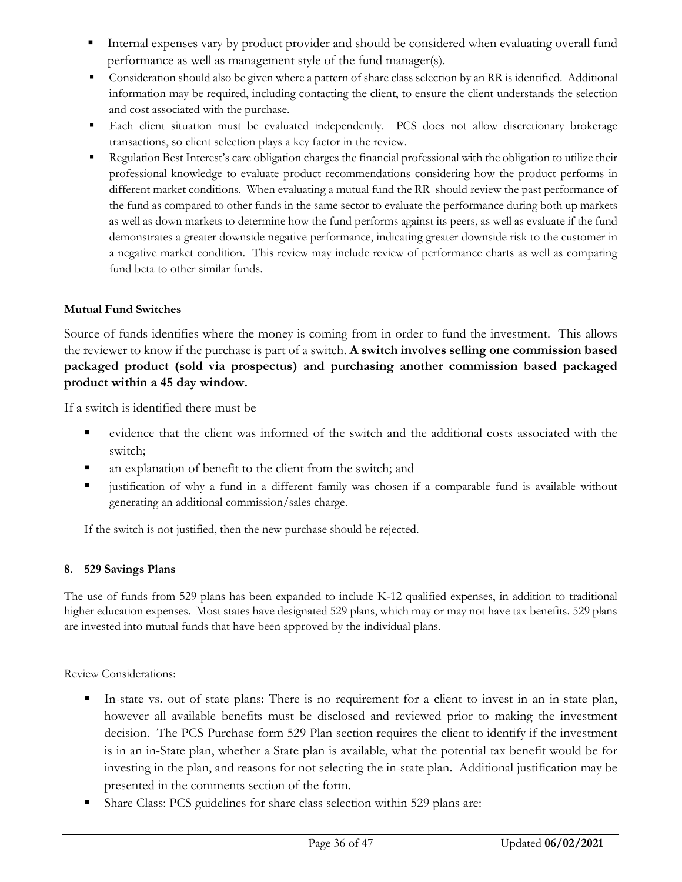- Internal expenses vary by product provider and should be considered when evaluating overall fund performance as well as management style of the fund manager(s).
- Consideration should also be given where a pattern of share class selection by an RR is identified. Additional information may be required, including contacting the client, to ensure the client understands the selection and cost associated with the purchase.
- Each client situation must be evaluated independently. PCS does not allow discretionary brokerage transactions, so client selection plays a key factor in the review.
- Regulation Best Interest's care obligation charges the financial professional with the obligation to utilize their professional knowledge to evaluate product recommendations considering how the product performs in different market conditions. When evaluating a mutual fund the RR should review the past performance of the fund as compared to other funds in the same sector to evaluate the performance during both up markets as well as down markets to determine how the fund performs against its peers, as well as evaluate if the fund demonstrates a greater downside negative performance, indicating greater downside risk to the customer in a negative market condition. This review may include review of performance charts as well as comparing fund beta to other similar funds.

**Mutual Fund Switches**

Source of funds identifies where the money is coming from in order to fund the investment. This allows the reviewer to know if the purchase is part of a switch. **A switch involves selling one commission based packaged product (sold via prospectus) and purchasing another commission based packaged product within a 45 day window.**

If a switch is identified there must be

- evidence that the client was informed of the switch and the additional costs associated with the switch;
- an explanation of benefit to the client from the switch; and
- justification of why a fund in a different family was chosen if a comparable fund is available without generating an additional commission/sales charge.

If the switch is not justified, then the new purchase should be rejected.

**8. 529 Savings Plans**

The use of funds from 529 plans has been expanded to include K-12 qualified expenses, in addition to traditional higher education expenses. Most states have designated 529 plans, which may or may not have tax benefits. 529 plans are invested into mutual funds that have been approved by the individual plans.

Review Considerations:

- In-state vs. out of state plans: There is no requirement for a client to invest in an in-state plan, however all available benefits must be disclosed and reviewed prior to making the investment decision. The PCS Purchase form 529 Plan section requires the client to identify if the investment is in an in-State plan, whether a State plan is available, what the potential tax benefit would be for investing in the plan, and reasons for not selecting the in-state plan. Additional justification may be presented in the comments section of the form.
- Share Class: PCS guidelines for share class selection within 529 plans are: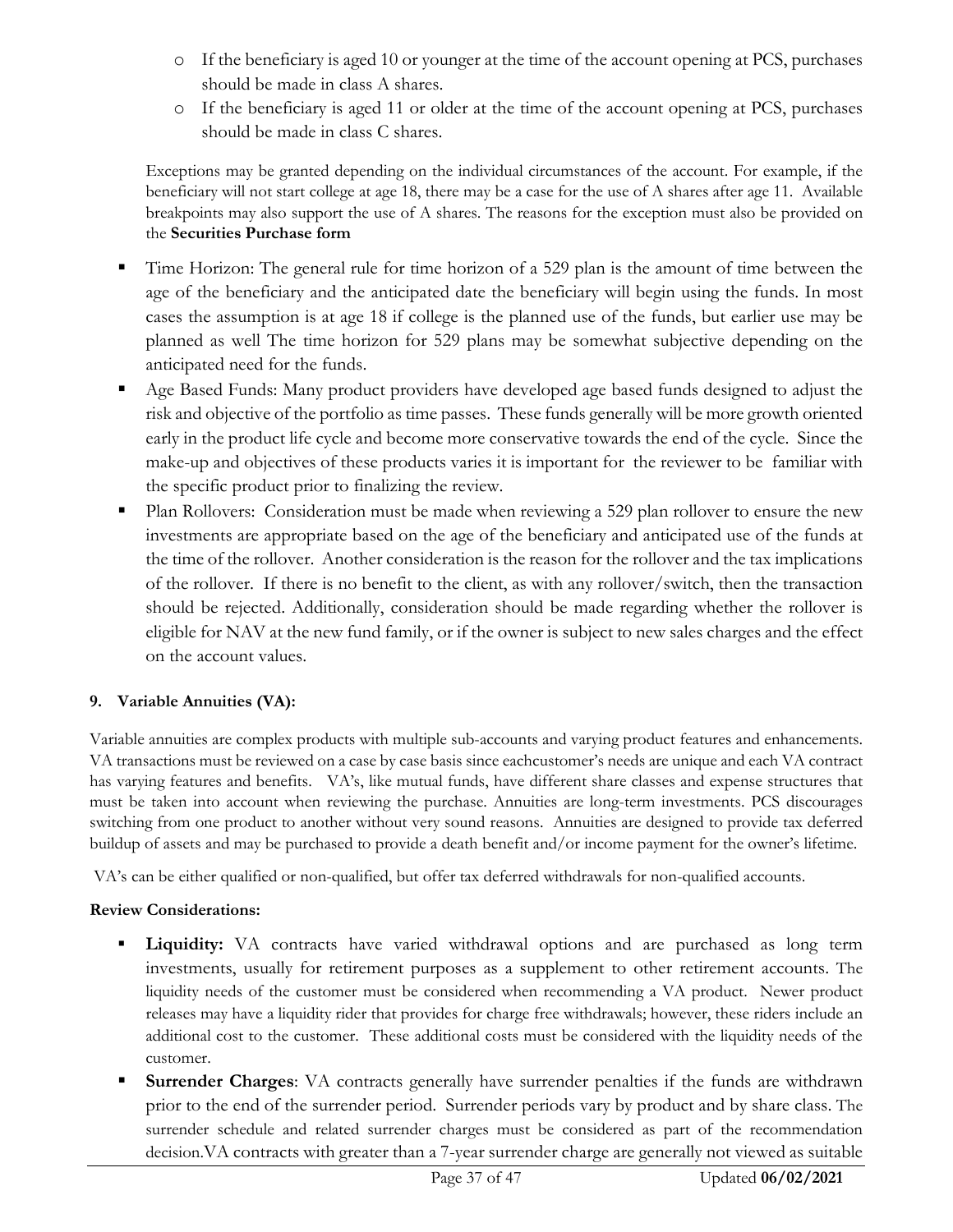- If the beneficiary is aged 10 or younger at the time of the account opening at PCS, purchases should be made in class A shares.
- If the beneficiary is aged 11 or older at the time of the account opening at PCS, purchases should be made in class C shares.

Exceptions may be granted depending on the individual circumstances of the account. For example, if the beneficiary will not start college at age 18, there may be a case for the use of A shares after age 11. Available breakpoints may also support the use of A shares. The reasons for the exception must also be provided on the **Securities Purchase form**

- Time Horizon: The general rule for time horizon of a 529 plan is the amount of time between the age of the beneficiary and the anticipated date the beneficiary will begin using the funds. In most cases the assumption is at age 18 if college is the planned use of the funds, but earlier use may be planned as well The time horizon for 529 plans may be somewhat subjective depending on the anticipated need for the funds.
- Age Based Funds: Many product providers have developed age based funds designed to adjust the risk and objective of the portfolio as time passes. These funds generally will be more growth oriented early in the product life cycle and become more conservative towards the end of the cycle. Since the make-up and objectives of these products varies it is important for the reviewer to be familiar with the specific product prior to finalizing the review.
- Plan Rollovers: Consideration must be made when reviewing a 529 plan rollover to ensure the new investments are appropriate based on the age of the beneficiary and anticipated use of the funds at the time of the rollover. Another consideration is the reason for the rollover and the tax implications of the rollover. If there is no benefit to the client, as with any rollover/switch, then the transaction should be rejected. Additionally, consideration should be made regarding whether the rollover is eligible for NAV at the new fund family, or if the owner is subject to new sales charges and the effect on the account values.

**9. Variable Annuities (VA):**

Variable annuities are complex products with multiple sub-accounts and varying product features and enhancements. VA transactions must be reviewed on a case by case basis since eachcustomer's needs are unique and each VA contract has varying features and benefits. VA's, like mutual funds, have different share classes and expense structures that must be taken into account when reviewing the purchase. Annuities are long-term investments. PCS discourages switching from one product to another without very sound reasons. Annuities are designed to provide tax deferred buildup of assets and may be purchased to provide a death benefit and/or income payment for the owner's lifetime.

VA's can be either qualified or non-qualified, but offer tax deferred withdrawals for non-qualified accounts.

**Review Considerations:**

- **Liquidity:** VA contracts have varied withdrawal options and are purchased as long term investments, usually for retirement purposes as a supplement to other retirement accounts. The liquidity needs of the customer must be considered when recommending a VA product. Newer product releases may have a liquidity rider that provides for charge free withdrawals; however, these riders include an additional cost to the customer. These additional costs must be considered with the liquidity needs of the customer.
- **Surrender Charges**: VA contracts generally have surrender penalties if the funds are withdrawn prior to the end of the surrender period. Surrender periods vary by product and by share class. The surrender schedule and related surrender charges must be considered as part of the recommendation decision.VA contracts with greater than a 7-year surrender charge are generally not viewed as suitable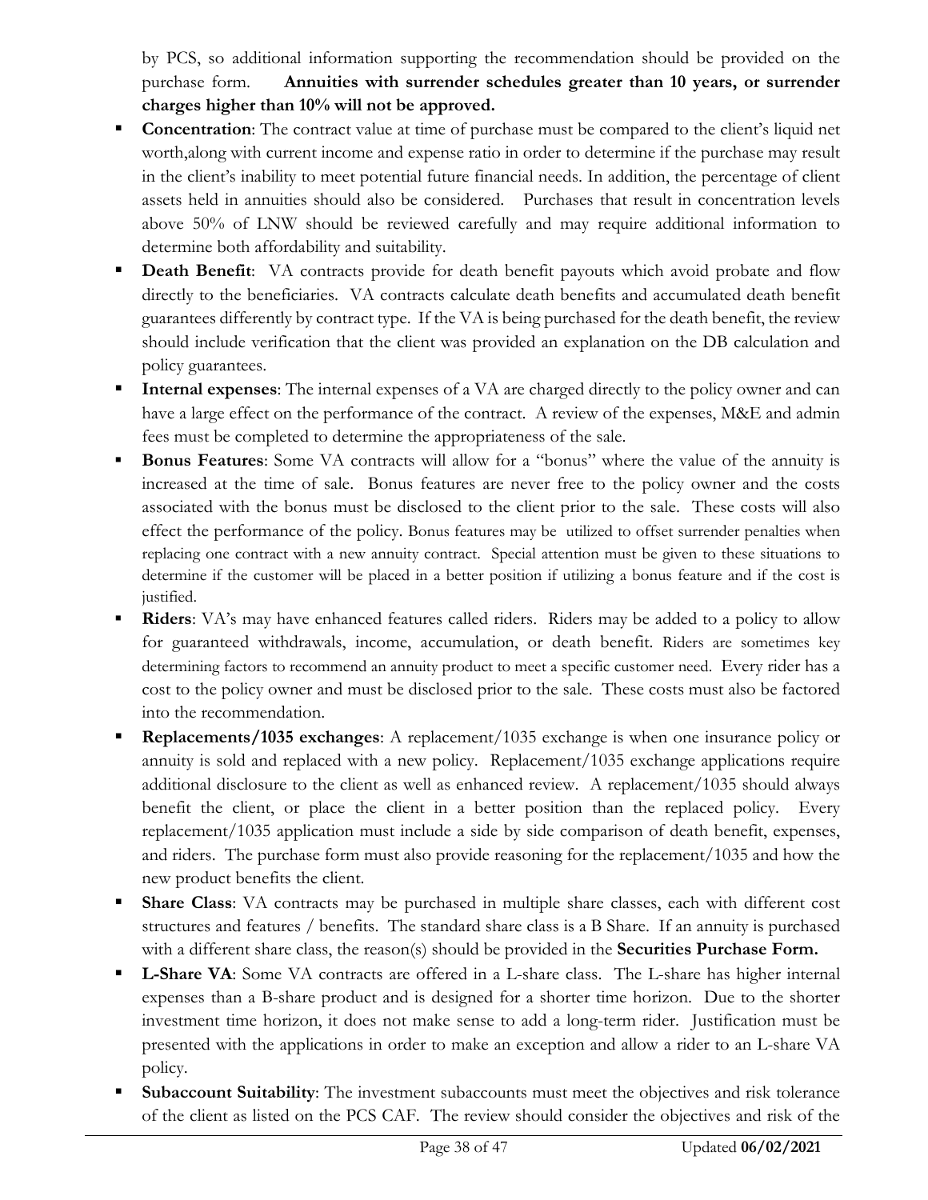by PCS, so additional information supporting the recommendation should be provided on the purchase form. **Annuities with surrender schedules greater than 10 years, or surrender charges higher than 10% will not be approved.**

- **Concentration**: The contract value at time of purchase must be compared to the client's liquid net worth,along with current income and expense ratio in order to determine if the purchase may result in the client's inability to meet potential future financial needs. In addition, the percentage of client assets held in annuities should also be considered. Purchases that result in concentration levels above 50% of LNW should be reviewed carefully and may require additional information to determine both affordability and suitability.
- **Death Benefit**: VA contracts provide for death benefit payouts which avoid probate and flow directly to the beneficiaries. VA contracts calculate death benefits and accumulated death benefit guarantees differently by contract type. If the VA is being purchased for the death benefit, the review should include verification that the client was provided an explanation on the DB calculation and policy guarantees.
- **Internal expenses**: The internal expenses of a VA are charged directly to the policy owner and can have a large effect on the performance of the contract. A review of the expenses, M&E and admin fees must be completed to determine the appropriateness of the sale.
- **Bonus Features**: Some VA contracts will allow for a "bonus" where the value of the annuity is increased at the time of sale. Bonus features are never free to the policy owner and the costs associated with the bonus must be disclosed to the client prior to the sale. These costs will also effect the performance of the policy. Bonus features may be utilized to offset surrender penalties when replacing one contract with a new annuity contract. Special attention must be given to these situations to determine if the customer will be placed in a better position if utilizing a bonus feature and if the cost is justified.
- **Riders**: VA's may have enhanced features called riders. Riders may be added to a policy to allow for guaranteed withdrawals, income, accumulation, or death benefit. Riders are sometimes key determining factors to recommend an annuity product to meet a specific customer need. Every rider has a cost to the policy owner and must be disclosed prior to the sale. These costs must also be factored into the recommendation.
- **Replacements/1035 exchanges**: A replacement/1035 exchange is when one insurance policy or annuity is sold and replaced with a new policy. Replacement/1035 exchange applications require additional disclosure to the client as well as enhanced review. A replacement/1035 should always benefit the client, or place the client in a better position than the replaced policy. Every replacement/1035 application must include a side by side comparison of death benefit, expenses, and riders. The purchase form must also provide reasoning for the replacement/1035 and how the new product benefits the client.
- **Share Class**: VA contracts may be purchased in multiple share classes, each with different cost structures and features / benefits. The standard share class is a B Share. If an annuity is purchased with a different share class, the reason(s) should be provided in the **Securities Purchase Form.**
- **L-Share VA**: Some VA contracts are offered in a L-share class. The L-share has higher internal expenses than a B-share product and is designed for a shorter time horizon. Due to the shorter investment time horizon, it does not make sense to add a long-term rider. Justification must be presented with the applications in order to make an exception and allow a rider to an L-share VA policy.
- **Subaccount Suitability**: The investment subaccounts must meet the objectives and risk tolerance of the client as listed on the PCS CAF. The review should consider the objectives and risk of the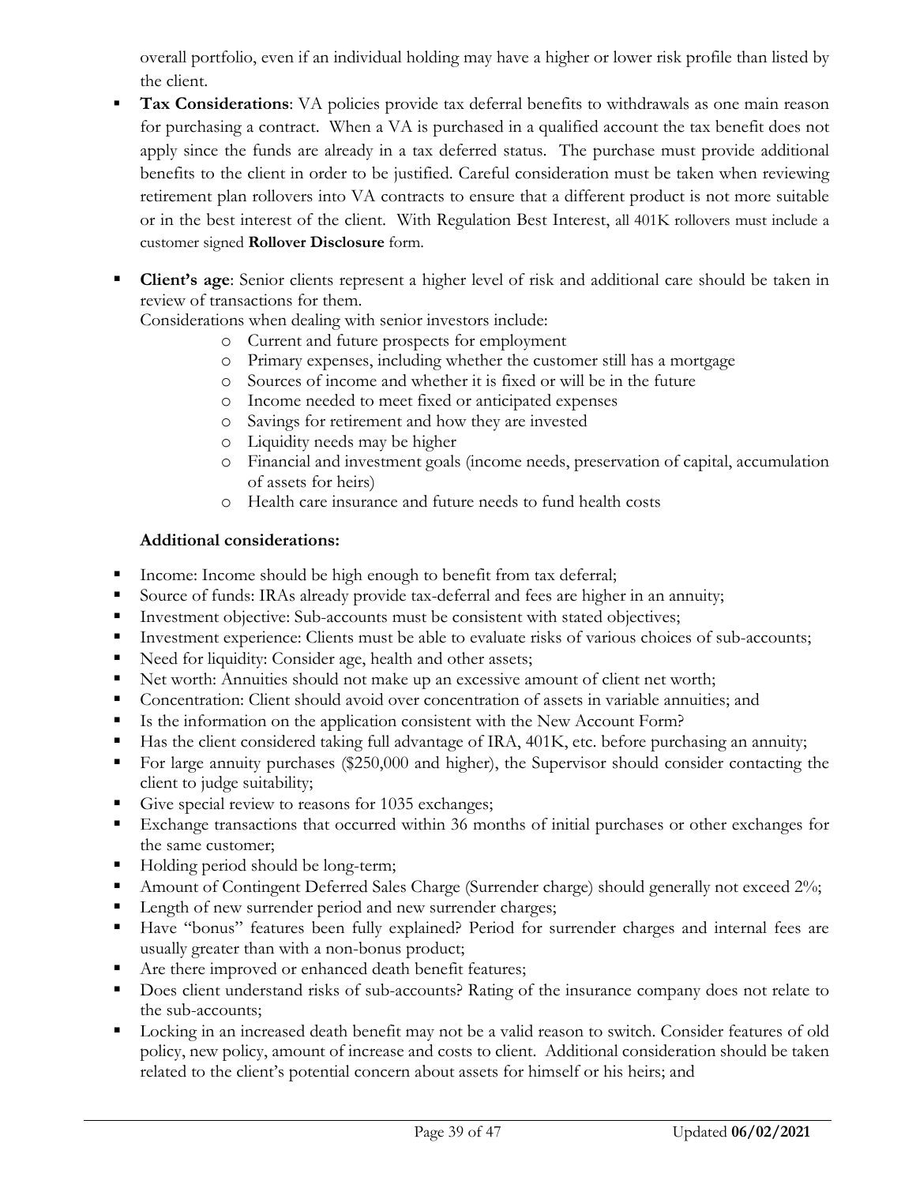overall portfolio, even if an individual holding may have a higher or lower risk profile than listed by the client.

- **Tax Considerations**: VA policies provide tax deferral benefits to withdrawals as one main reason for purchasing a contract. When a VA is purchased in a qualified account the tax benefit does not apply since the funds are already in a tax deferred status. The purchase must provide additional benefits to the client in order to be justified. Careful consideration must be taken when reviewing retirement plan rollovers into VA contracts to ensure that a different product is not more suitable or in the best interest of the client. With Regulation Best Interest, all 401K rollovers must include a customer signed **Rollover Disclosure** form.

- **Client's age**: Senior clients represent a higher level of risk and additional care should be taken in review of transactions for them.

  Considerations when dealing with senior investors include:
  - Current and future prospects for employment
  - Primary expenses, including whether the customer still has a mortgage
  - Sources of income and whether it is fixed or will be in the future
  - Income needed to meet fixed or anticipated expenses
  - Savings for retirement and how they are invested
  - Liquidity needs may be higher
  - Financial and investment goals (income needs, preservation of capital, accumulation of assets for heirs)
  - Health care insurance and future needs to fund health costs

**Additional considerations:**

- Income: Income should be high enough to benefit from tax deferral;
- Source of funds: IRAs already provide tax-deferral and fees are higher in an annuity;
- Investment objective: Sub-accounts must be consistent with stated objectives;
- Investment experience: Clients must be able to evaluate risks of various choices of sub-accounts;
- Need for liquidity: Consider age, health and other assets;
- Net worth: Annuities should not make up an excessive amount of client net worth;
- Concentration: Client should avoid over concentration of assets in variable annuities; and
- Is the information on the application consistent with the New Account Form?
- Has the client considered taking full advantage of IRA, 401K, etc. before purchasing an annuity;
- For large annuity purchases ($250,000 and higher), the Supervisor should consider contacting the client to judge suitability;
- Give special review to reasons for 1035 exchanges;
- Exchange transactions that occurred within 36 months of initial purchases or other exchanges for the same customer;
- Holding period should be long-term;
- Amount of Contingent Deferred Sales Charge (Surrender charge) should generally not exceed 2%;
- Length of new surrender period and new surrender charges;
- Have "bonus" features been fully explained? Period for surrender charges and internal fees are usually greater than with a non-bonus product;
- Are there improved or enhanced death benefit features;
- Does client understand risks of sub-accounts? Rating of the insurance company does not relate to the sub-accounts;
- Locking in an increased death benefit may not be a valid reason to switch. Consider features of old policy, new policy, amount of increase and costs to client. Additional consideration should be taken related to the client's potential concern about assets for himself or his heirs; and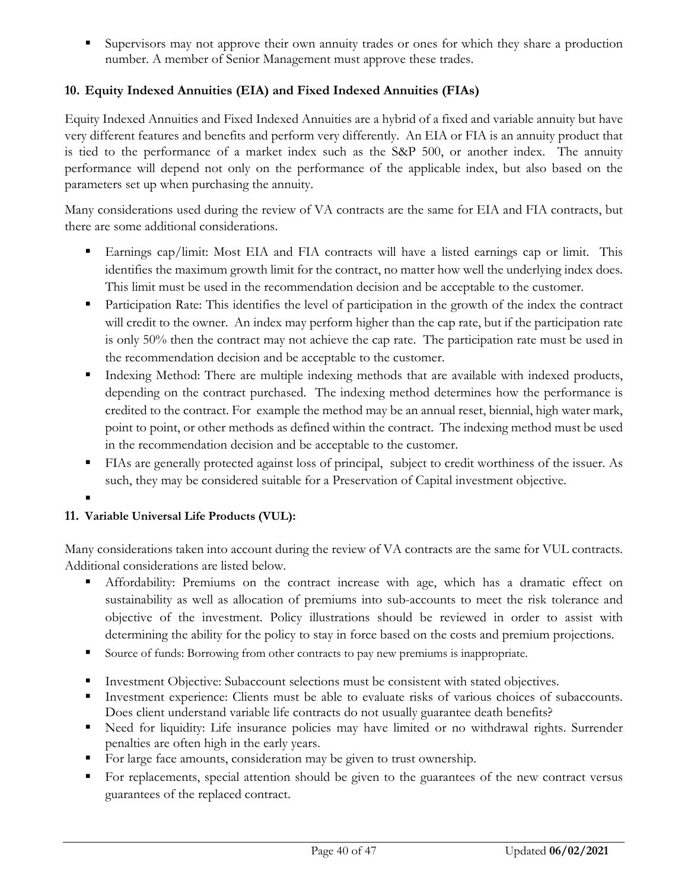- Supervisors may not approve their own annuity trades or ones for which they share a production number. A member of Senior Management must approve these trades.

## 10. Equity Indexed Annuities (EIA) and Fixed Indexed Annuities (FIAs)

Equity Indexed Annuities and Fixed Indexed Annuities are a hybrid of a fixed and variable annuity but have very different features and benefits and perform very differently. An EIA or FIA is an annuity product that is tied to the performance of a market index such as the S&P 500, or another index. The annuity performance will depend not only on the performance of the applicable index, but also based on the parameters set up when purchasing the annuity.

Many considerations used during the review of VA contracts are the same for EIA and FIA contracts, but there are some additional considerations.

- Earnings cap/limit: Most EIA and FIA contracts will have a listed earnings cap or limit. This identifies the maximum growth limit for the contract, no matter how well the underlying index does. This limit must be used in the recommendation decision and be acceptable to the customer.
- Participation Rate: This identifies the level of participation in the growth of the index the contract will credit to the owner. An index may perform higher than the cap rate, but if the participation rate is only 50% then the contract may not achieve the cap rate. The participation rate must be used in the recommendation decision and be acceptable to the customer.
- Indexing Method: There are multiple indexing methods that are available with indexed products, depending on the contract purchased. The indexing method determines how the performance is credited to the contract. For example the method may be an annual reset, biennial, high water mark, point to point, or other methods as defined within the contract. The indexing method must be used in the recommendation decision and be acceptable to the customer.
- FIAs are generally protected against loss of principal, subject to credit worthiness of the issuer. As such, they may be considered suitable for a Preservation of Capital investment objective.
-

## 11. Variable Universal Life Products (VUL):

Many considerations taken into account during the review of VA contracts are the same for VUL contracts. Additional considerations are listed below.

- Affordability: Premiums on the contract increase with age, which has a dramatic effect on sustainability as well as allocation of premiums into sub-accounts to meet the risk tolerance and objective of the investment. Policy illustrations should be reviewed in order to assist with determining the ability for the policy to stay in force based on the costs and premium projections.
- Source of funds: Borrowing from other contracts to pay new premiums is inappropriate.
- Investment Objective: Subaccount selections must be consistent with stated objectives.
- Investment experience: Clients must be able to evaluate risks of various choices of subaccounts. Does client understand variable life contracts do not usually guarantee death benefits?
- Need for liquidity: Life insurance policies may have limited or no withdrawal rights. Surrender penalties are often high in the early years.
- For large face amounts, consideration may be given to trust ownership.
- For replacements, special attention should be given to the guarantees of the new contract versus guarantees of the replaced contract.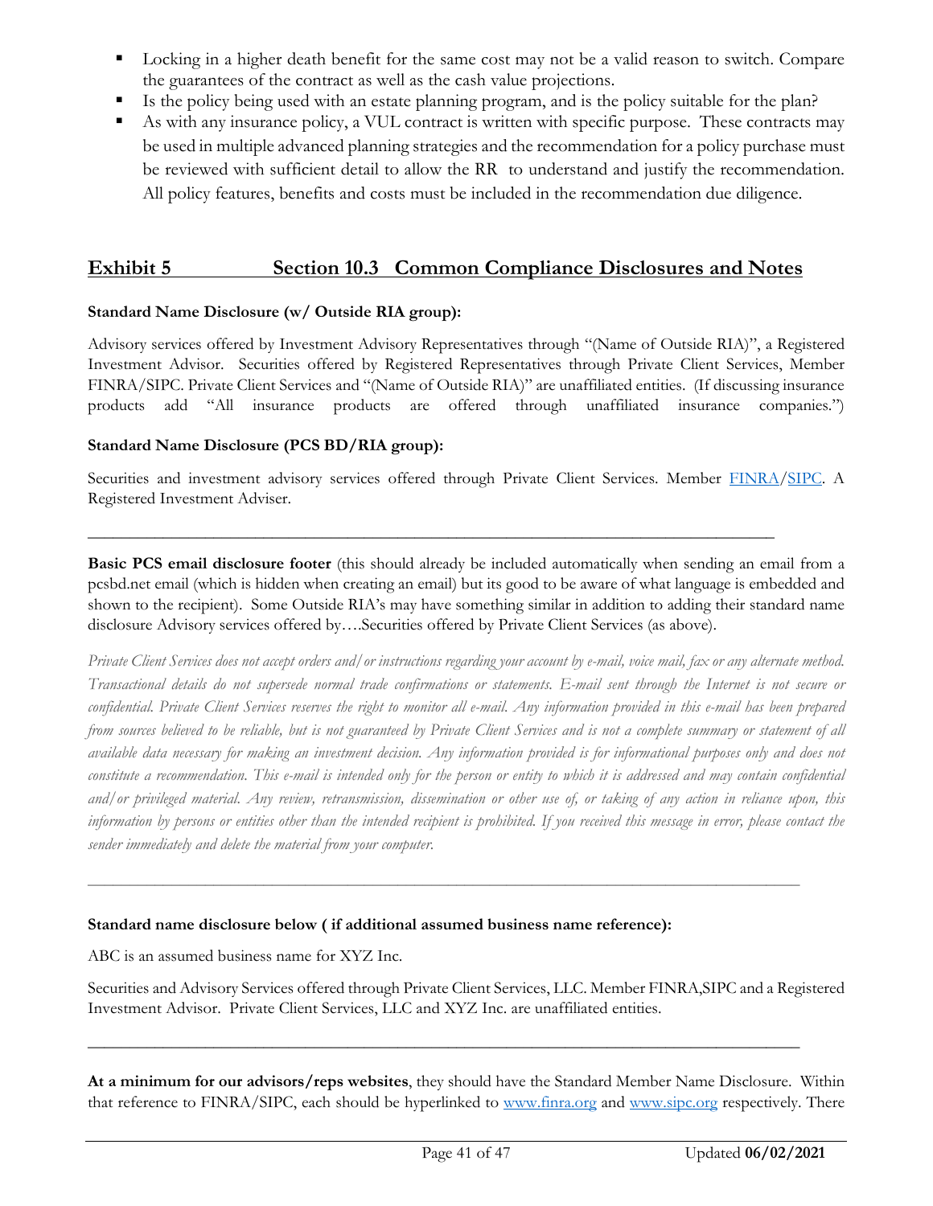- Locking in a higher death benefit for the same cost may not be a valid reason to switch. Compare the guarantees of the contract as well as the cash value projections.
- Is the policy being used with an estate planning program, and is the policy suitable for the plan?
- As with any insurance policy, a VUL contract is written with specific purpose. These contracts may be used in multiple advanced planning strategies and the recommendation for a policy purchase must be reviewed with sufficient detail to allow the RR to understand and justify the recommendation. All policy features, benefits and costs must be included in the recommendation due diligence.

## Exhibit 5 Section 10.3 Common Compliance Disclosures and Notes

**Standard Name Disclosure (w/ Outside RIA group):**

Advisory services offered by Investment Advisory Representatives through "(Name of Outside RIA)", a Registered Investment Advisor. Securities offered by Registered Representatives through Private Client Services, Member FINRA/SIPC. Private Client Services and "(Name of Outside RIA)" are unaffiliated entities. (If discussing insurance products add "All insurance products are offered through unaffiliated insurance companies.")

**Standard Name Disclosure (PCS BD/RIA group):**

Securities and investment advisory services offered through Private Client Services. Member [FINRA](www.finra.org)/[SIPC](www.sipc.org). A Registered Investment Adviser.

---

**Basic PCS email disclosure footer** (this should already be included automatically when sending an email from a pcsbd.net email (which is hidden when creating an email) but its good to be aware of what language is embedded and shown to the recipient). Some Outside RIA's may have something similar in addition to adding their standard name disclosure Advisory services offered by….Securities offered by Private Client Services (as above).

*Private Client Services does not accept orders and/or instructions regarding your account by e-mail, voice mail, fax or any alternate method. Transactional details do not supersede normal trade confirmations or statements. E-mail sent through the Internet is not secure or confidential. Private Client Services reserves the right to monitor all e-mail. Any information provided in this e-mail has been prepared from sources believed to be reliable, but is not guaranteed by Private Client Services and is not a complete summary or statement of all available data necessary for making an investment decision. Any information provided is for informational purposes only and does not constitute a recommendation. This e-mail is intended only for the person or entity to which it is addressed and may contain confidential and/or privileged material. Any review, retransmission, dissemination or other use of, or taking of any action in reliance upon, this information by persons or entities other than the intended recipient is prohibited. If you received this message in error, please contact the sender immediately and delete the material from your computer.*

---

**Standard name disclosure below ( if additional assumed business name reference):**

ABC is an assumed business name for XYZ Inc.

Securities and Advisory Services offered through Private Client Services, LLC. Member FINRA,SIPC and a Registered Investment Advisor. Private Client Services, LLC and XYZ Inc. are unaffiliated entities.

---

**At a minimum for our advisors/reps websites**, they should have the Standard Member Name Disclosure. Within that reference to FINRA/SIPC, each should be hyperlinked to [www.finra.org](www.finra.org) and [www.sipc.org](www.sipc.org) respectively. There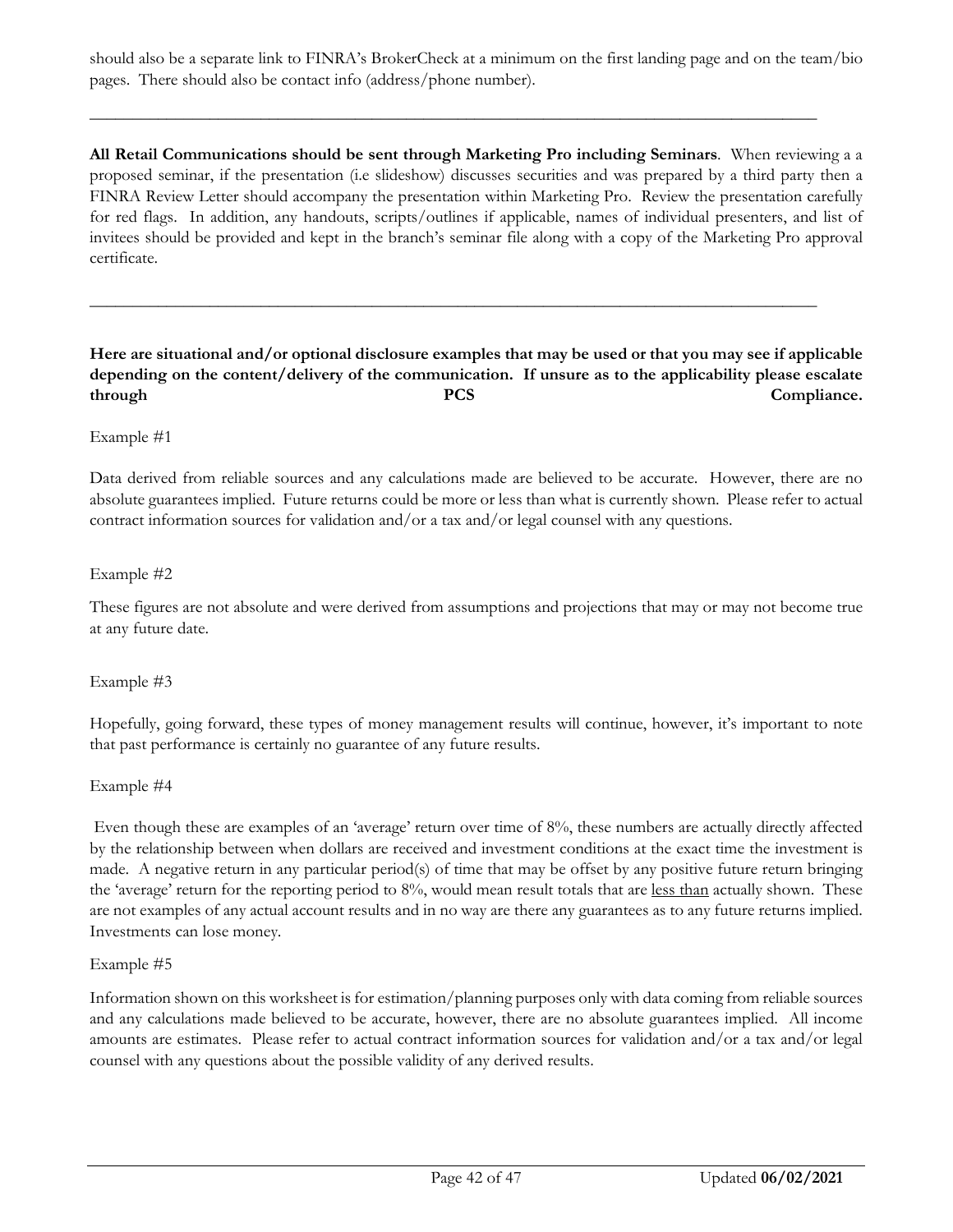should also be a separate link to FINRA's BrokerCheck at a minimum on the first landing page and on the team/bio pages. There should also be contact info (address/phone number).

---

**All Retail Communications should be sent through Marketing Pro including Seminars**. When reviewing a a proposed seminar, if the presentation (i.e slideshow) discusses securities and was prepared by a third party then a FINRA Review Letter should accompany the presentation within Marketing Pro. Review the presentation carefully for red flags. In addition, any handouts, scripts/outlines if applicable, names of individual presenters, and list of invitees should be provided and kept in the branch's seminar file along with a copy of the Marketing Pro approval certificate.

---

**Here are situational and/or optional disclosure examples that may be used or that you may see if applicable depending on the content/delivery of the communication. If unsure as to the applicability please escalate through PCS Compliance.**

Example #1

Data derived from reliable sources and any calculations made are believed to be accurate. However, there are no absolute guarantees implied. Future returns could be more or less than what is currently shown. Please refer to actual contract information sources for validation and/or a tax and/or legal counsel with any questions.

Example #2

These figures are not absolute and were derived from assumptions and projections that may or may not become true at any future date.

Example #3

Hopefully, going forward, these types of money management results will continue, however, it's important to note that past performance is certainly no guarantee of any future results.

Example #4

Even though these are examples of an 'average' return over time of 8%, these numbers are actually directly affected by the relationship between when dollars are received and investment conditions at the exact time the investment is made. A negative return in any particular period(s) of time that may be offset by any positive future return bringing the 'average' return for the reporting period to 8%, would mean result totals that are <u>less than</u> actually shown. These are not examples of any actual account results and in no way are there any guarantees as to any future returns implied. Investments can lose money.

Example #5

Information shown on this worksheet is for estimation/planning purposes only with data coming from reliable sources and any calculations made believed to be accurate, however, there are no absolute guarantees implied. All income amounts are estimates. Please refer to actual contract information sources for validation and/or a tax and/or legal counsel with any questions about the possible validity of any derived results.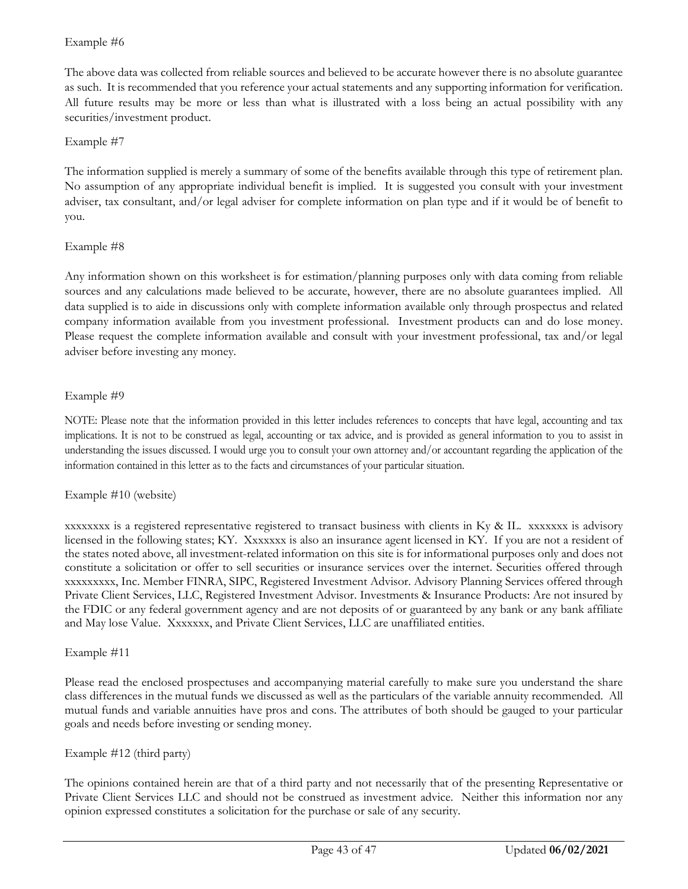Example #6

The above data was collected from reliable sources and believed to be accurate however there is no absolute guarantee as such. It is recommended that you reference your actual statements and any supporting information for verification. All future results may be more or less than what is illustrated with a loss being an actual possibility with any securities/investment product.

Example #7

The information supplied is merely a summary of some of the benefits available through this type of retirement plan. No assumption of any appropriate individual benefit is implied. It is suggested you consult with your investment adviser, tax consultant, and/or legal adviser for complete information on plan type and if it would be of benefit to you.

Example #8

Any information shown on this worksheet is for estimation/planning purposes only with data coming from reliable sources and any calculations made believed to be accurate, however, there are no absolute guarantees implied. All data supplied is to aide in discussions only with complete information available only through prospectus and related company information available from you investment professional. Investment products can and do lose money. Please request the complete information available and consult with your investment professional, tax and/or legal adviser before investing any money.

Example #9

NOTE: Please note that the information provided in this letter includes references to concepts that have legal, accounting and tax implications. It is not to be construed as legal, accounting or tax advice, and is provided as general information to you to assist in understanding the issues discussed. I would urge you to consult your own attorney and/or accountant regarding the application of the information contained in this letter as to the facts and circumstances of your particular situation.

Example #10 (website)

xxxxxxxx is a registered representative registered to transact business with clients in Ky & IL. xxxxxxx is advisory licensed in the following states; KY. Xxxxxxx is also an insurance agent licensed in KY. If you are not a resident of the states noted above, all investment-related information on this site is for informational purposes only and does not constitute a solicitation or offer to sell securities or insurance services over the internet. Securities offered through xxxxxxxxx, Inc. Member FINRA, SIPC, Registered Investment Advisor. Advisory Planning Services offered through Private Client Services, LLC, Registered Investment Advisor. Investments & Insurance Products: Are not insured by the FDIC or any federal government agency and are not deposits of or guaranteed by any bank or any bank affiliate and May lose Value. Xxxxxxx, and Private Client Services, LLC are unaffiliated entities.

Example #11

Please read the enclosed prospectuses and accompanying material carefully to make sure you understand the share class differences in the mutual funds we discussed as well as the particulars of the variable annuity recommended. All mutual funds and variable annuities have pros and cons. The attributes of both should be gauged to your particular goals and needs before investing or sending money.

Example #12 (third party)

The opinions contained herein are that of a third party and not necessarily that of the presenting Representative or Private Client Services LLC and should not be construed as investment advice. Neither this information nor any opinion expressed constitutes a solicitation for the purchase or sale of any security.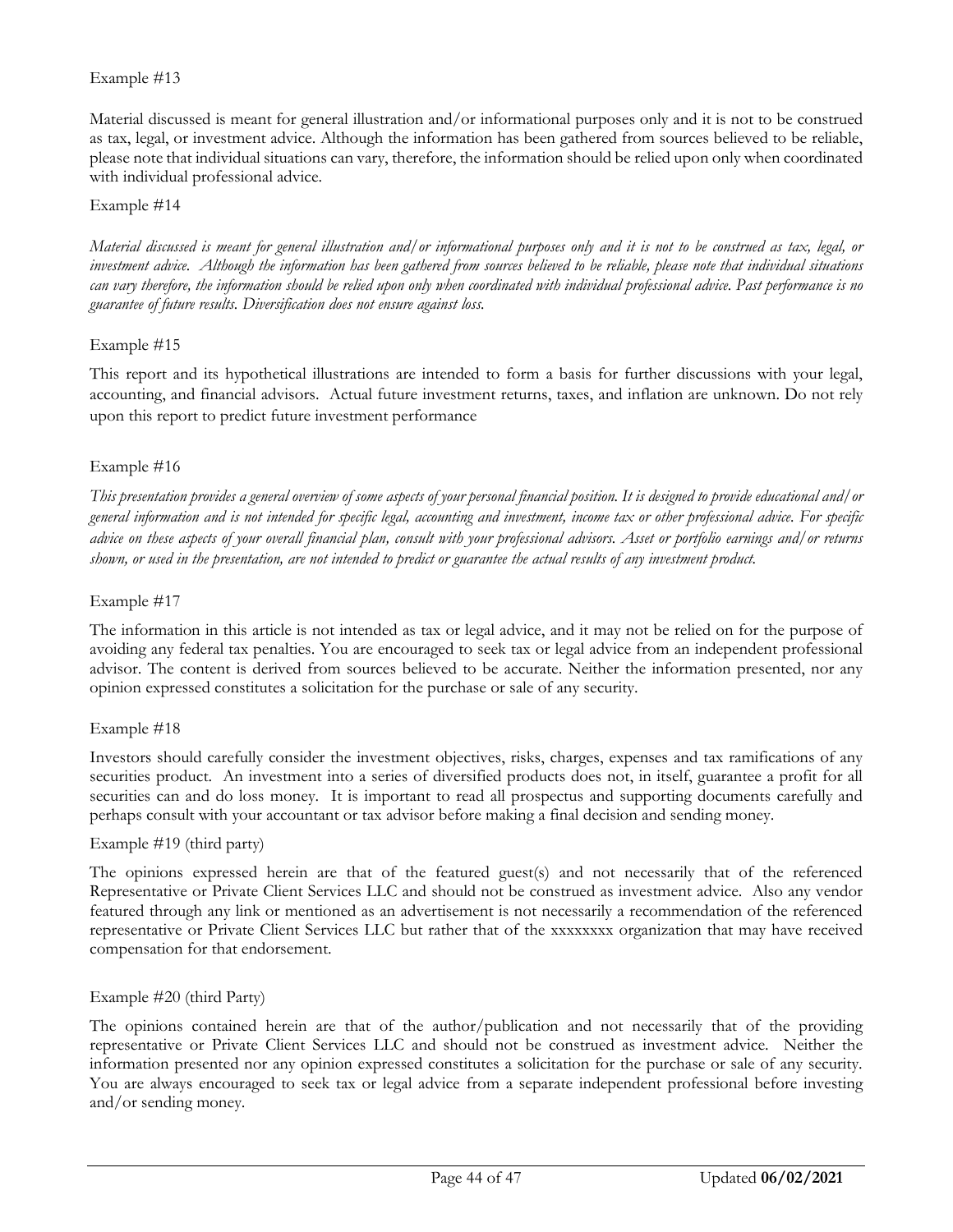Example #13

Material discussed is meant for general illustration and/or informational purposes only and it is not to be construed as tax, legal, or investment advice. Although the information has been gathered from sources believed to be reliable, please note that individual situations can vary, therefore, the information should be relied upon only when coordinated with individual professional advice.

Example #14

*Material discussed is meant for general illustration and/or informational purposes only and it is not to be construed as tax, legal, or investment advice. Although the information has been gathered from sources believed to be reliable, please note that individual situations can vary therefore, the information should be relied upon only when coordinated with individual professional advice. Past performance is no guarantee of future results. Diversification does not ensure against loss.*

Example #15

This report and its hypothetical illustrations are intended to form a basis for further discussions with your legal, accounting, and financial advisors. Actual future investment returns, taxes, and inflation are unknown. Do not rely upon this report to predict future investment performance

Example #16

*This presentation provides a general overview of some aspects of your personal financial position. It is designed to provide educational and/or general information and is not intended for specific legal, accounting and investment, income tax or other professional advice. For specific advice on these aspects of your overall financial plan, consult with your professional advisors. Asset or portfolio earnings and/or returns shown, or used in the presentation, are not intended to predict or guarantee the actual results of any investment product.*

Example #17

The information in this article is not intended as tax or legal advice, and it may not be relied on for the purpose of avoiding any federal tax penalties. You are encouraged to seek tax or legal advice from an independent professional advisor. The content is derived from sources believed to be accurate. Neither the information presented, nor any opinion expressed constitutes a solicitation for the purchase or sale of any security.

Example #18

Investors should carefully consider the investment objectives, risks, charges, expenses and tax ramifications of any securities product. An investment into a series of diversified products does not, in itself, guarantee a profit for all securities can and do loss money. It is important to read all prospectus and supporting documents carefully and perhaps consult with your accountant or tax advisor before making a final decision and sending money.

Example #19 (third party)

The opinions expressed herein are that of the featured guest(s) and not necessarily that of the referenced Representative or Private Client Services LLC and should not be construed as investment advice. Also any vendor featured through any link or mentioned as an advertisement is not necessarily a recommendation of the referenced representative or Private Client Services LLC but rather that of the xxxxxxxx organization that may have received compensation for that endorsement.

Example #20 (third Party)

The opinions contained herein are that of the author/publication and not necessarily that of the providing representative or Private Client Services LLC and should not be construed as investment advice. Neither the information presented nor any opinion expressed constitutes a solicitation for the purchase or sale of any security. You are always encouraged to seek tax or legal advice from a separate independent professional before investing and/or sending money.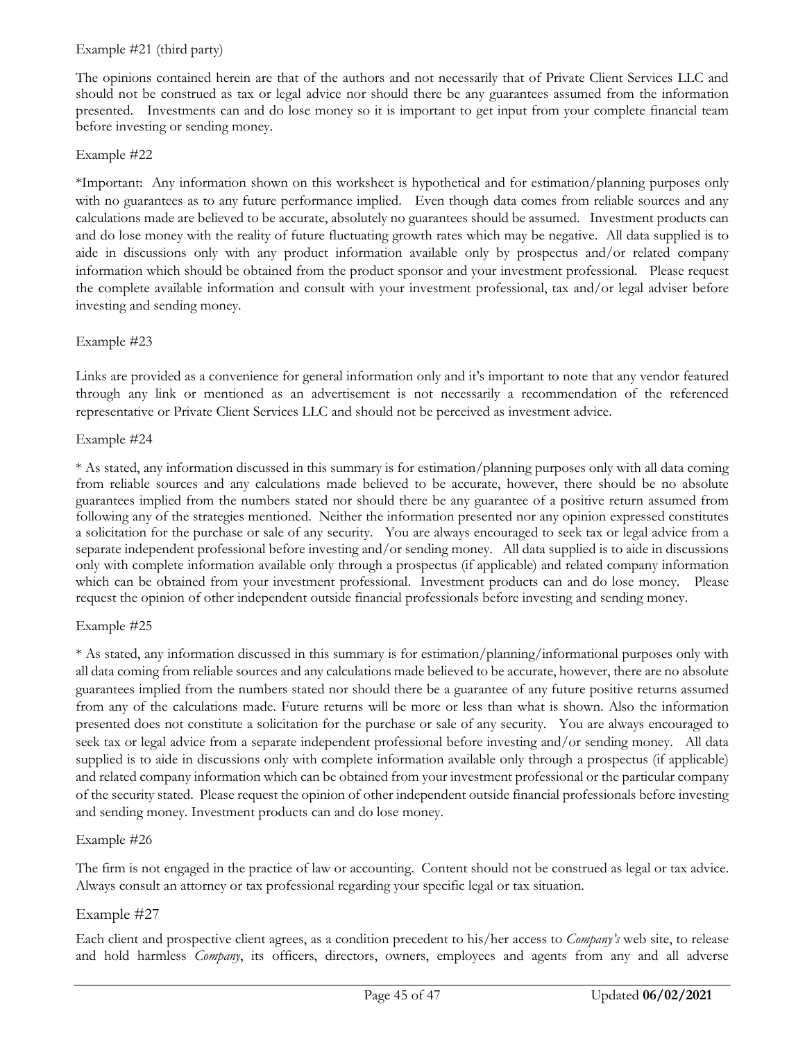Example #21 (third party)

The opinions contained herein are that of the authors and not necessarily that of Private Client Services LLC and should not be construed as tax or legal advice nor should there be any guarantees assumed from the information presented. Investments can and do lose money so it is important to get input from your complete financial team before investing or sending money.

Example #22

*Important: Any information shown on this worksheet is hypothetical and for estimation/planning purposes only with no guarantees as to any future performance implied. Even though data comes from reliable sources and any calculations made are believed to be accurate, absolutely no guarantees should be assumed. Investment products can and do lose money with the reality of future fluctuating growth rates which may be negative. All data supplied is to aide in discussions only with any product information available only by prospectus and/or related company information which should be obtained from the product sponsor and your investment professional. Please request the complete available information and consult with your investment professional, tax and/or legal adviser before investing and sending money.

Example #23

Links are provided as a convenience for general information only and it's important to note that any vendor featured through any link or mentioned as an advertisement is not necessarily a recommendation of the referenced representative or Private Client Services LLC and should not be perceived as investment advice.

Example #24

* As stated, any information discussed in this summary is for estimation/planning purposes only with all data coming from reliable sources and any calculations made believed to be accurate, however, there should be no absolute guarantees implied from the numbers stated nor should there be any guarantee of a positive return assumed from following any of the strategies mentioned. Neither the information presented nor any opinion expressed constitutes a solicitation for the purchase or sale of any security. You are always encouraged to seek tax or legal advice from a separate independent professional before investing and/or sending money. All data supplied is to aide in discussions only with complete information available only through a prospectus (if applicable) and related company information which can be obtained from your investment professional. Investment products can and do lose money. Please request the opinion of other independent outside financial professionals before investing and sending money.

Example #25

* As stated, any information discussed in this summary is for estimation/planning/informational purposes only with all data coming from reliable sources and any calculations made believed to be accurate, however, there are no absolute guarantees implied from the numbers stated nor should there be a guarantee of any future positive returns assumed from any of the calculations made. Future returns will be more or less than what is shown. Also the information presented does not constitute a solicitation for the purchase or sale of any security. You are always encouraged to seek tax or legal advice from a separate independent professional before investing and/or sending money. All data supplied is to aide in discussions only with complete information available only through a prospectus (if applicable) and related company information which can be obtained from your investment professional or the particular company of the security stated. Please request the opinion of other independent outside financial professionals before investing and sending money. Investment products can and do lose money.

Example #26

The firm is not engaged in the practice of law or accounting. Content should not be construed as legal or tax advice. Always consult an attorney or tax professional regarding your specific legal or tax situation.

Example #27

Each client and prospective client agrees, as a condition precedent to his/her access to *Company's* web site, to release and hold harmless *Company*, its officers, directors, owners, employees and agents from any and all adverse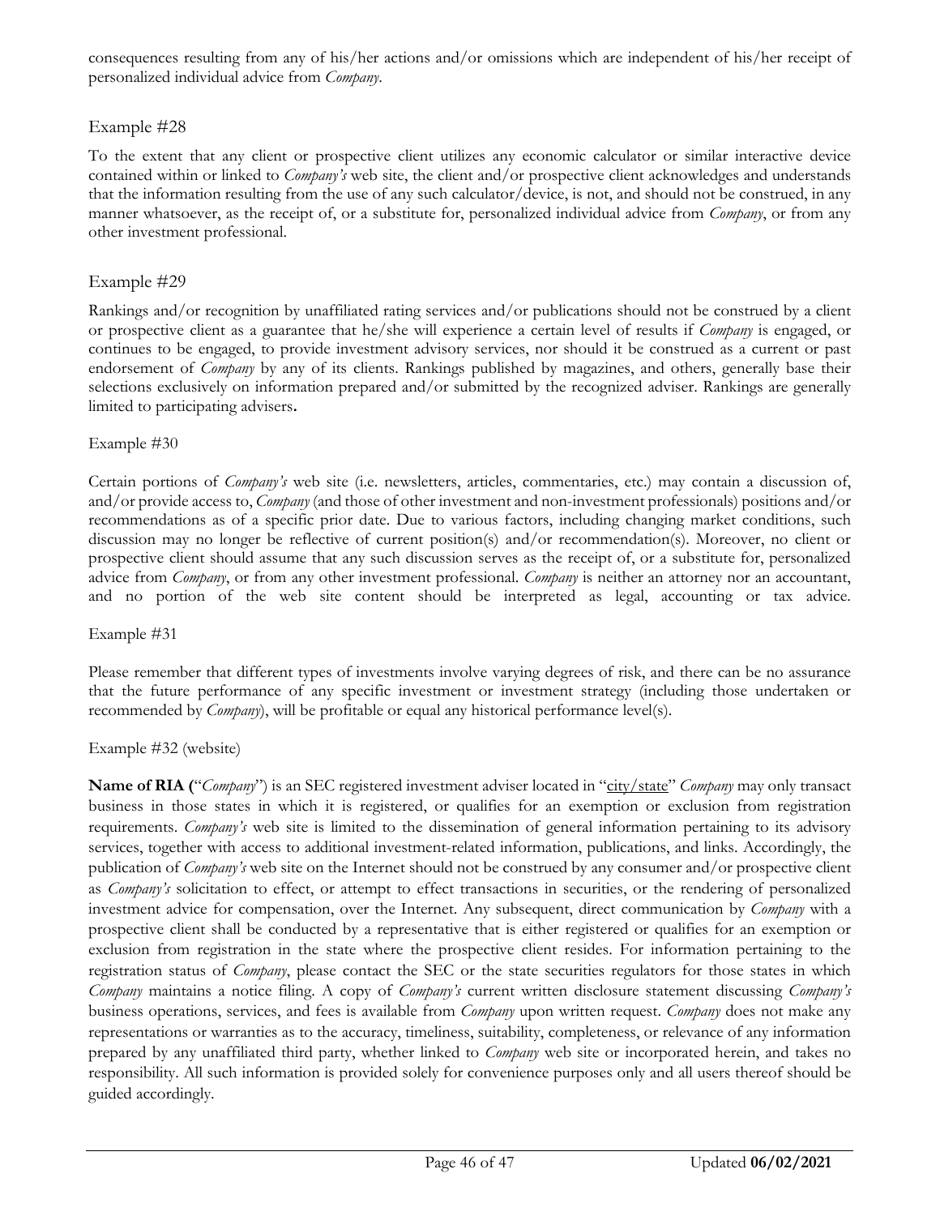consequences resulting from any of his/her actions and/or omissions which are independent of his/her receipt of personalized individual advice from *Company*.

## Example #28

To the extent that any client or prospective client utilizes any economic calculator or similar interactive device contained within or linked to *Company's* web site, the client and/or prospective client acknowledges and understands that the information resulting from the use of any such calculator/device, is not, and should not be construed, in any manner whatsoever, as the receipt of, or a substitute for, personalized individual advice from *Company*, or from any other investment professional.

## Example #29

Rankings and/or recognition by unaffiliated rating services and/or publications should not be construed by a client or prospective client as a guarantee that he/she will experience a certain level of results if *Company* is engaged, or continues to be engaged, to provide investment advisory services, nor should it be construed as a current or past endorsement of *Company* by any of its clients. Rankings published by magazines, and others, generally base their selections exclusively on information prepared and/or submitted by the recognized adviser. Rankings are generally limited to participating advisers**.**

Example #30

Certain portions of *Company's* web site (i.e. newsletters, articles, commentaries, etc.) may contain a discussion of, and/or provide access to, *Company* (and those of other investment and non-investment professionals) positions and/or recommendations as of a specific prior date. Due to various factors, including changing market conditions, such discussion may no longer be reflective of current position(s) and/or recommendation(s). Moreover, no client or prospective client should assume that any such discussion serves as the receipt of, or a substitute for, personalized advice from *Company*, or from any other investment professional. *Company* is neither an attorney nor an accountant, and no portion of the web site content should be interpreted as legal, accounting or tax advice.

Example #31

Please remember that different types of investments involve varying degrees of risk, and there can be no assurance that the future performance of any specific investment or investment strategy (including those undertaken or recommended by *Company*), will be profitable or equal any historical performance level(s).

Example #32 (website)

**Name of RIA (**"*Company*") is an SEC registered investment adviser located in "<u>city/state</u>" *Company* may only transact business in those states in which it is registered, or qualifies for an exemption or exclusion from registration requirements. *Company's* web site is limited to the dissemination of general information pertaining to its advisory services, together with access to additional investment-related information, publications, and links. Accordingly, the publication of *Company's* web site on the Internet should not be construed by any consumer and/or prospective client as *Company's* solicitation to effect, or attempt to effect transactions in securities, or the rendering of personalized investment advice for compensation, over the Internet. Any subsequent, direct communication by *Company* with a prospective client shall be conducted by a representative that is either registered or qualifies for an exemption or exclusion from registration in the state where the prospective client resides. For information pertaining to the registration status of *Company*, please contact the SEC or the state securities regulators for those states in which *Company* maintains a notice filing. A copy of *Company's* current written disclosure statement discussing *Company's* business operations, services, and fees is available from *Company* upon written request. *Company* does not make any representations or warranties as to the accuracy, timeliness, suitability, completeness, or relevance of any information prepared by any unaffiliated third party, whether linked to *Company* web site or incorporated herein, and takes no responsibility. All such information is provided solely for convenience purposes only and all users thereof should be guided accordingly.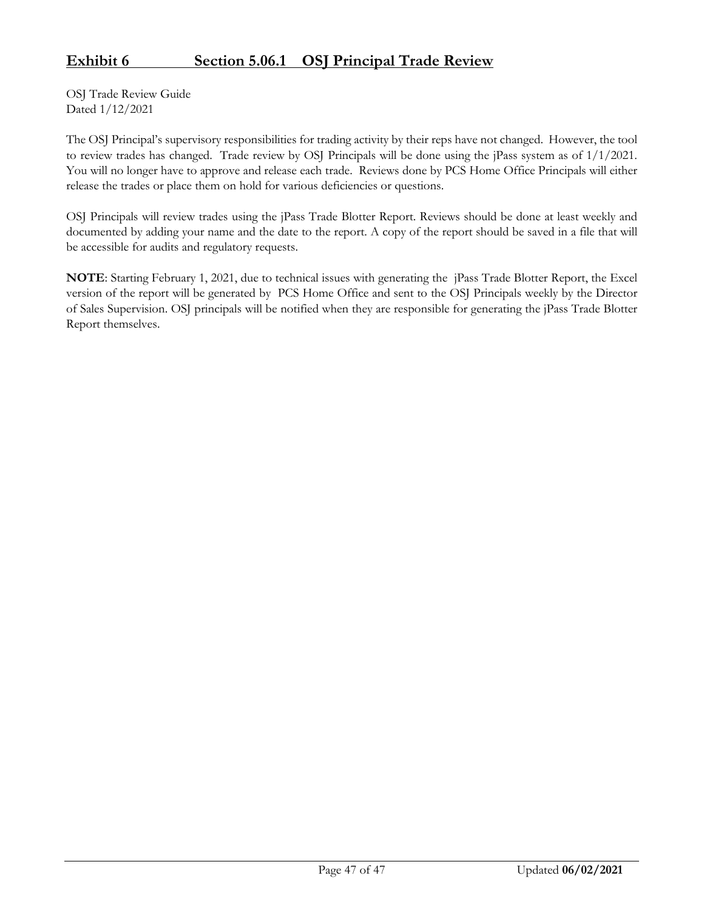## Exhibit 6 Section 5.06.1 OSJ Principal Trade Review

OSJ Trade Review Guide
Dated 1/12/2021

The OSJ Principal's supervisory responsibilities for trading activity by their reps have not changed. However, the tool to review trades has changed. Trade review by OSJ Principals will be done using the jPass system as of 1/1/2021. You will no longer have to approve and release each trade. Reviews done by PCS Home Office Principals will either release the trades or place them on hold for various deficiencies or questions.

OSJ Principals will review trades using the jPass Trade Blotter Report. Reviews should be done at least weekly and documented by adding your name and the date to the report. A copy of the report should be saved in a file that will be accessible for audits and regulatory requests.

**NOTE**: Starting February 1, 2021, due to technical issues with generating the jPass Trade Blotter Report, the Excel version of the report will be generated by PCS Home Office and sent to the OSJ Principals weekly by the Director of Sales Supervision. OSJ principals will be notified when they are responsible for generating the jPass Trade Blotter Report themselves.